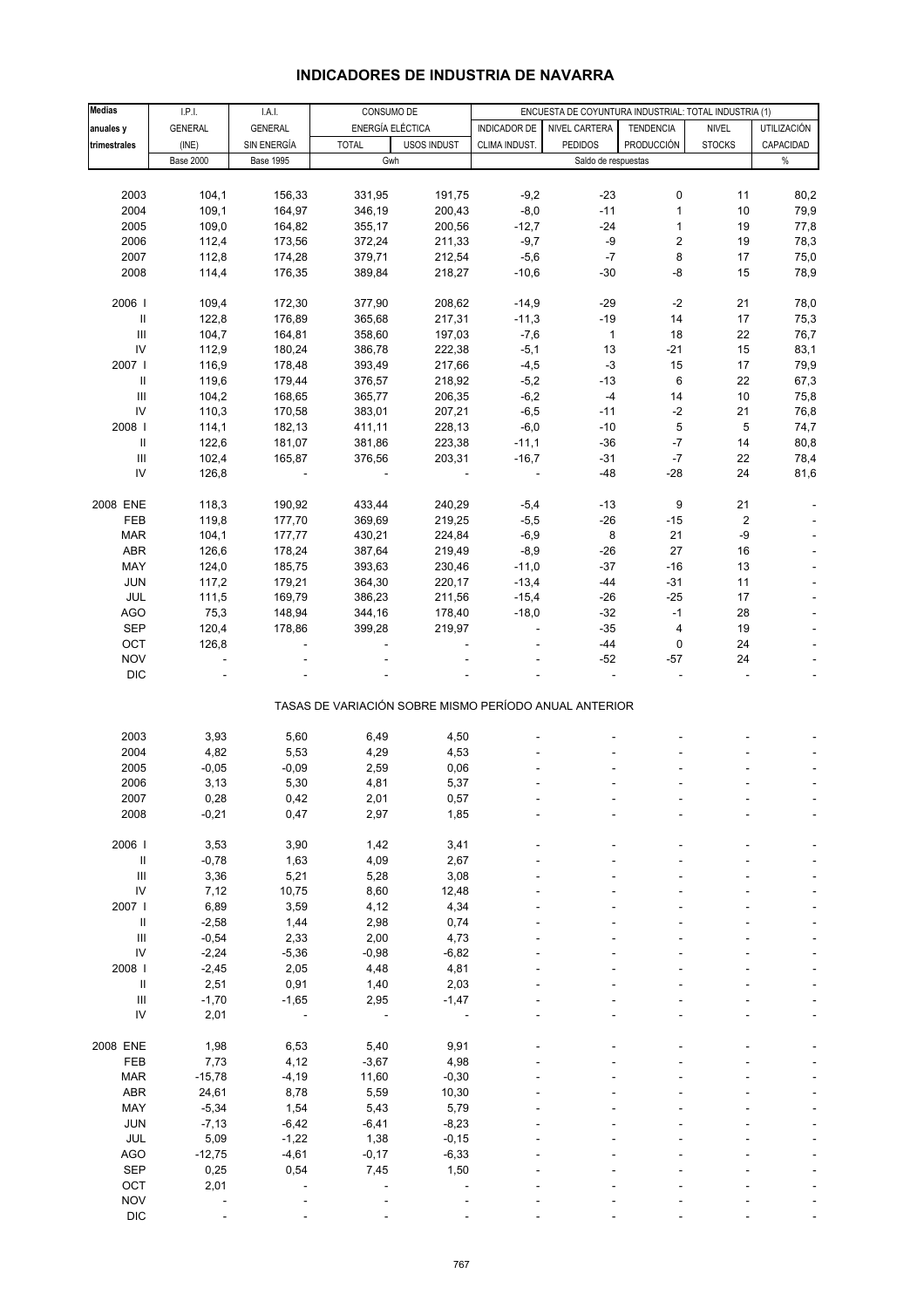# INDICADORES DE INDUSTRIA DE NAVARRA

| Medias anuales y trimestrales | I.P.I. GENERAL (INE) | I.A.I. GENERAL SIN ENERGÍA | CONSUMO DE ENERGÍA ELÉCTRICA | | ENCUESTA DE COYUNTURA INDUSTRIAL: TOTAL INDUSTRIA (1) | | | | |
|---|---|---|---|---|---|---|---|---|---|
| | | | TOTAL | USOS INDUST | INDICADOR DE CLIMA INDUST. | NIVEL CARTERA PEDIDOS | TENDENCIA PRODUCCIÓN | NIVEL STOCKS | UTILIZACIÓN CAPACIDAD |
| | Base 2000 | Base 1995 | Gwh | | Saldo de respuestas | | | | % |
| 2003 | 104,1 | 156,33 | 331,95 | 191,75 | -9,2 | -23 | 0 | 11 | 80,2 |
| 2004 | 109,1 | 164,97 | 346,19 | 200,43 | -8,0 | -11 | 1 | 10 | 79,9 |
| 2005 | 109,0 | 164,82 | 355,17 | 200,56 | -12,7 | -24 | 1 | 19 | 77,8 |
| 2006 | 112,4 | 173,56 | 372,24 | 211,33 | -9,7 | -9 | 2 | 19 | 78,3 |
| 2007 | 112,8 | 174,28 | 379,71 | 212,54 | -5,6 | -7 | 8 | 17 | 75,0 |
| 2008 | 114,4 | 176,35 | 389,84 | 218,27 | -10,6 | -30 | -8 | 15 | 78,9 |
| 2006 I | 109,4 | 172,30 | 377,90 | 208,62 | -14,9 | -29 | -2 | 21 | 78,0 |
| II | 122,8 | 176,89 | 365,68 | 217,31 | -11,3 | -19 | 14 | 17 | 75,3 |
| III | 104,7 | 164,81 | 358,60 | 197,03 | -7,6 | 1 | 18 | 22 | 76,7 |
| IV | 112,9 | 180,24 | 386,78 | 222,38 | -5,1 | 13 | -21 | 15 | 83,1 |
| 2007 I | 116,9 | 178,48 | 393,49 | 217,66 | -4,5 | -3 | 15 | 17 | 79,9 |
| II | 119,6 | 179,44 | 376,57 | 218,92 | -5,2 | -13 | 6 | 22 | 67,3 |
| III | 104,2 | 168,65 | 365,77 | 206,35 | -6,2 | -4 | 14 | 10 | 75,8 |
| IV | 110,3 | 170,58 | 383,01 | 207,21 | -6,5 | -11 | -2 | 21 | 76,8 |
| 2008 I | 114,1 | 182,13 | 411,11 | 228,13 | -6,0 | -10 | 5 | 5 | 74,7 |
| II | 122,6 | 181,07 | 381,86 | 223,38 | -11,1 | -36 | -7 | 14 | 80,8 |
| III | 102,4 | 165,87 | 376,56 | 203,31 | -16,7 | -31 | -7 | 22 | 78,4 |
| IV | 126,8 | - | - | - | - | -48 | -28 | 24 | 81,6 |
| 2008 ENE | 118,3 | 190,92 | 433,44 | 240,29 | -5,4 | -13 | 9 | 21 | - |
| FEB | 119,8 | 177,70 | 369,69 | 219,25 | -5,5 | -26 | -15 | 2 | - |
| MAR | 104,1 | 177,77 | 430,21 | 224,84 | -6,9 | 8 | 21 | -9 | - |
| ABR | 126,6 | 178,24 | 387,64 | 219,49 | -8,9 | -26 | 27 | 16 | - |
| MAY | 124,0 | 185,75 | 393,63 | 230,46 | -11,0 | -37 | -16 | 13 | - |
| JUN | 117,2 | 179,21 | 364,30 | 220,17 | -13,4 | -44 | -31 | 11 | - |
| JUL | 111,5 | 169,79 | 386,23 | 211,56 | -15,4 | -26 | -25 | 17 | - |
| AGO | 75,3 | 148,94 | 344,16 | 178,40 | -18,0 | -32 | -1 | 28 | - |
| SEP | 120,4 | 178,86 | 399,28 | 219,97 | - | -35 | 4 | 19 | - |
| OCT | 126,8 | - | - | - | - | -44 | 0 | 24 | - |
| NOV | - | - | - | - | - | -52 | -57 | 24 | - |
| DIC | - | - | - | - | - | - | - | - | - |

TASAS DE VARIACIÓN SOBRE MISMO PERÍODO ANUAL ANTERIOR

| | I.P.I. | I.A.I. | TOTAL | USOS INDUST | INDICADOR DE CLIMA INDUST. | NIVEL CARTERA PEDIDOS | TENDENCIA PRODUCCIÓN | NIVEL STOCKS | UTILIZACIÓN CAPACIDAD |
|---|---|---|---|---|---|---|---|---|---|
| 2003 | 3,93 | 5,60 | 6,49 | 4,50 | - | - | - | - | - |
| 2004 | 4,82 | 5,53 | 4,29 | 4,53 | - | - | - | - | - |
| 2005 | -0,05 | -0,09 | 2,59 | 0,06 | - | - | - | - | - |
| 2006 | 3,13 | 5,30 | 4,81 | 5,37 | - | - | - | - | - |
| 2007 | 0,28 | 0,42 | 2,01 | 0,57 | - | - | - | - | - |
| 2008 | -0,21 | 0,47 | 2,97 | 1,85 | - | - | - | - | - |
| 2006 I | 3,53 | 3,90 | 1,42 | 3,41 | - | - | - | - | - |
| II | -0,78 | 1,63 | 4,09 | 2,67 | - | - | - | - | - |
| III | 3,36 | 5,21 | 5,28 | 3,08 | - | - | - | - | - |
| IV | 7,12 | 10,75 | 8,60 | 12,48 | - | - | - | - | - |
| 2007 I | 6,89 | 3,59 | 4,12 | 4,34 | - | - | - | - | - |
| II | -2,58 | 1,44 | 2,98 | 0,74 | - | - | - | - | - |
| III | -0,54 | 2,33 | 2,00 | 4,73 | - | - | - | - | - |
| IV | -2,24 | -5,36 | -0,98 | -6,82 | - | - | - | - | - |
| 2008 I | -2,45 | 2,05 | 4,48 | 4,81 | - | - | - | - | - |
| II | 2,51 | 0,91 | 1,40 | 2,03 | - | - | - | - | - |
| III | -1,70 | -1,65 | 2,95 | -1,47 | - | - | - | - | - |
| IV | 2,01 | - | - | - | - | - | - | - | - |
| 2008 ENE | 1,98 | 6,53 | 5,40 | 9,91 | - | - | - | - | - |
| FEB | 7,73 | 4,12 | -3,67 | 4,98 | - | - | - | - | - |
| MAR | -15,78 | -4,19 | 11,60 | -0,30 | - | - | - | - | - |
| ABR | 24,61 | 8,78 | 5,59 | 10,30 | - | - | - | - | - |
| MAY | -5,34 | 1,54 | 5,43 | 5,79 | - | - | - | - | - |
| JUN | -7,13 | -6,42 | -6,41 | -8,23 | - | - | - | - | - |
| JUL | 5,09 | -1,22 | 1,38 | -0,15 | - | - | - | - | - |
| AGO | -12,75 | -4,61 | -0,17 | -6,33 | - | - | - | - | - |
| SEP | 0,25 | 0,54 | 7,45 | 1,50 | - | - | - | - | - |
| OCT | 2,01 | - | - | - | - | - | - | - | - |
| NOV | - | - | - | - | - | - | - | - | - |
| DIC | - | - | - | - | - | - | - | - | - |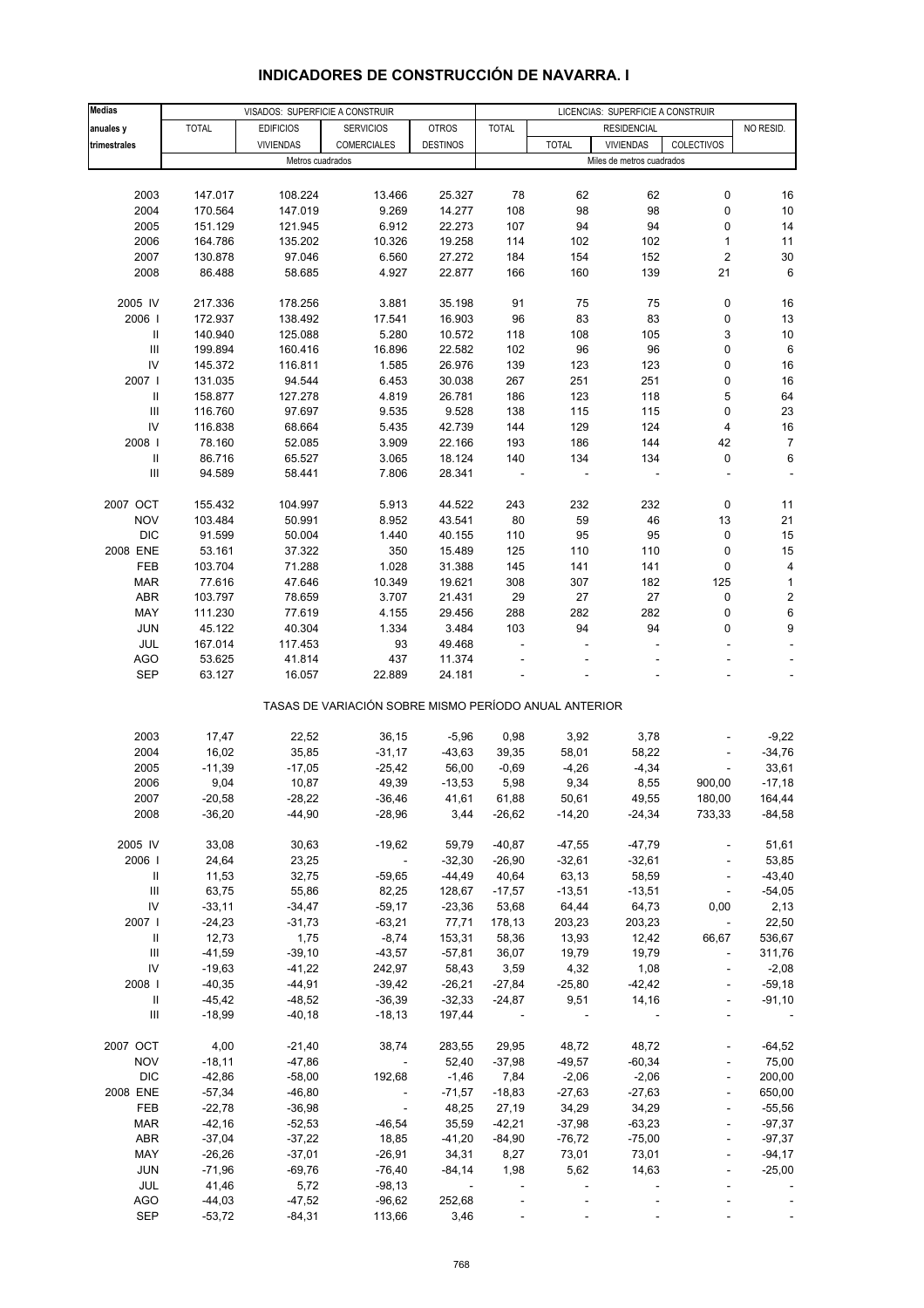# INDICADORES DE CONSTRUCCIÓN DE NAVARRA. I

| Medias anuales y trimestrales | VISADOS: SUPERFICIE A CONSTRUIR | | | | LICENCIAS: SUPERFICIE A CONSTRUIR | | | | |
|---|---|---|---|---|---|---|---|---|---|
| | TOTAL | EDIFICIOS VIVIENDAS | SERVICIOS COMERCIALES | OTROS DESTINOS | TOTAL | RESIDENCIAL | | | NO RESID. |
| | | | | | | TOTAL | VIVIENDAS | COLECTIVOS | |
| | Metros cuadrados | | | | Miles de metros cuadrados | | | | |
| 2003 | 147.017 | 108.224 | 13.466 | 25.327 | 78 | 62 | 62 | 0 | 16 |
| 2004 | 170.564 | 147.019 | 9.269 | 14.277 | 108 | 98 | 98 | 0 | 10 |
| 2005 | 151.129 | 121.945 | 6.912 | 22.273 | 107 | 94 | 94 | 0 | 14 |
| 2006 | 164.786 | 135.202 | 10.326 | 19.258 | 114 | 102 | 102 | 1 | 11 |
| 2007 | 130.878 | 97.046 | 6.560 | 27.272 | 184 | 154 | 152 | 2 | 30 |
| 2008 | 86.488 | 58.685 | 4.927 | 22.877 | 166 | 160 | 139 | 21 | 6 |
| 2005 IV | 217.336 | 178.256 | 3.881 | 35.198 | 91 | 75 | 75 | 0 | 16 |
| 2006 I | 172.937 | 138.492 | 17.541 | 16.903 | 96 | 83 | 83 | 0 | 13 |
| II | 140.940 | 125.088 | 5.280 | 10.572 | 118 | 108 | 105 | 3 | 10 |
| III | 199.894 | 160.416 | 16.896 | 22.582 | 102 | 96 | 96 | 0 | 6 |
| IV | 145.372 | 116.811 | 1.585 | 26.976 | 139 | 123 | 123 | 0 | 16 |
| 2007 I | 131.035 | 94.544 | 6.453 | 30.038 | 267 | 251 | 251 | 0 | 16 |
| II | 158.877 | 127.278 | 4.819 | 26.781 | 186 | 123 | 118 | 5 | 64 |
| III | 116.760 | 97.697 | 9.535 | 9.528 | 138 | 115 | 115 | 0 | 23 |
| IV | 116.838 | 68.664 | 5.435 | 42.739 | 144 | 129 | 124 | 4 | 16 |
| 2008 I | 78.160 | 52.085 | 3.909 | 22.166 | 193 | 186 | 144 | 42 | 7 |
| II | 86.716 | 65.527 | 3.065 | 18.124 | 140 | 134 | 134 | 0 | 6 |
| III | 94.589 | 58.441 | 7.806 | 28.341 | - | - | - | - | - |
| 2007 OCT | 155.432 | 104.997 | 5.913 | 44.522 | 243 | 232 | 232 | 0 | 11 |
| NOV | 103.484 | 50.991 | 8.952 | 43.541 | 80 | 59 | 46 | 13 | 21 |
| DIC | 91.599 | 50.004 | 1.440 | 40.155 | 110 | 95 | 95 | 0 | 15 |
| 2008 ENE | 53.161 | 37.322 | 350 | 15.489 | 125 | 110 | 110 | 0 | 15 |
| FEB | 103.704 | 71.288 | 1.028 | 31.388 | 145 | 141 | 141 | 0 | 4 |
| MAR | 77.616 | 47.646 | 10.349 | 19.621 | 308 | 307 | 182 | 125 | 1 |
| ABR | 103.797 | 78.659 | 3.707 | 21.431 | 29 | 27 | 27 | 0 | 2 |
| MAY | 111.230 | 77.619 | 4.155 | 29.456 | 288 | 282 | 282 | 0 | 6 |
| JUN | 45.122 | 40.304 | 1.334 | 3.484 | 103 | 94 | 94 | 0 | 9 |
| JUL | 167.014 | 117.453 | 93 | 49.468 | - | - | - | - | - |
| AGO | 53.625 | 41.814 | 437 | 11.374 | - | - | - | - | - |
| SEP | 63.127 | 16.057 | 22.889 | 24.181 | - | - | - | - | - |
| | TASAS DE VARIACIÓN SOBRE MISMO PERÍODO ANUAL ANTERIOR | | | | | | | | |
| 2003 | 17,47 | 22,52 | 36,15 | -5,96 | 0,98 | 3,92 | 3,78 | - | -9,22 |
| 2004 | 16,02 | 35,85 | -31,17 | -43,63 | 39,35 | 58,01 | 58,22 | - | -34,76 |
| 2005 | -11,39 | -17,05 | -25,42 | 56,00 | -0,69 | -4,26 | -4,34 | - | 33,61 |
| 2006 | 9,04 | 10,87 | 49,39 | -13,53 | 5,98 | 9,34 | 8,55 | 900,00 | -17,18 |
| 2007 | -20,58 | -28,22 | -36,46 | 41,61 | 61,88 | 50,61 | 49,55 | 180,00 | 164,44 |
| 2008 | -36,20 | -44,90 | -28,96 | 3,44 | -26,62 | -14,20 | -24,34 | 733,33 | -84,58 |
| 2005 IV | 33,08 | 30,63 | -19,62 | 59,79 | -40,87 | -47,55 | -47,79 | - | 51,61 |
| 2006 I | 24,64 | 23,25 | - | -32,30 | -26,90 | -32,61 | -32,61 | - | 53,85 |
| II | 11,53 | 32,75 | -59,65 | -44,49 | 40,64 | 63,13 | 58,59 | - | -43,40 |
| III | 63,75 | 55,86 | 82,25 | 128,67 | -17,57 | -13,51 | -13,51 | - | -54,05 |
| IV | -33,11 | -34,47 | -59,17 | -23,36 | 53,68 | 64,44 | 64,73 | 0,00 | 2,13 |
| 2007 I | -24,23 | -31,73 | -63,21 | 77,71 | 178,13 | 203,23 | 203,23 | - | 22,50 |
| II | 12,73 | 1,75 | -8,74 | 153,31 | 58,36 | 13,93 | 12,42 | 66,67 | 536,67 |
| III | -41,59 | -39,10 | -43,57 | -57,81 | 36,07 | 19,79 | 19,79 | - | 311,76 |
| IV | -19,63 | -41,22 | 242,97 | 58,43 | 3,59 | 4,32 | 1,08 | - | -2,08 |
| 2008 I | -40,35 | -44,91 | -39,42 | -26,21 | -27,84 | -25,80 | -42,42 | - | -59,18 |
| II | -45,42 | -48,52 | -36,39 | -32,33 | -24,87 | 9,51 | 14,16 | - | -91,10 |
| III | -18,99 | -40,18 | -18,13 | 197,44 | - | - | - | - | - |
| 2007 OCT | 4,00 | -21,40 | 38,74 | 283,55 | 29,95 | 48,72 | 48,72 | - | -64,52 |
| NOV | -18,11 | -47,86 | - | 52,40 | -37,98 | -49,57 | -60,34 | - | 75,00 |
| DIC | -42,86 | -58,00 | 192,68 | -1,46 | 7,84 | -2,06 | -2,06 | - | 200,00 |
| 2008 ENE | -57,34 | -46,80 | - | -71,57 | -18,83 | -27,63 | -27,63 | - | 650,00 |
| FEB | -22,78 | -36,98 | - | 48,25 | 27,19 | 34,29 | 34,29 | - | -55,56 |
| MAR | -42,16 | -52,53 | -46,54 | 35,59 | -42,21 | -37,98 | -63,23 | - | -97,37 |
| ABR | -37,04 | -37,22 | 18,85 | -41,20 | -84,90 | -76,72 | -75,00 | - | -97,37 |
| MAY | -26,26 | -37,01 | -26,91 | 34,31 | 8,27 | 73,01 | 73,01 | - | -94,17 |
| JUN | -71,96 | -69,76 | -76,40 | -84,14 | 1,98 | 5,62 | 14,63 | - | -25,00 |
| JUL | 41,46 | 5,72 | -98,13 | - | - | - | - | - | - |
| AGO | -44,03 | -47,52 | -96,62 | 252,68 | - | - | - | - | - |
| SEP | -53,72 | -84,31 | 113,66 | 3,46 | - | - | - | - | - |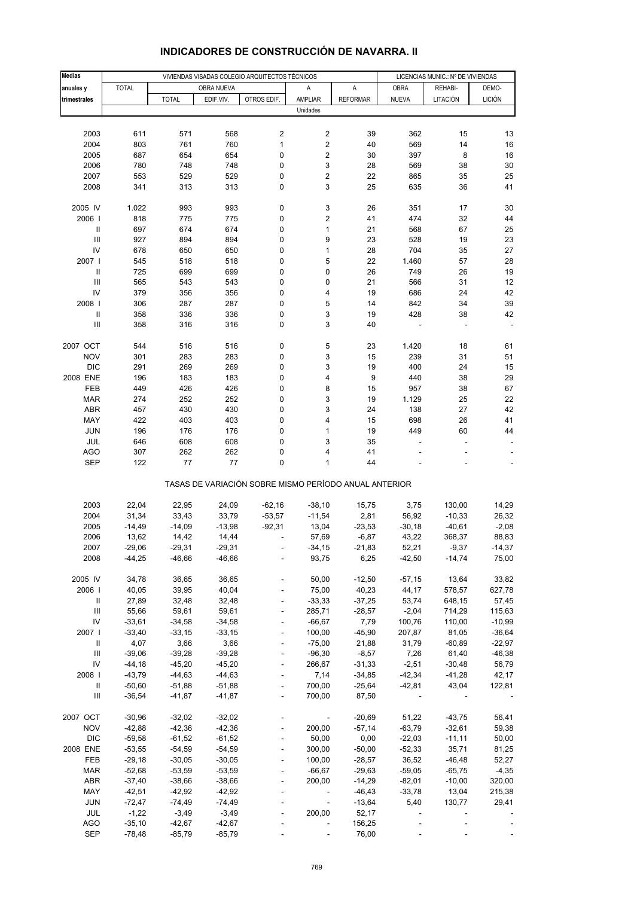# INDICADORES DE CONSTRUCCIÓN DE NAVARRA. II

| Medias anuales y trimestrales | VIVIENDAS VISADAS COLEGIO ARQUITECTOS TÉCNICOS | | | | | | LICENCIAS MUNIC.: Nº DE VIVIENDAS | | |
|---|---|---|---|---|---|---|---|---|---|
| | TOTAL | OBRA NUEVA | | | A | A | OBRA | REHABI- | DEMO- |
| | | TOTAL | EDIF.VIV. | OTROS EDIF. | AMPLIAR | REFORMAR | NUEVA | LITACIÓN | LICIÓN |
| | Unidades | | | | | | | | |
| 2003 | 611 | 571 | 568 | 2 | 2 | 39 | 362 | 15 | 13 |
| 2004 | 803 | 761 | 760 | 1 | 2 | 40 | 569 | 14 | 16 |
| 2005 | 687 | 654 | 654 | 0 | 2 | 30 | 397 | 8 | 16 |
| 2006 | 780 | 748 | 748 | 0 | 3 | 28 | 569 | 38 | 30 |
| 2007 | 553 | 529 | 529 | 0 | 2 | 22 | 865 | 35 | 25 |
| 2008 | 341 | 313 | 313 | 0 | 3 | 25 | 635 | 36 | 41 |
| 2005 IV | 1.022 | 993 | 993 | 0 | 3 | 26 | 351 | 17 | 30 |
| 2006 I | 818 | 775 | 775 | 0 | 2 | 41 | 474 | 32 | 44 |
| II | 697 | 674 | 674 | 0 | 1 | 21 | 568 | 67 | 25 |
| III | 927 | 894 | 894 | 0 | 9 | 23 | 528 | 19 | 23 |
| IV | 678 | 650 | 650 | 0 | 1 | 28 | 704 | 35 | 27 |
| 2007 I | 545 | 518 | 518 | 0 | 5 | 22 | 1.460 | 57 | 28 |
| II | 725 | 699 | 699 | 0 | 0 | 26 | 749 | 26 | 19 |
| III | 565 | 543 | 543 | 0 | 0 | 21 | 566 | 31 | 12 |
| IV | 379 | 356 | 356 | 0 | 4 | 19 | 686 | 24 | 42 |
| 2008 I | 306 | 287 | 287 | 0 | 5 | 14 | 842 | 34 | 39 |
| II | 358 | 336 | 336 | 0 | 3 | 19 | 428 | 38 | 42 |
| III | 358 | 316 | 316 | 0 | 3 | 40 | - | - | - |
| 2007 OCT | 544 | 516 | 516 | 0 | 5 | 23 | 1.420 | 18 | 61 |
| NOV | 301 | 283 | 283 | 0 | 3 | 15 | 239 | 31 | 51 |
| DIC | 291 | 269 | 269 | 0 | 3 | 19 | 400 | 24 | 15 |
| 2008 ENE | 196 | 183 | 183 | 0 | 4 | 9 | 440 | 38 | 29 |
| FEB | 449 | 426 | 426 | 0 | 8 | 15 | 957 | 38 | 67 |
| MAR | 274 | 252 | 252 | 0 | 3 | 19 | 1.129 | 25 | 22 |
| ABR | 457 | 430 | 430 | 0 | 3 | 24 | 138 | 27 | 42 |
| MAY | 422 | 403 | 403 | 0 | 4 | 15 | 698 | 26 | 41 |
| JUN | 196 | 176 | 176 | 0 | 1 | 19 | 449 | 60 | 44 |
| JUL | 646 | 608 | 608 | 0 | 3 | 35 | - | - | - |
| AGO | 307 | 262 | 262 | 0 | 4 | 41 | - | - | - |
| SEP | 122 | 77 | 77 | 0 | 1 | 44 | - | - | - |
| | TASAS DE VARIACIÓN SOBRE MISMO PERÍODO ANUAL ANTERIOR | | | | | | | | |
| 2003 | 22,04 | 22,95 | 24,09 | -62,16 | -38,10 | 15,75 | 3,75 | 130,00 | 14,29 |
| 2004 | 31,34 | 33,43 | 33,79 | -53,57 | -11,54 | 2,81 | 56,92 | -10,33 | 26,32 |
| 2005 | -14,49 | -14,09 | -13,98 | -92,31 | 13,04 | -23,53 | -30,18 | -40,61 | -2,08 |
| 2006 | 13,62 | 14,42 | 14,44 | - | 57,69 | -6,87 | 43,22 | 368,37 | 88,83 |
| 2007 | -29,06 | -29,31 | -29,31 | - | -34,15 | -21,83 | 52,21 | -9,37 | -14,37 |
| 2008 | -44,25 | -46,66 | -46,66 | - | 93,75 | 6,25 | -42,50 | -14,74 | 75,00 |
| 2005 IV | 34,78 | 36,65 | 36,65 | - | 50,00 | -12,50 | -57,15 | 13,64 | 33,82 |
| 2006 I | 40,05 | 39,95 | 40,04 | - | 75,00 | 40,23 | 44,17 | 578,57 | 627,78 |
| II | 27,89 | 32,48 | 32,48 | - | -33,33 | -37,25 | 53,74 | 648,15 | 57,45 |
| III | 55,66 | 59,61 | 59,61 | - | 285,71 | -28,57 | -2,04 | 714,29 | 115,63 |
| IV | -33,61 | -34,58 | -34,58 | - | -66,67 | 7,79 | 100,76 | 110,00 | -10,99 |
| 2007 I | -33,40 | -33,15 | -33,15 | - | 100,00 | -45,90 | 207,87 | 81,05 | -36,64 |
| II | 4,07 | 3,66 | 3,66 | - | -75,00 | 21,88 | 31,79 | -60,89 | -22,97 |
| III | -39,06 | -39,28 | -39,28 | - | -96,30 | -8,57 | 7,26 | 61,40 | -46,38 |
| IV | -44,18 | -45,20 | -45,20 | - | 266,67 | -31,33 | -2,51 | -30,48 | 56,79 |
| 2008 I | -43,79 | -44,63 | -44,63 | - | 7,14 | -34,85 | -42,34 | -41,28 | 42,17 |
| II | -50,60 | -51,88 | -51,88 | - | 700,00 | -25,64 | -42,81 | 43,04 | 122,81 |
| III | -36,54 | -41,87 | -41,87 | - | 700,00 | 87,50 | - | - | - |
| 2007 OCT | -30,96 | -32,02 | -32,02 | - | - | -20,69 | 51,22 | -43,75 | 56,41 |
| NOV | -42,88 | -42,36 | -42,36 | - | 200,00 | -57,14 | -63,79 | -32,61 | 59,38 |
| DIC | -59,58 | -61,52 | -61,52 | - | 50,00 | 0,00 | -22,03 | -11,11 | 50,00 |
| 2008 ENE | -53,55 | -54,59 | -54,59 | - | 300,00 | -50,00 | -52,33 | 35,71 | 81,25 |
| FEB | -29,18 | -30,05 | -30,05 | - | 100,00 | -28,57 | 36,52 | -46,48 | 52,27 |
| MAR | -52,68 | -53,59 | -53,59 | - | -66,67 | -29,63 | -59,05 | -65,75 | -4,35 |
| ABR | -37,40 | -38,66 | -38,66 | - | 200,00 | -14,29 | -82,01 | -10,00 | 320,00 |
| MAY | -42,51 | -42,92 | -42,92 | - | - | -46,43 | -33,78 | 13,04 | 215,38 |
| JUN | -72,47 | -74,49 | -74,49 | - | - | -13,64 | 5,40 | 130,77 | 29,41 |
| JUL | -1,22 | -3,49 | -3,49 | - | 200,00 | 52,17 | - | - | - |
| AGO | -35,10 | -42,67 | -42,67 | - | - | 156,25 | - | - | - |
| SEP | -78,48 | -85,79 | -85,79 | - | - | 76,00 | - | - | - |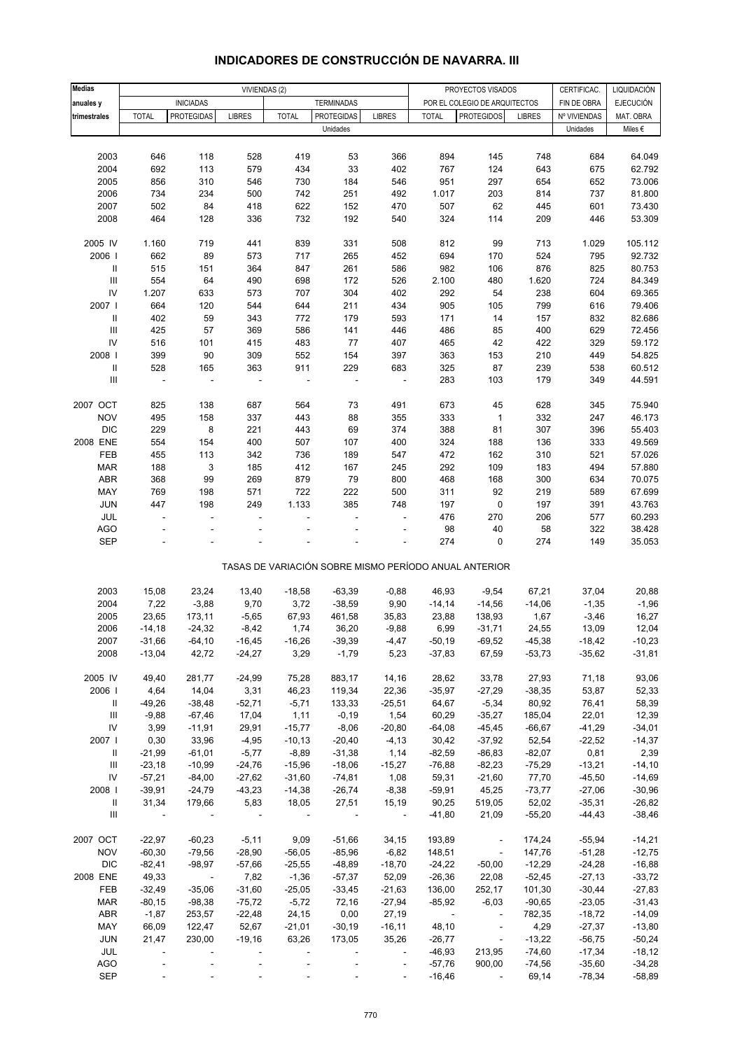# INDICADORES DE CONSTRUCCIÓN DE NAVARRA. III

| Medias anuales y trimestrales | VIVIENDAS (2) | | | | | | PROYECTOS VISADOS POR EL COLEGIO DE ARQUITECTOS | | | CERTIFICAC. FIN DE OBRA | LIQUIDACIÓN EJECUCIÓN MAT. OBRA |
|---|---|---|---|---|---|---|---|---|---|---|---|
| | INICIADAS | | | TERMINADAS | | | | | | | |
| | TOTAL | PROTEGIDAS | LIBRES | TOTAL | PROTEGIDAS | LIBRES | TOTAL | PROTEGIDOS | LIBRES | Nº VIVIENDAS | |
| | Unidades | | | | | | | | | Unidades | Miles € |
| 2003 | 646 | 118 | 528 | 419 | 53 | 366 | 894 | 145 | 748 | 684 | 64.049 |
| 2004 | 692 | 113 | 579 | 434 | 33 | 402 | 767 | 124 | 643 | 675 | 62.792 |
| 2005 | 856 | 310 | 546 | 730 | 184 | 546 | 951 | 297 | 654 | 652 | 73.006 |
| 2006 | 734 | 234 | 500 | 742 | 251 | 492 | 1.017 | 203 | 814 | 737 | 81.800 |
| 2007 | 502 | 84 | 418 | 622 | 152 | 470 | 507 | 62 | 445 | 601 | 73.430 |
| 2008 | 464 | 128 | 336 | 732 | 192 | 540 | 324 | 114 | 209 | 446 | 53.309 |
| 2005 IV | 1.160 | 719 | 441 | 839 | 331 | 508 | 812 | 99 | 713 | 1.029 | 105.112 |
| 2006 I | 662 | 89 | 573 | 717 | 265 | 452 | 694 | 170 | 524 | 795 | 92.732 |
| II | 515 | 151 | 364 | 847 | 261 | 586 | 982 | 106 | 876 | 825 | 80.753 |
| III | 554 | 64 | 490 | 698 | 172 | 526 | 2.100 | 480 | 1.620 | 724 | 84.349 |
| IV | 1.207 | 633 | 573 | 707 | 304 | 402 | 292 | 54 | 238 | 604 | 69.365 |
| 2007 I | 664 | 120 | 544 | 644 | 211 | 434 | 905 | 105 | 799 | 616 | 79.406 |
| II | 402 | 59 | 343 | 772 | 179 | 593 | 171 | 14 | 157 | 832 | 82.686 |
| III | 425 | 57 | 369 | 586 | 141 | 446 | 486 | 85 | 400 | 629 | 72.456 |
| IV | 516 | 101 | 415 | 483 | 77 | 407 | 465 | 42 | 422 | 329 | 59.172 |
| 2008 I | 399 | 90 | 309 | 552 | 154 | 397 | 363 | 153 | 210 | 449 | 54.825 |
| II | 528 | 165 | 363 | 911 | 229 | 683 | 325 | 87 | 239 | 538 | 60.512 |
| III | - | - | - | - | - | - | 283 | 103 | 179 | 349 | 44.591 |
| 2007 OCT | 825 | 138 | 687 | 564 | 73 | 491 | 673 | 45 | 628 | 345 | 75.940 |
| NOV | 495 | 158 | 337 | 443 | 88 | 355 | 333 | 1 | 332 | 247 | 46.173 |
| DIC | 229 | 8 | 221 | 443 | 69 | 374 | 388 | 81 | 307 | 396 | 55.403 |
| 2008 ENE | 554 | 154 | 400 | 507 | 107 | 400 | 324 | 188 | 136 | 333 | 49.569 |
| FEB | 455 | 113 | 342 | 736 | 189 | 547 | 472 | 162 | 310 | 521 | 57.026 |
| MAR | 188 | 3 | 185 | 412 | 167 | 245 | 292 | 109 | 183 | 494 | 57.880 |
| ABR | 368 | 99 | 269 | 879 | 79 | 800 | 468 | 168 | 300 | 634 | 70.075 |
| MAY | 769 | 198 | 571 | 722 | 222 | 500 | 311 | 92 | 219 | 589 | 67.699 |
| JUN | 447 | 198 | 249 | 1.133 | 385 | 748 | 197 | 0 | 197 | 391 | 43.763 |
| JUL | - | - | - | - | - | - | 476 | 270 | 206 | 577 | 60.293 |
| AGO | - | - | - | - | - | - | 98 | 40 | 58 | 322 | 38.428 |
| SEP | - | - | - | - | - | - | 274 | 0 | 274 | 149 | 35.053 |
| TASAS DE VARIACIÓN SOBRE MISMO PERÍODO ANUAL ANTERIOR | | | | | | | | | | | |
| 2003 | 15,08 | 23,24 | 13,40 | -18,58 | -63,39 | -0,88 | 46,93 | -9,54 | 67,21 | 37,04 | 20,88 |
| 2004 | 7,22 | -3,88 | 9,70 | 3,72 | -38,59 | 9,90 | -14,14 | -14,56 | -14,06 | -1,35 | -1,96 |
| 2005 | 23,65 | 173,11 | -5,65 | 67,93 | 461,58 | 35,83 | 23,88 | 138,93 | 1,67 | -3,46 | 16,27 |
| 2006 | -14,18 | -24,32 | -8,42 | 1,74 | 36,20 | -9,88 | 6,99 | -31,71 | 24,55 | 13,09 | 12,04 |
| 2007 | -31,66 | -64,10 | -16,45 | -16,26 | -39,39 | -4,47 | -50,19 | -69,52 | -45,38 | -18,42 | -10,23 |
| 2008 | -13,04 | 42,72 | -24,27 | 3,29 | -1,79 | 5,23 | -37,83 | 67,59 | -53,73 | -35,62 | -31,81 |
| 2005 IV | 49,40 | 281,77 | -24,99 | 75,28 | 883,17 | 14,16 | 28,62 | 33,78 | 27,93 | 71,18 | 93,06 |
| 2006 I | 4,64 | 14,04 | 3,31 | 46,23 | 119,34 | 22,36 | -35,97 | -27,29 | -38,35 | 53,87 | 52,33 |
| II | -49,26 | -38,48 | -52,71 | -5,71 | 133,33 | -25,51 | 64,67 | -5,34 | 80,92 | 76,41 | 58,39 |
| III | -9,88 | -67,46 | 17,04 | 1,11 | -0,19 | 1,54 | 60,29 | -35,27 | 185,04 | 22,01 | 12,39 |
| IV | 3,99 | -11,91 | 29,91 | -15,77 | -8,06 | -20,80 | -64,08 | -45,45 | -66,67 | -41,29 | -34,01 |
| 2007 I | 0,30 | 33,96 | -4,95 | -10,13 | -20,40 | -4,13 | 30,42 | -37,92 | 52,54 | -22,52 | -14,37 |
| II | -21,99 | -61,01 | -5,77 | -8,89 | -31,38 | 1,14 | -82,59 | -86,83 | -82,07 | 0,81 | 2,39 |
| III | -23,18 | -10,99 | -24,76 | -15,96 | -18,06 | -15,27 | -76,88 | -82,23 | -75,29 | -13,21 | -14,10 |
| IV | -57,21 | -84,00 | -27,62 | -31,60 | -74,81 | 1,08 | 59,31 | -21,60 | 77,70 | -45,50 | -14,69 |
| 2008 I | -39,91 | -24,79 | -43,23 | -14,38 | -26,74 | -8,38 | -59,91 | 45,25 | -73,77 | -27,06 | -30,96 |
| II | 31,34 | 179,66 | 5,83 | 18,05 | 27,51 | 15,19 | 90,25 | 519,05 | 52,02 | -35,31 | -26,82 |
| III | - | - | - | - | - | - | -41,80 | 21,09 | -55,20 | -44,43 | -38,46 |
| 2007 OCT | -22,97 | -60,23 | -5,11 | 9,09 | -51,66 | 34,15 | 193,89 | - | 174,24 | -55,94 | -14,21 |
| NOV | -60,30 | -79,56 | -28,90 | -56,05 | -85,96 | -6,82 | 148,51 | - | 147,76 | -51,28 | -12,75 |
| DIC | -82,41 | -98,97 | -57,66 | -25,55 | -48,89 | -18,70 | -24,22 | -50,00 | -12,29 | -24,28 | -16,88 |
| 2008 ENE | 49,33 | - | 7,82 | -1,36 | -57,37 | 52,09 | -26,36 | 22,08 | -52,45 | -27,13 | -33,72 |
| FEB | -32,49 | -35,06 | -31,60 | -25,05 | -33,45 | -21,63 | 136,00 | 252,17 | 101,30 | -30,44 | -27,83 |
| MAR | -80,15 | -98,38 | -75,72 | -5,72 | 72,16 | -27,94 | -85,92 | -6,03 | -90,65 | -23,05 | -31,43 |
| ABR | -1,87 | 253,57 | -22,48 | 24,15 | 0,00 | 27,19 | - | - | 782,35 | -18,72 | -14,09 |
| MAY | 66,09 | 122,47 | 52,67 | -21,01 | -30,19 | -16,11 | 48,10 | - | 4,29 | -27,37 | -13,80 |
| JUN | 21,47 | 230,00 | -19,16 | 63,26 | 173,05 | 35,26 | -26,77 | - | -13,22 | -56,75 | -50,24 |
| JUL | - | - | - | - | - | - | -46,93 | 213,95 | -74,60 | -17,34 | -18,12 |
| AGO | - | - | - | - | - | - | -57,76 | 900,00 | -74,56 | -35,60 | -34,28 |
| SEP | - | - | - | - | - | - | -16,46 | - | 69,14 | -78,34 | -58,89 |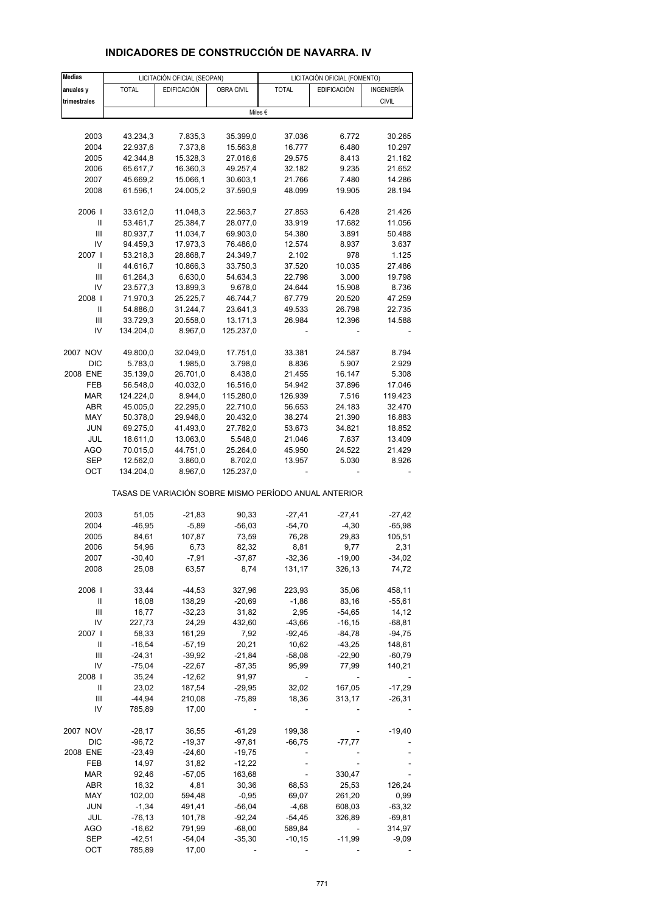# INDICADORES DE CONSTRUCCIÓN DE NAVARRA. IV

| Medias anuales y trimestrales | LICITACIÓN OFICIAL (SEOPAN) | | | LICITACIÓN OFICIAL (FOMENTO) | | |
|---|---|---|---|---|---|---|
| | TOTAL | EDIFICACIÓN | OBRA CIVIL | TOTAL | EDIFICACIÓN | INGENIERÍA CIVIL |
| | Miles € | | | | | |
| 2003 | 43.234,3 | 7.835,3 | 35.399,0 | 37.036 | 6.772 | 30.265 |
| 2004 | 22.937,6 | 7.373,8 | 15.563,8 | 16.777 | 6.480 | 10.297 |
| 2005 | 42.344,8 | 15.328,3 | 27.016,6 | 29.575 | 8.413 | 21.162 |
| 2006 | 65.617,7 | 16.360,3 | 49.257,4 | 32.182 | 9.235 | 21.652 |
| 2007 | 45.669,2 | 15.066,1 | 30.603,1 | 21.766 | 7.480 | 14.286 |
| 2008 | 61.596,1 | 24.005,2 | 37.590,9 | 48.099 | 19.905 | 28.194 |
| 2006 I | 33.612,0 | 11.048,3 | 22.563,7 | 27.853 | 6.428 | 21.426 |
| II | 53.461,7 | 25.384,7 | 28.077,0 | 33.919 | 17.682 | 11.056 |
| III | 80.937,7 | 11.034,7 | 69.903,0 | 54.380 | 3.891 | 50.488 |
| IV | 94.459,3 | 17.973,3 | 76.486,0 | 12.574 | 8.937 | 3.637 |
| 2007 I | 53.218,3 | 28.868,7 | 24.349,7 | 2.102 | 978 | 1.125 |
| II | 44.616,7 | 10.866,3 | 33.750,3 | 37.520 | 10.035 | 27.486 |
| III | 61.264,3 | 6.630,0 | 54.634,3 | 22.798 | 3.000 | 19.798 |
| IV | 23.577,3 | 13.899,3 | 9.678,0 | 24.644 | 15.908 | 8.736 |
| 2008 I | 71.970,3 | 25.225,7 | 46.744,7 | 67.779 | 20.520 | 47.259 |
| II | 54.886,0 | 31.244,7 | 23.641,3 | 49.533 | 26.798 | 22.735 |
| III | 33.729,3 | 20.558,0 | 13.171,3 | 26.984 | 12.396 | 14.588 |
| IV | 134.204,0 | 8.967,0 | 125.237,0 | - | - | - |
| 2007 NOV | 49.800,0 | 32.049,0 | 17.751,0 | 33.381 | 24.587 | 8.794 |
| DIC | 5.783,0 | 1.985,0 | 3.798,0 | 8.836 | 5.907 | 2.929 |
| 2008 ENE | 35.139,0 | 26.701,0 | 8.438,0 | 21.455 | 16.147 | 5.308 |
| FEB | 56.548,0 | 40.032,0 | 16.516,0 | 54.942 | 37.896 | 17.046 |
| MAR | 124.224,0 | 8.944,0 | 115.280,0 | 126.939 | 7.516 | 119.423 |
| ABR | 45.005,0 | 22.295,0 | 22.710,0 | 56.653 | 24.183 | 32.470 |
| MAY | 50.378,0 | 29.946,0 | 20.432,0 | 38.274 | 21.390 | 16.883 |
| JUN | 69.275,0 | 41.493,0 | 27.782,0 | 53.673 | 34.821 | 18.852 |
| JUL | 18.611,0 | 13.063,0 | 5.548,0 | 21.046 | 7.637 | 13.409 |
| AGO | 70.015,0 | 44.751,0 | 25.264,0 | 45.950 | 24.522 | 21.429 |
| SEP | 12.562,0 | 3.860,0 | 8.702,0 | 13.957 | 5.030 | 8.926 |
| OCT | 134.204,0 | 8.967,0 | 125.237,0 | - | - | - |
| | TASAS DE VARIACIÓN SOBRE MISMO PERÍODO ANUAL ANTERIOR | | | | | |
| 2003 | 51,05 | -21,83 | 90,33 | -27,41 | -27,41 | -27,42 |
| 2004 | -46,95 | -5,89 | -56,03 | -54,70 | -4,30 | -65,98 |
| 2005 | 84,61 | 107,87 | 73,59 | 76,28 | 29,83 | 105,51 |
| 2006 | 54,96 | 6,73 | 82,32 | 8,81 | 9,77 | 2,31 |
| 2007 | -30,40 | -7,91 | -37,87 | -32,36 | -19,00 | -34,02 |
| 2008 | 25,08 | 63,57 | 8,74 | 131,17 | 326,13 | 74,72 |
| 2006 I | 33,44 | -44,53 | 327,96 | 223,93 | 35,06 | 458,11 |
| II | 16,08 | 138,29 | -20,69 | -1,86 | 83,16 | -55,61 |
| III | 16,77 | -32,23 | 31,82 | 2,95 | -54,65 | 14,12 |
| IV | 227,73 | 24,29 | 432,60 | -43,66 | -16,15 | -68,81 |
| 2007 I | 58,33 | 161,29 | 7,92 | -92,45 | -84,78 | -94,75 |
| II | -16,54 | -57,19 | 20,21 | 10,62 | -43,25 | 148,61 |
| III | -24,31 | -39,92 | -21,84 | -58,08 | -22,90 | -60,79 |
| IV | -75,04 | -22,67 | -87,35 | 95,99 | 77,99 | 140,21 |
| 2008 I | 35,24 | -12,62 | 91,97 | - | - | - |
| II | 23,02 | 187,54 | -29,95 | 32,02 | 167,05 | -17,29 |
| III | -44,94 | 210,08 | -75,89 | 18,36 | 313,17 | -26,31 |
| IV | 785,89 | 17,00 | - | - | - | - |
| 2007 NOV | -28,17 | 36,55 | -61,29 | 199,38 | - | -19,40 |
| DIC | -96,72 | -19,37 | -97,81 | -66,75 | -77,77 | - |
| 2008 ENE | -23,49 | -24,60 | -19,75 | - | - | - |
| FEB | 14,97 | 31,82 | -12,22 | - | - | - |
| MAR | 92,46 | -57,05 | 163,68 | - | 330,47 | - |
| ABR | 16,32 | 4,81 | 30,36 | 68,53 | 25,53 | 126,24 |
| MAY | 102,00 | 594,48 | -0,95 | 69,07 | 261,20 | 0,99 |
| JUN | -1,34 | 491,41 | -56,04 | -4,68 | 608,03 | -63,32 |
| JUL | -76,13 | 101,78 | -92,24 | -54,45 | 326,89 | -69,81 |
| AGO | -16,62 | 791,99 | -68,00 | 589,84 | - | 314,97 |
| SEP | -42,51 | -54,04 | -35,30 | -10,15 | -11,99 | -9,09 |
| OCT | 785,89 | 17,00 | - | - | - | - |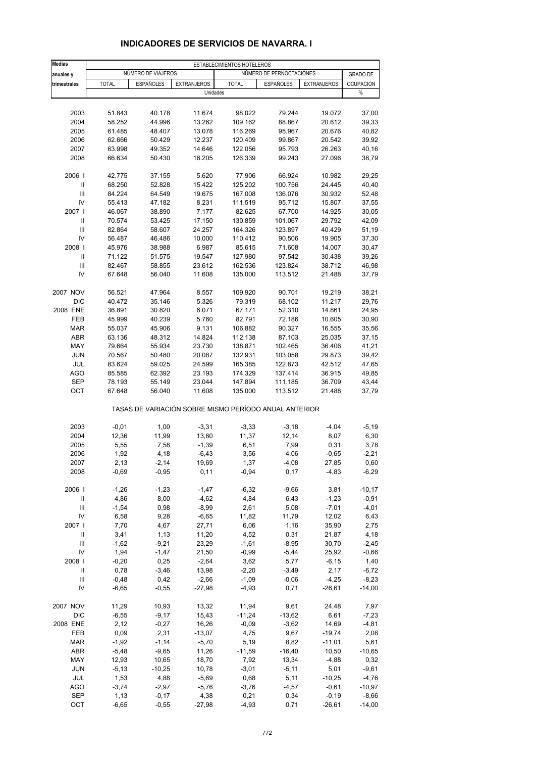## INDICADORES DE SERVICIOS DE NAVARRA. I

| Medias anuales y trimestrales | ESTABLECIMIENTOS HOTELEROS | | | | | | |
|---|---|---|---|---|---|---|---|
| | NÚMERO DE VIAJEROS | | | NÚMERO DE PERNOCTACIONES | | | GRADO DE OCUPACIÓN |
| | TOTAL | ESPAÑOLES | EXTRANJEROS | TOTAL | ESPAÑOLES | EXTRANJEROS | |
| | Unidades | | | | | | % |
| 2003 | 51.843 | 40.178 | 11.674 | 98.022 | 79.244 | 19.072 | 37,00 |
| 2004 | 58.252 | 44.996 | 13.262 | 109.162 | 88.867 | 20.612 | 39,33 |
| 2005 | 61.485 | 48.407 | 13.078 | 116.269 | 95.967 | 20.676 | 40,82 |
| 2006 | 62.666 | 50.429 | 12.237 | 120.409 | 99.867 | 20.542 | 39,92 |
| 2007 | 63.998 | 49.352 | 14.646 | 122.056 | 95.793 | 26.263 | 40,16 |
| 2008 | 66.634 | 50.430 | 16.205 | 126.339 | 99.243 | 27.096 | 38,79 |
| 2006 I | 42.775 | 37.155 | 5.620 | 77.906 | 66.924 | 10.982 | 29,25 |
| II | 68.250 | 52.828 | 15.422 | 125.202 | 100.756 | 24.445 | 40,40 |
| III | 84.224 | 64.549 | 19.675 | 167.008 | 136.076 | 30.932 | 52,48 |
| IV | 55.413 | 47.182 | 8.231 | 111.519 | 95.712 | 15.807 | 37,55 |
| 2007 I | 46.067 | 38.890 | 7.177 | 82.625 | 67.700 | 14.925 | 30,05 |
| II | 70.574 | 53.425 | 17.150 | 130.859 | 101.067 | 29.792 | 42,09 |
| III | 82.864 | 58.607 | 24.257 | 164.326 | 123.897 | 40.429 | 51,19 |
| IV | 56.487 | 46.486 | 10.000 | 110.412 | 90.506 | 19.905 | 37,30 |
| 2008 I | 45.976 | 38.988 | 6.987 | 85.615 | 71.608 | 14.007 | 30,47 |
| II | 71.122 | 51.575 | 19.547 | 127.980 | 97.542 | 30.438 | 39,26 |
| III | 82.467 | 58.855 | 23.612 | 162.536 | 123.824 | 38.712 | 46,98 |
| IV | 67.648 | 56.040 | 11.608 | 135.000 | 113.512 | 21.488 | 37,79 |
| 2007 NOV | 56.521 | 47.964 | 8.557 | 109.920 | 90.701 | 19.219 | 38,21 |
| DIC | 40.472 | 35.146 | 5.326 | 79.319 | 68.102 | 11.217 | 29,76 |
| 2008 ENE | 36.891 | 30.820 | 6.071 | 67.171 | 52.310 | 14.861 | 24,95 |
| FEB | 45.999 | 40.239 | 5.760 | 82.791 | 72.186 | 10.605 | 30,90 |
| MAR | 55.037 | 45.906 | 9.131 | 106.882 | 90.327 | 16.555 | 35,56 |
| ABR | 63.136 | 48.312 | 14.824 | 112.138 | 87.103 | 25.035 | 37,15 |
| MAY | 79.664 | 55.934 | 23.730 | 138.871 | 102.465 | 36.406 | 41,21 |
| JUN | 70.567 | 50.480 | 20.087 | 132.931 | 103.058 | 29.873 | 39,42 |
| JUL | 83.624 | 59.025 | 24.599 | 165.385 | 122.873 | 42.512 | 47,65 |
| AGO | 85.585 | 62.392 | 23.193 | 174.329 | 137.414 | 36.915 | 49,85 |
| SEP | 78.193 | 55.149 | 23.044 | 147.894 | 111.185 | 36.709 | 43,44 |
| OCT | 67.648 | 56.040 | 11.608 | 135.000 | 113.512 | 21.488 | 37,79 |
| TASAS DE VARIACIÓN SOBRE MISMO PERÍODO ANUAL ANTERIOR | | | | | | | |
| 2003 | -0,01 | 1,00 | -3,31 | -3,33 | -3,18 | -4,04 | -5,19 |
| 2004 | 12,36 | 11,99 | 13,60 | 11,37 | 12,14 | 8,07 | 6,30 |
| 2005 | 5,55 | 7,58 | -1,39 | 6,51 | 7,99 | 0,31 | 3,78 |
| 2006 | 1,92 | 4,18 | -6,43 | 3,56 | 4,06 | -0,65 | -2,21 |
| 2007 | 2,13 | -2,14 | 19,69 | 1,37 | -4,08 | 27,85 | 0,60 |
| 2008 | -0,69 | -0,95 | 0,11 | -0,94 | 0,17 | -4,83 | -6,29 |
| 2006 I | -1,26 | -1,23 | -1,47 | -6,32 | -9,66 | 3,81 | -10,17 |
| II | 4,86 | 8,00 | -4,62 | 4,84 | 6,43 | -1,23 | -0,91 |
| III | -1,54 | 0,98 | -8,99 | 2,61 | 5,08 | -7,01 | -4,01 |
| IV | 6,58 | 9,28 | -6,65 | 11,82 | 11,79 | 12,02 | 6,43 |
| 2007 I | 7,70 | 4,67 | 27,71 | 6,06 | 1,16 | 35,90 | 2,75 |
| II | 3,41 | 1,13 | 11,20 | 4,52 | 0,31 | 21,87 | 4,18 |
| III | -1,62 | -9,21 | 23,29 | -1,61 | -8,95 | 30,70 | -2,45 |
| IV | 1,94 | -1,47 | 21,50 | -0,99 | -5,44 | 25,92 | -0,66 |
| 2008 I | -0,20 | 0,25 | -2,64 | 3,62 | 5,77 | -6,15 | 1,40 |
| II | 0,78 | -3,46 | 13,98 | -2,20 | -3,49 | 2,17 | -6,72 |
| III | -0,48 | 0,42 | -2,66 | -1,09 | -0,06 | -4,25 | -8,23 |
| IV | -6,65 | -0,55 | -27,98 | -4,93 | 0,71 | -26,61 | -14,00 |
| 2007 NOV | 11,29 | 10,93 | 13,32 | 11,94 | 9,61 | 24,48 | 7,97 |
| DIC | -6,55 | -9,17 | 15,43 | -11,24 | -13,62 | 6,61 | -7,23 |
| 2008 ENE | 2,12 | -0,27 | 16,26 | -0,09 | -3,62 | 14,69 | -4,81 |
| FEB | 0,09 | 2,31 | -13,07 | 4,75 | 9,67 | -19,74 | 2,08 |
| MAR | -1,92 | -1,14 | -5,70 | 5,19 | 8,82 | -11,01 | 5,61 |
| ABR | -5,48 | -9,65 | 11,26 | -11,59 | -16,40 | 10,50 | -10,65 |
| MAY | 12,93 | 10,65 | 18,70 | 7,92 | 13,34 | -4,88 | 0,32 |
| JUN | -5,13 | -10,25 | 10,78 | -3,01 | -5,11 | 5,01 | -9,61 |
| JUL | 1,53 | 4,88 | -5,69 | 0,68 | 5,11 | -10,25 | -4,76 |
| AGO | -3,74 | -2,97 | -5,76 | -3,76 | -4,57 | -0,61 | -10,97 |
| SEP | 1,13 | -0,17 | 4,38 | 0,21 | 0,34 | -0,19 | -8,66 |
| OCT | -6,65 | -0,55 | -27,98 | -4,93 | 0,71 | -26,61 | -14,00 |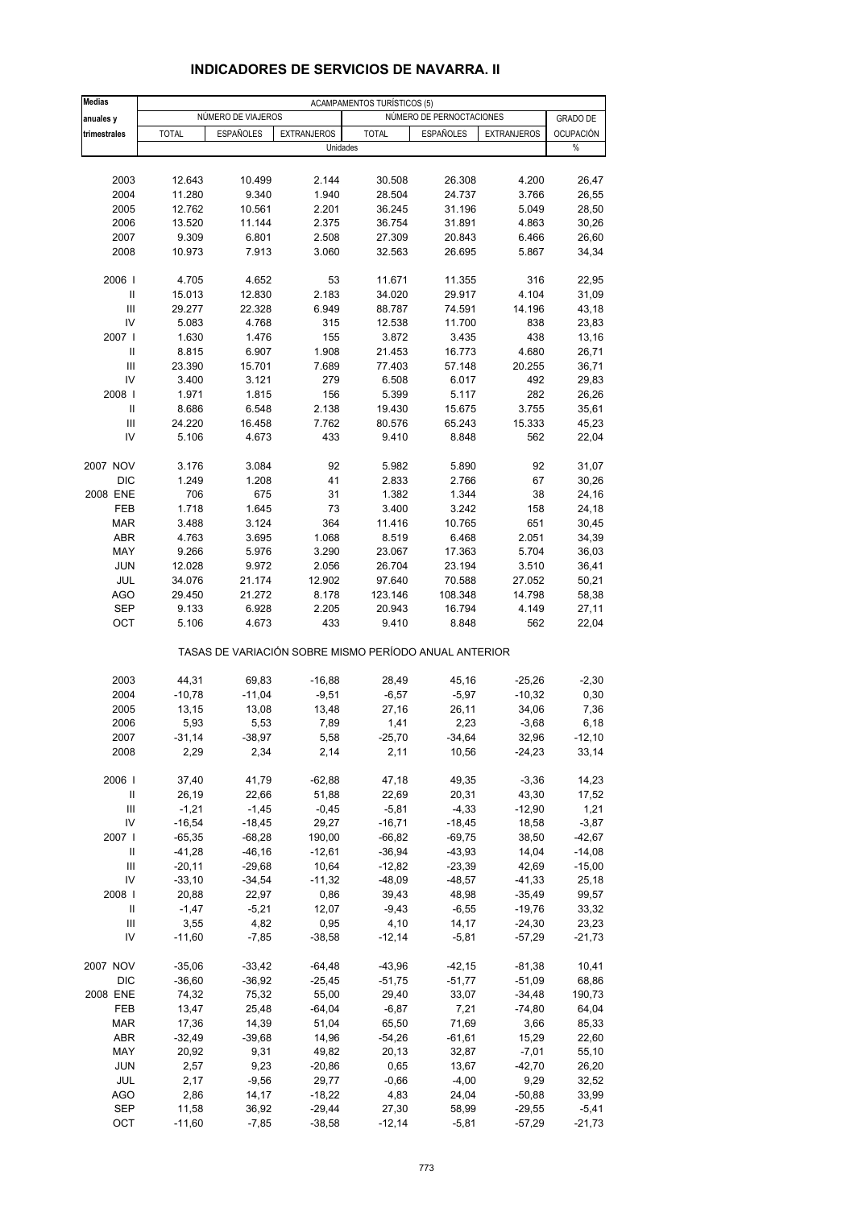# INDICADORES DE SERVICIOS DE NAVARRA. II

| Medias anuales y trimestrales | ACAMPAMENTOS TURÍSTICOS (5) | | | | | | |
|---|---|---|---|---|---|---|---|
| | NÚMERO DE VIAJEROS | | | NÚMERO DE PERNOCTACIONES | | | GRADO DE OCUPACIÓN |
| | TOTAL | ESPAÑOLES | EXTRANJEROS | TOTAL | ESPAÑOLES | EXTRANJEROS | |
| | Unidades | | | | | | % |
| 2003 | 12.643 | 10.499 | 2.144 | 30.508 | 26.308 | 4.200 | 26,47 |
| 2004 | 11.280 | 9.340 | 1.940 | 28.504 | 24.737 | 3.766 | 26,55 |
| 2005 | 12.762 | 10.561 | 2.201 | 36.245 | 31.196 | 5.049 | 28,50 |
| 2006 | 13.520 | 11.144 | 2.375 | 36.754 | 31.891 | 4.863 | 30,26 |
| 2007 | 9.309 | 6.801 | 2.508 | 27.309 | 20.843 | 6.466 | 26,60 |
| 2008 | 10.973 | 7.913 | 3.060 | 32.563 | 26.695 | 5.867 | 34,34 |
| 2006 I | 4.705 | 4.652 | 53 | 11.671 | 11.355 | 316 | 22,95 |
| II | 15.013 | 12.830 | 2.183 | 34.020 | 29.917 | 4.104 | 31,09 |
| III | 29.277 | 22.328 | 6.949 | 88.787 | 74.591 | 14.196 | 43,18 |
| IV | 5.083 | 4.768 | 315 | 12.538 | 11.700 | 838 | 23,83 |
| 2007 I | 1.630 | 1.476 | 155 | 3.872 | 3.435 | 438 | 13,16 |
| II | 8.815 | 6.907 | 1.908 | 21.453 | 16.773 | 4.680 | 26,71 |
| III | 23.390 | 15.701 | 7.689 | 77.403 | 57.148 | 20.255 | 36,71 |
| IV | 3.400 | 3.121 | 279 | 6.508 | 6.017 | 492 | 29,83 |
| 2008 I | 1.971 | 1.815 | 156 | 5.399 | 5.117 | 282 | 26,26 |
| II | 8.686 | 6.548 | 2.138 | 19.430 | 15.675 | 3.755 | 35,61 |
| III | 24.220 | 16.458 | 7.762 | 80.576 | 65.243 | 15.333 | 45,23 |
| IV | 5.106 | 4.673 | 433 | 9.410 | 8.848 | 562 | 22,04 |
| 2007 NOV | 3.176 | 3.084 | 92 | 5.982 | 5.890 | 92 | 31,07 |
| DIC | 1.249 | 1.208 | 41 | 2.833 | 2.766 | 67 | 30,26 |
| 2008 ENE | 706 | 675 | 31 | 1.382 | 1.344 | 38 | 24,16 |
| FEB | 1.718 | 1.645 | 73 | 3.400 | 3.242 | 158 | 24,18 |
| MAR | 3.488 | 3.124 | 364 | 11.416 | 10.765 | 651 | 30,45 |
| ABR | 4.763 | 3.695 | 1.068 | 8.519 | 6.468 | 2.051 | 34,39 |
| MAY | 9.266 | 5.976 | 3.290 | 23.067 | 17.363 | 5.704 | 36,03 |
| JUN | 12.028 | 9.972 | 2.056 | 26.704 | 23.194 | 3.510 | 36,41 |
| JUL | 34.076 | 21.174 | 12.902 | 97.640 | 70.588 | 27.052 | 50,21 |
| AGO | 29.450 | 21.272 | 8.178 | 123.146 | 108.348 | 14.798 | 58,38 |
| SEP | 9.133 | 6.928 | 2.205 | 20.943 | 16.794 | 4.149 | 27,11 |
| OCT | 5.106 | 4.673 | 433 | 9.410 | 8.848 | 562 | 22,04 |
| | TASAS DE VARIACIÓN SOBRE MISMO PERÍODO ANUAL ANTERIOR | | | | | | |
| 2003 | 44,31 | 69,83 | -16,88 | 28,49 | 45,16 | -25,26 | -2,30 |
| 2004 | -10,78 | -11,04 | -9,51 | -6,57 | -5,97 | -10,32 | 0,30 |
| 2005 | 13,15 | 13,08 | 13,48 | 27,16 | 26,11 | 34,06 | 7,36 |
| 2006 | 5,93 | 5,53 | 7,89 | 1,41 | 2,23 | -3,68 | 6,18 |
| 2007 | -31,14 | -38,97 | 5,58 | -25,70 | -34,64 | 32,96 | -12,10 |
| 2008 | 2,29 | 2,34 | 2,14 | 2,11 | 10,56 | -24,23 | 33,14 |
| 2006 I | 37,40 | 41,79 | -62,88 | 47,18 | 49,35 | -3,36 | 14,23 |
| II | 26,19 | 22,66 | 51,88 | 22,69 | 20,31 | 43,30 | 17,52 |
| III | -1,21 | -1,45 | -0,45 | -5,81 | -4,33 | -12,90 | 1,21 |
| IV | -16,54 | -18,45 | 29,27 | -16,71 | -18,45 | 18,58 | -3,87 |
| 2007 I | -65,35 | -68,28 | 190,00 | -66,82 | -69,75 | 38,50 | -42,67 |
| II | -41,28 | -46,16 | -12,61 | -36,94 | -43,93 | 14,04 | -14,08 |
| III | -20,11 | -29,68 | 10,64 | -12,82 | -23,39 | 42,69 | -15,00 |
| IV | -33,10 | -34,54 | -11,32 | -48,09 | -48,57 | -41,33 | 25,18 |
| 2008 I | 20,88 | 22,97 | 0,86 | 39,43 | 48,98 | -35,49 | 99,57 |
| II | -1,47 | -5,21 | 12,07 | -9,43 | -6,55 | -19,76 | 33,32 |
| III | 3,55 | 4,82 | 0,95 | 4,10 | 14,17 | -24,30 | 23,23 |
| IV | -11,60 | -7,85 | -38,58 | -12,14 | -5,81 | -57,29 | -21,73 |
| 2007 NOV | -35,06 | -33,42 | -64,48 | -43,96 | -42,15 | -81,38 | 10,41 |
| DIC | -36,60 | -36,92 | -25,45 | -51,75 | -51,77 | -51,09 | 68,86 |
| 2008 ENE | 74,32 | 75,32 | 55,00 | 29,40 | 33,07 | -34,48 | 190,73 |
| FEB | 13,47 | 25,48 | -64,04 | -6,87 | 7,21 | -74,80 | 64,04 |
| MAR | 17,36 | 14,39 | 51,04 | 65,50 | 71,69 | 3,66 | 85,33 |
| ABR | -32,49 | -39,68 | 14,96 | -54,26 | -61,61 | 15,29 | 22,60 |
| MAY | 20,92 | 9,31 | 49,82 | 20,13 | 32,87 | -7,01 | 55,10 |
| JUN | 2,57 | 9,23 | -20,86 | 0,65 | 13,67 | -42,70 | 26,20 |
| JUL | 2,17 | -9,56 | 29,77 | -0,66 | -4,00 | 9,29 | 32,52 |
| AGO | 2,86 | 14,17 | -18,22 | 4,83 | 24,04 | -50,88 | 33,99 |
| SEP | 11,58 | 36,92 | -29,44 | 27,30 | 58,99 | -29,55 | -5,41 |
| OCT | -11,60 | -7,85 | -38,58 | -12,14 | -5,81 | -57,29 | -21,73 |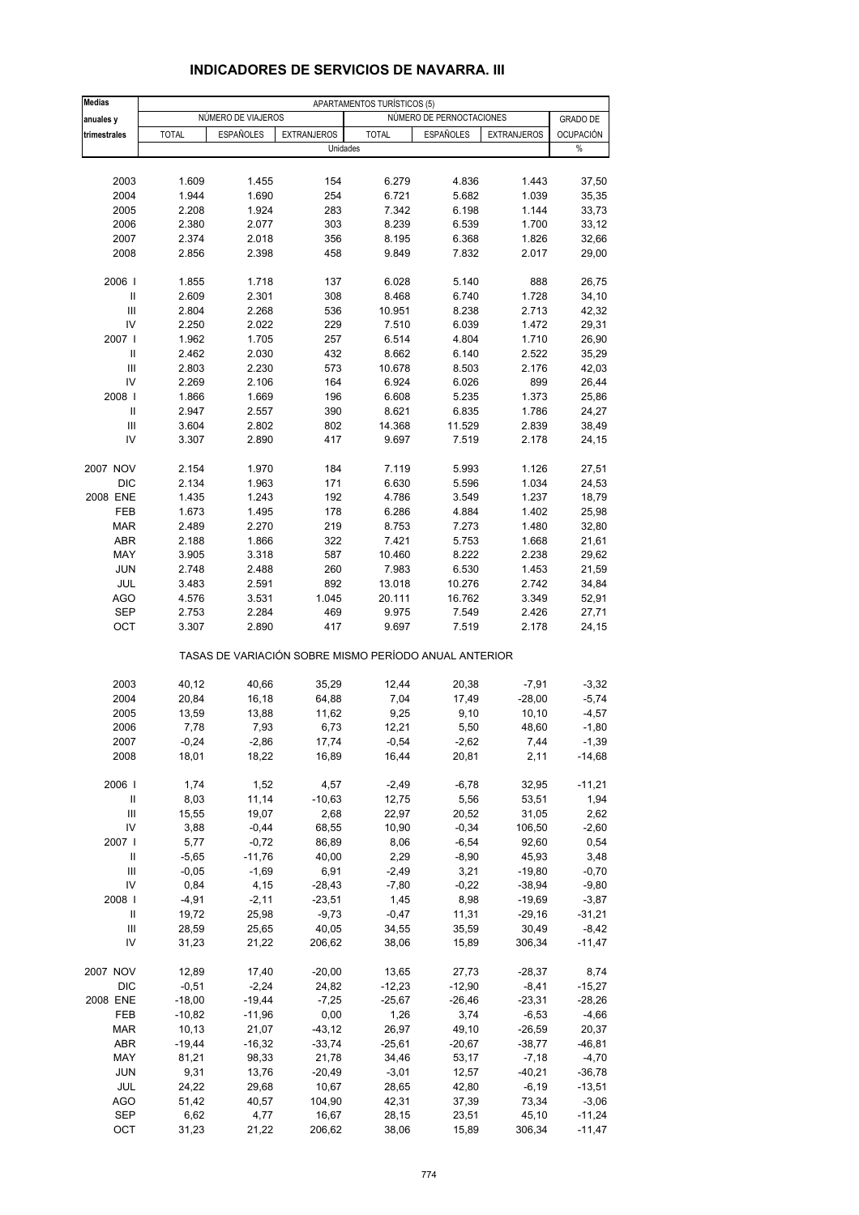# INDICADORES DE SERVICIOS DE NAVARRA. III

| Medias anuales y trimestrales | APARTAMENTOS TURÍSTICOS (5) | | | | | | |
|---|---|---|---|---|---|---|---|
| | NÚMERO DE VIAJEROS | | | NÚMERO DE PERNOCTACIONES | | | GRADO DE OCUPACIÓN |
| | TOTAL | ESPAÑOLES | EXTRANJEROS | TOTAL | ESPAÑOLES | EXTRANJEROS | |
| | Unidades | | | | | | % |
| 2003 | 1.609 | 1.455 | 154 | 6.279 | 4.836 | 1.443 | 37,50 |
| 2004 | 1.944 | 1.690 | 254 | 6.721 | 5.682 | 1.039 | 35,35 |
| 2005 | 2.208 | 1.924 | 283 | 7.342 | 6.198 | 1.144 | 33,73 |
| 2006 | 2.380 | 2.077 | 303 | 8.239 | 6.539 | 1.700 | 33,12 |
| 2007 | 2.374 | 2.018 | 356 | 8.195 | 6.368 | 1.826 | 32,66 |
| 2008 | 2.856 | 2.398 | 458 | 9.849 | 7.832 | 2.017 | 29,00 |
| 2006 I | 1.855 | 1.718 | 137 | 6.028 | 5.140 | 888 | 26,75 |
| II | 2.609 | 2.301 | 308 | 8.468 | 6.740 | 1.728 | 34,10 |
| III | 2.804 | 2.268 | 536 | 10.951 | 8.238 | 2.713 | 42,32 |
| IV | 2.250 | 2.022 | 229 | 7.510 | 6.039 | 1.472 | 29,31 |
| 2007 I | 1.962 | 1.705 | 257 | 6.514 | 4.804 | 1.710 | 26,90 |
| II | 2.462 | 2.030 | 432 | 8.662 | 6.140 | 2.522 | 35,29 |
| III | 2.803 | 2.230 | 573 | 10.678 | 8.503 | 2.176 | 42,03 |
| IV | 2.269 | 2.106 | 164 | 6.924 | 6.026 | 899 | 26,44 |
| 2008 I | 1.866 | 1.669 | 196 | 6.608 | 5.235 | 1.373 | 25,86 |
| II | 2.947 | 2.557 | 390 | 8.621 | 6.835 | 1.786 | 24,27 |
| III | 3.604 | 2.802 | 802 | 14.368 | 11.529 | 2.839 | 38,49 |
| IV | 3.307 | 2.890 | 417 | 9.697 | 7.519 | 2.178 | 24,15 |
| 2007 NOV | 2.154 | 1.970 | 184 | 7.119 | 5.993 | 1.126 | 27,51 |
| DIC | 2.134 | 1.963 | 171 | 6.630 | 5.596 | 1.034 | 24,53 |
| 2008 ENE | 1.435 | 1.243 | 192 | 4.786 | 3.549 | 1.237 | 18,79 |
| FEB | 1.673 | 1.495 | 178 | 6.286 | 4.884 | 1.402 | 25,98 |
| MAR | 2.489 | 2.270 | 219 | 8.753 | 7.273 | 1.480 | 32,80 |
| ABR | 2.188 | 1.866 | 322 | 7.421 | 5.753 | 1.668 | 21,61 |
| MAY | 3.905 | 3.318 | 587 | 10.460 | 8.222 | 2.238 | 29,62 |
| JUN | 2.748 | 2.488 | 260 | 7.983 | 6.530 | 1.453 | 21,59 |
| JUL | 3.483 | 2.591 | 892 | 13.018 | 10.276 | 2.742 | 34,84 |
| AGO | 4.576 | 3.531 | 1.045 | 20.111 | 16.762 | 3.349 | 52,91 |
| SEP | 2.753 | 2.284 | 469 | 9.975 | 7.549 | 2.426 | 27,71 |
| OCT | 3.307 | 2.890 | 417 | 9.697 | 7.519 | 2.178 | 24,15 |
| | TASAS DE VARIACIÓN SOBRE MISMO PERÍODO ANUAL ANTERIOR | | | | | | |
| 2003 | 40,12 | 40,66 | 35,29 | 12,44 | 20,38 | -7,91 | -3,32 |
| 2004 | 20,84 | 16,18 | 64,88 | 7,04 | 17,49 | -28,00 | -5,74 |
| 2005 | 13,59 | 13,88 | 11,62 | 9,25 | 9,10 | 10,10 | -4,57 |
| 2006 | 7,78 | 7,93 | 6,73 | 12,21 | 5,50 | 48,60 | -1,80 |
| 2007 | -0,24 | -2,86 | 17,74 | -0,54 | -2,62 | 7,44 | -1,39 |
| 2008 | 18,01 | 18,22 | 16,89 | 16,44 | 20,81 | 2,11 | -14,68 |
| 2006 I | 1,74 | 1,52 | 4,57 | -2,49 | -6,78 | 32,95 | -11,21 |
| II | 8,03 | 11,14 | -10,63 | 12,75 | 5,56 | 53,51 | 1,94 |
| III | 15,55 | 19,07 | 2,68 | 22,97 | 20,52 | 31,05 | 2,62 |
| IV | 3,88 | -0,44 | 68,55 | 10,90 | -0,34 | 106,50 | -2,60 |
| 2007 I | 5,77 | -0,72 | 86,89 | 8,06 | -6,54 | 92,60 | 0,54 |
| II | -5,65 | -11,76 | 40,00 | 2,29 | -8,90 | 45,93 | 3,48 |
| III | -0,05 | -1,69 | 6,91 | -2,49 | 3,21 | -19,80 | -0,70 |
| IV | 0,84 | 4,15 | -28,43 | -7,80 | -0,22 | -38,94 | -9,80 |
| 2008 I | -4,91 | -2,11 | -23,51 | 1,45 | 8,98 | -19,69 | -3,87 |
| II | 19,72 | 25,98 | -9,73 | -0,47 | 11,31 | -29,16 | -31,21 |
| III | 28,59 | 25,65 | 40,05 | 34,55 | 35,59 | 30,49 | -8,42 |
| IV | 31,23 | 21,22 | 206,62 | 38,06 | 15,89 | 306,34 | -11,47 |
| 2007 NOV | 12,89 | 17,40 | -20,00 | 13,65 | 27,73 | -28,37 | 8,74 |
| DIC | -0,51 | -2,24 | 24,82 | -12,23 | -12,90 | -8,41 | -15,27 |
| 2008 ENE | -18,00 | -19,44 | -7,25 | -25,67 | -26,46 | -23,31 | -28,26 |
| FEB | -10,82 | -11,96 | 0,00 | 1,26 | 3,74 | -6,53 | -4,66 |
| MAR | 10,13 | 21,07 | -43,12 | 26,97 | 49,10 | -26,59 | 20,37 |
| ABR | -19,44 | -16,32 | -33,74 | -25,61 | -20,67 | -38,77 | -46,81 |
| MAY | 81,21 | 98,33 | 21,78 | 34,46 | 53,17 | -7,18 | -4,70 |
| JUN | 9,31 | 13,76 | -20,49 | -3,01 | 12,57 | -40,21 | -36,78 |
| JUL | 24,22 | 29,68 | 10,67 | 28,65 | 42,80 | -6,19 | -13,51 |
| AGO | 51,42 | 40,57 | 104,90 | 42,31 | 37,39 | 73,34 | -3,06 |
| SEP | 6,62 | 4,77 | 16,67 | 28,15 | 23,51 | 45,10 | -11,24 |
| OCT | 31,23 | 21,22 | 206,62 | 38,06 | 15,89 | 306,34 | -11,47 |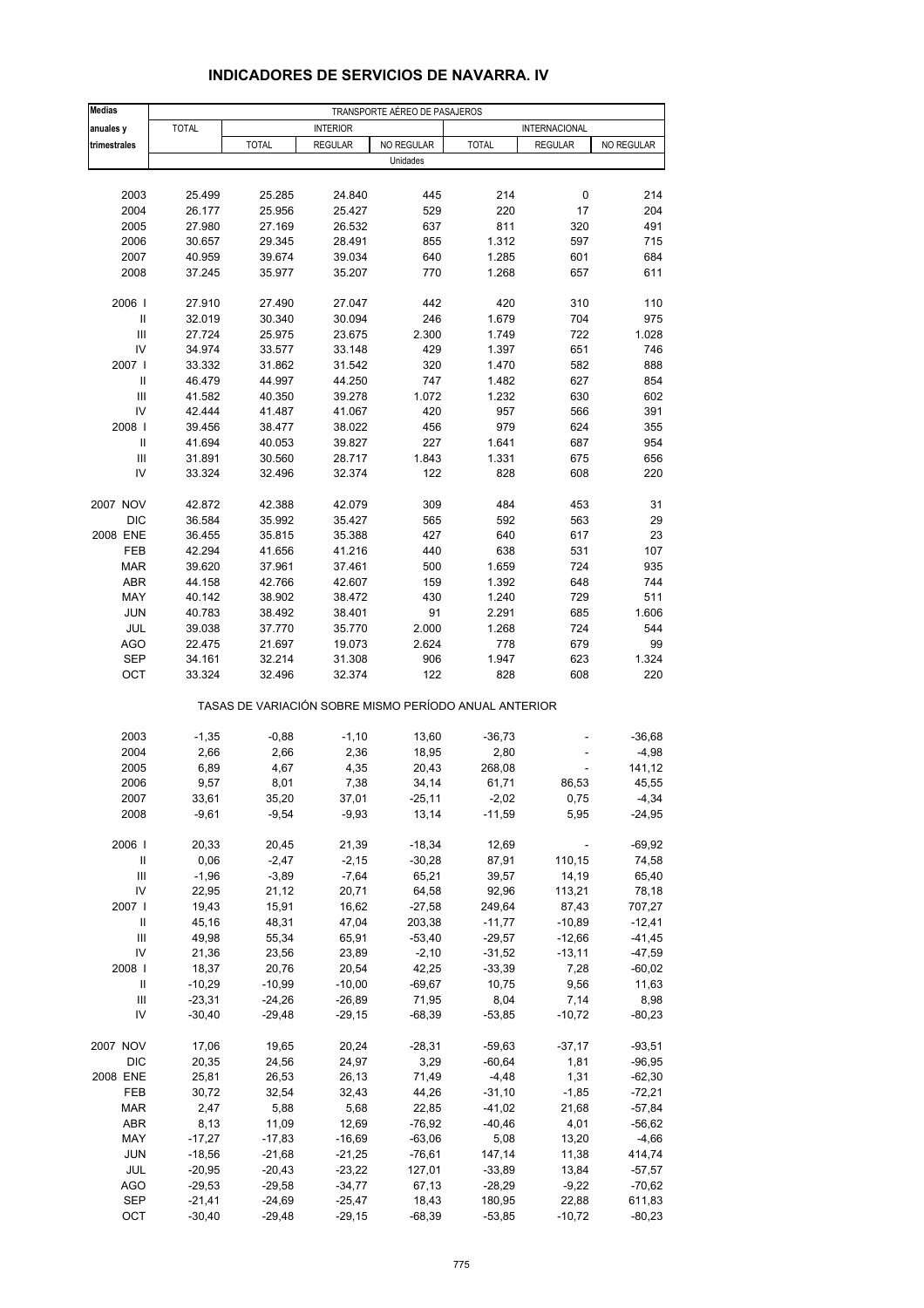# INDICADORES DE SERVICIOS DE NAVARRA. IV

| Medias anuales y trimestrales | TRANSPORTE AÉREO DE PASAJEROS | | | | | | |
|---|---|---|---|---|---|---|---|
| | TOTAL | INTERIOR | | | INTERNACIONAL | | |
| | | TOTAL | REGULAR | NO REGULAR | TOTAL | REGULAR | NO REGULAR |
| | Unidades | | | | | | |
| 2003 | 25.499 | 25.285 | 24.840 | 445 | 214 | 0 | 214 |
| 2004 | 26.177 | 25.956 | 25.427 | 529 | 220 | 17 | 204 |
| 2005 | 27.980 | 27.169 | 26.532 | 637 | 811 | 320 | 491 |
| 2006 | 30.657 | 29.345 | 28.491 | 855 | 1.312 | 597 | 715 |
| 2007 | 40.959 | 39.674 | 39.034 | 640 | 1.285 | 601 | 684 |
| 2008 | 37.245 | 35.977 | 35.207 | 770 | 1.268 | 657 | 611 |
| 2006 I | 27.910 | 27.490 | 27.047 | 442 | 420 | 310 | 110 |
| II | 32.019 | 30.340 | 30.094 | 246 | 1.679 | 704 | 975 |
| III | 27.724 | 25.975 | 23.675 | 2.300 | 1.749 | 722 | 1.028 |
| IV | 34.974 | 33.577 | 33.148 | 429 | 1.397 | 651 | 746 |
| 2007 I | 33.332 | 31.862 | 31.542 | 320 | 1.470 | 582 | 888 |
| II | 46.479 | 44.997 | 44.250 | 747 | 1.482 | 627 | 854 |
| III | 41.582 | 40.350 | 39.278 | 1.072 | 1.232 | 630 | 602 |
| IV | 42.444 | 41.487 | 41.067 | 420 | 957 | 566 | 391 |
| 2008 I | 39.456 | 38.477 | 38.022 | 456 | 979 | 624 | 355 |
| II | 41.694 | 40.053 | 39.827 | 227 | 1.641 | 687 | 954 |
| III | 31.891 | 30.560 | 28.717 | 1.843 | 1.331 | 675 | 656 |
| IV | 33.324 | 32.496 | 32.374 | 122 | 828 | 608 | 220 |
| 2007 NOV | 42.872 | 42.388 | 42.079 | 309 | 484 | 453 | 31 |
| DIC | 36.584 | 35.992 | 35.427 | 565 | 592 | 563 | 29 |
| 2008 ENE | 36.455 | 35.815 | 35.388 | 427 | 640 | 617 | 23 |
| FEB | 42.294 | 41.656 | 41.216 | 440 | 638 | 531 | 107 |
| MAR | 39.620 | 37.961 | 37.461 | 500 | 1.659 | 724 | 935 |
| ABR | 44.158 | 42.766 | 42.607 | 159 | 1.392 | 648 | 744 |
| MAY | 40.142 | 38.902 | 38.472 | 430 | 1.240 | 729 | 511 |
| JUN | 40.783 | 38.492 | 38.401 | 91 | 2.291 | 685 | 1.606 |
| JUL | 39.038 | 37.770 | 35.770 | 2.000 | 1.268 | 724 | 544 |
| AGO | 22.475 | 21.697 | 19.073 | 2.624 | 778 | 679 | 99 |
| SEP | 34.161 | 32.214 | 31.308 | 906 | 1.947 | 623 | 1.324 |
| OCT | 33.324 | 32.496 | 32.374 | 122 | 828 | 608 | 220 |
| | TASAS DE VARIACIÓN SOBRE MISMO PERÍODO ANUAL ANTERIOR | | | | | | |
| 2003 | -1,35 | -0,88 | -1,10 | 13,60 | -36,73 | - | -36,68 |
| 2004 | 2,66 | 2,66 | 2,36 | 18,95 | 2,80 | - | -4,98 |
| 2005 | 6,89 | 4,67 | 4,35 | 20,43 | 268,08 | - | 141,12 |
| 2006 | 9,57 | 8,01 | 7,38 | 34,14 | 61,71 | 86,53 | 45,55 |
| 2007 | 33,61 | 35,20 | 37,01 | -25,11 | -2,02 | 0,75 | -4,34 |
| 2008 | -9,61 | -9,54 | -9,93 | 13,14 | -11,59 | 5,95 | -24,95 |
| 2006 I | 20,33 | 20,45 | 21,39 | -18,34 | 12,69 | - | -69,92 |
| II | 0,06 | -2,47 | -2,15 | -30,28 | 87,91 | 110,15 | 74,58 |
| III | -1,96 | -3,89 | -7,64 | 65,21 | 39,57 | 14,19 | 65,40 |
| IV | 22,95 | 21,12 | 20,71 | 64,58 | 92,96 | 113,21 | 78,18 |
| 2007 I | 19,43 | 15,91 | 16,62 | -27,58 | 249,64 | 87,43 | 707,27 |
| II | 45,16 | 48,31 | 47,04 | 203,38 | -11,77 | -10,89 | -12,41 |
| III | 49,98 | 55,34 | 65,91 | -53,40 | -29,57 | -12,66 | -41,45 |
| IV | 21,36 | 23,56 | 23,89 | -2,10 | -31,52 | -13,11 | -47,59 |
| 2008 I | 18,37 | 20,76 | 20,54 | 42,25 | -33,39 | 7,28 | -60,02 |
| II | -10,29 | -10,99 | -10,00 | -69,67 | 10,75 | 9,56 | 11,63 |
| III | -23,31 | -24,26 | -26,89 | 71,95 | 8,04 | 7,14 | 8,98 |
| IV | -30,40 | -29,48 | -29,15 | -68,39 | -53,85 | -10,72 | -80,23 |
| 2007 NOV | 17,06 | 19,65 | 20,24 | -28,31 | -59,63 | -37,17 | -93,51 |
| DIC | 20,35 | 24,56 | 24,97 | 3,29 | -60,64 | 1,81 | -96,95 |
| 2008 ENE | 25,81 | 26,53 | 26,13 | 71,49 | -4,48 | 1,31 | -62,30 |
| FEB | 30,72 | 32,54 | 32,43 | 44,26 | -31,10 | -1,85 | -72,21 |
| MAR | 2,47 | 5,88 | 5,68 | 22,85 | -41,02 | 21,68 | -57,84 |
| ABR | 8,13 | 11,09 | 12,69 | -76,92 | -40,46 | 4,01 | -56,62 |
| MAY | -17,27 | -17,83 | -16,69 | -63,06 | 5,08 | 13,20 | -4,66 |
| JUN | -18,56 | -21,68 | -21,25 | -76,61 | 147,14 | 11,38 | 414,74 |
| JUL | -20,95 | -20,43 | -23,22 | 127,01 | -33,89 | 13,84 | -57,57 |
| AGO | -29,53 | -29,58 | -34,77 | 67,13 | -28,29 | -9,22 | -70,62 |
| SEP | -21,41 | -24,69 | -25,47 | 18,43 | 180,95 | 22,88 | 611,83 |
| OCT | -30,40 | -29,48 | -29,15 | -68,39 | -53,85 | -10,72 | -80,23 |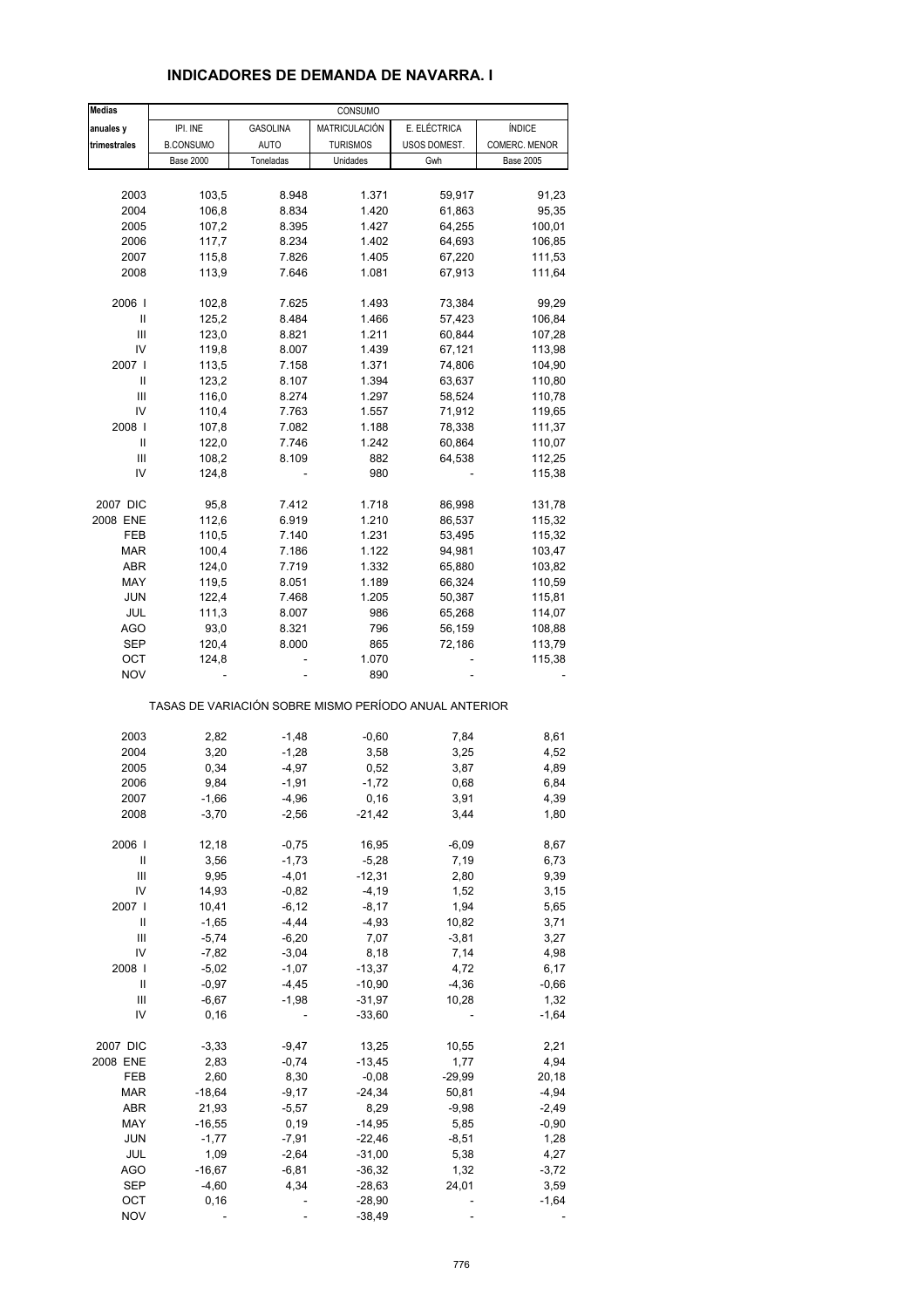## INDICADORES DE DEMANDA DE NAVARRA. I

| Medias | CONSUMO | | | | |
|---|---|---|---|---|---|
| anuales y | IPI. INE | GASOLINA | MATRICULACIÓN | E. ELÉCTRICA | ÍNDICE |
| trimestrales | B.CONSUMO | AUTO | TURISMOS | USOS DOMEST. | COMERC. MENOR |
| | Base 2000 | Toneladas | Unidades | Gwh | Base 2005 |
| 2003 | 103,5 | 8.948 | 1.371 | 59,917 | 91,23 |
| 2004 | 106,8 | 8.834 | 1.420 | 61,863 | 95,35 |
| 2005 | 107,2 | 8.395 | 1.427 | 64,255 | 100,01 |
| 2006 | 117,7 | 8.234 | 1.402 | 64,693 | 106,85 |
| 2007 | 115,8 | 7.826 | 1.405 | 67,220 | 111,53 |
| 2008 | 113,9 | 7.646 | 1.081 | 67,913 | 111,64 |
| 2006 I | 102,8 | 7.625 | 1.493 | 73,384 | 99,29 |
| II | 125,2 | 8.484 | 1.466 | 57,423 | 106,84 |
| III | 123,0 | 8.821 | 1.211 | 60,844 | 107,28 |
| IV | 119,8 | 8.007 | 1.439 | 67,121 | 113,98 |
| 2007 I | 113,5 | 7.158 | 1.371 | 74,806 | 104,90 |
| II | 123,2 | 8.107 | 1.394 | 63,637 | 110,80 |
| III | 116,0 | 8.274 | 1.297 | 58,524 | 110,78 |
| IV | 110,4 | 7.763 | 1.557 | 71,912 | 119,65 |
| 2008 I | 107,8 | 7.082 | 1.188 | 78,338 | 111,37 |
| II | 122,0 | 7.746 | 1.242 | 60,864 | 110,07 |
| III | 108,2 | 8.109 | 882 | 64,538 | 112,25 |
| IV | 124,8 | - | 980 | - | 115,38 |
| 2007 DIC | 95,8 | 7.412 | 1.718 | 86,998 | 131,78 |
| 2008 ENE | 112,6 | 6.919 | 1.210 | 86,537 | 115,32 |
| FEB | 110,5 | 7.140 | 1.231 | 53,495 | 115,32 |
| MAR | 100,4 | 7.186 | 1.122 | 94,981 | 103,47 |
| ABR | 124,0 | 7.719 | 1.332 | 65,880 | 103,82 |
| MAY | 119,5 | 8.051 | 1.189 | 66,324 | 110,59 |
| JUN | 122,4 | 7.468 | 1.205 | 50,387 | 115,81 |
| JUL | 111,3 | 8.007 | 986 | 65,268 | 114,07 |
| AGO | 93,0 | 8.321 | 796 | 56,159 | 108,88 |
| SEP | 120,4 | 8.000 | 865 | 72,186 | 113,79 |
| OCT | 124,8 | - | 1.070 | - | 115,38 |
| NOV | - | - | 890 | - | - |
| TASAS DE VARIACIÓN SOBRE MISMO PERÍODO ANUAL ANTERIOR | | | | | |
| 2003 | 2,82 | -1,48 | -0,60 | 7,84 | 8,61 |
| 2004 | 3,20 | -1,28 | 3,58 | 3,25 | 4,52 |
| 2005 | 0,34 | -4,97 | 0,52 | 3,87 | 4,89 |
| 2006 | 9,84 | -1,91 | -1,72 | 0,68 | 6,84 |
| 2007 | -1,66 | -4,96 | 0,16 | 3,91 | 4,39 |
| 2008 | -3,70 | -2,56 | -21,42 | 3,44 | 1,80 |
| 2006 I | 12,18 | -0,75 | 16,95 | -6,09 | 8,67 |
| II | 3,56 | -1,73 | -5,28 | 7,19 | 6,73 |
| III | 9,95 | -4,01 | -12,31 | 2,80 | 9,39 |
| IV | 14,93 | -0,82 | -4,19 | 1,52 | 3,15 |
| 2007 I | 10,41 | -6,12 | -8,17 | 1,94 | 5,65 |
| II | -1,65 | -4,44 | -4,93 | 10,82 | 3,71 |
| III | -5,74 | -6,20 | 7,07 | -3,81 | 3,27 |
| IV | -7,82 | -3,04 | 8,18 | 7,14 | 4,98 |
| 2008 I | -5,02 | -1,07 | -13,37 | 4,72 | 6,17 |
| II | -0,97 | -4,45 | -10,90 | -4,36 | -0,66 |
| III | -6,67 | -1,98 | -31,97 | 10,28 | 1,32 |
| IV | 0,16 | - | -33,60 | - | -1,64 |
| 2007 DIC | -3,33 | -9,47 | 13,25 | 10,55 | 2,21 |
| 2008 ENE | 2,83 | -0,74 | -13,45 | 1,77 | 4,94 |
| FEB | 2,60 | 8,30 | -0,08 | -29,99 | 20,18 |
| MAR | -18,64 | -9,17 | -24,34 | 50,81 | -4,94 |
| ABR | 21,93 | -5,57 | 8,29 | -9,98 | -2,49 |
| MAY | -16,55 | 0,19 | -14,95 | 5,85 | -0,90 |
| JUN | -1,77 | -7,91 | -22,46 | -8,51 | 1,28 |
| JUL | 1,09 | -2,64 | -31,00 | 5,38 | 4,27 |
| AGO | -16,67 | -6,81 | -36,32 | 1,32 | -3,72 |
| SEP | -4,60 | 4,34 | -28,63 | 24,01 | 3,59 |
| OCT | 0,16 | - | -28,90 | - | -1,64 |
| NOV | - | - | -38,49 | - | - |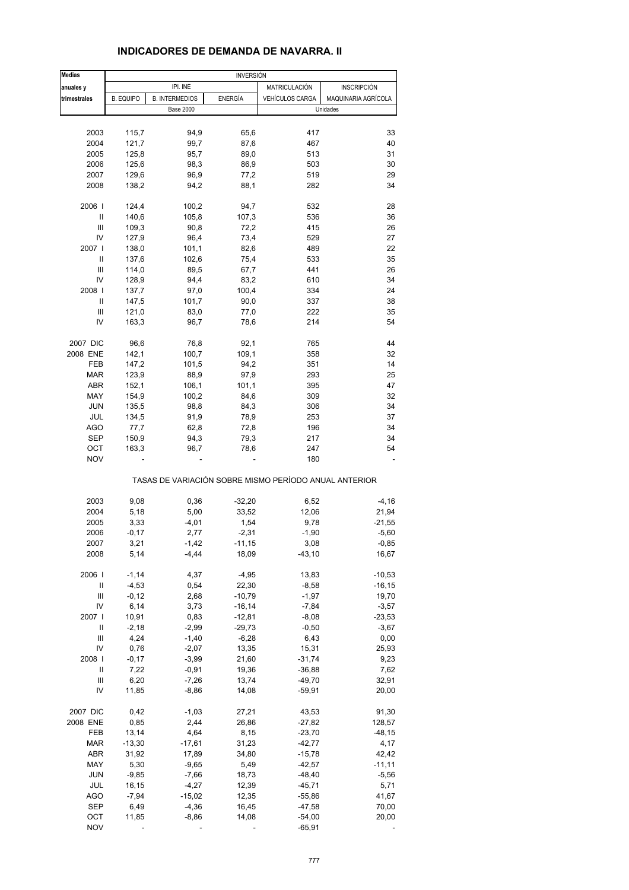## INDICADORES DE DEMANDA DE NAVARRA. II

| Medias anuales y trimestrales | INVERSIÓN | | | | |
|---|---|---|---|---|---|
| | IPI. INE | | | MATRICULACIÓN | INSCRIPCIÓN |
| | B. EQUIPO | B. INTERMEDIOS | ENERGÍA | VEHÍCULOS CARGA | MAQUINARIA AGRÍCOLA |
| | Base 2000 | | | Unidades | |
| 2003 | 115,7 | 94,9 | 65,6 | 417 | 33 |
| 2004 | 121,7 | 99,7 | 87,6 | 467 | 40 |
| 2005 | 125,8 | 95,7 | 89,0 | 513 | 31 |
| 2006 | 125,6 | 98,3 | 86,9 | 503 | 30 |
| 2007 | 129,6 | 96,9 | 77,2 | 519 | 29 |
| 2008 | 138,2 | 94,2 | 88,1 | 282 | 34 |
| 2006 I | 124,4 | 100,2 | 94,7 | 532 | 28 |
| II | 140,6 | 105,8 | 107,3 | 536 | 36 |
| III | 109,3 | 90,8 | 72,2 | 415 | 26 |
| IV | 127,9 | 96,4 | 73,4 | 529 | 27 |
| 2007 I | 138,0 | 101,1 | 82,6 | 489 | 22 |
| II | 137,6 | 102,6 | 75,4 | 533 | 35 |
| III | 114,0 | 89,5 | 67,7 | 441 | 26 |
| IV | 128,9 | 94,4 | 83,2 | 610 | 34 |
| 2008 I | 137,7 | 97,0 | 100,4 | 334 | 24 |
| II | 147,5 | 101,7 | 90,0 | 337 | 38 |
| III | 121,0 | 83,0 | 77,0 | 222 | 35 |
| IV | 163,3 | 96,7 | 78,6 | 214 | 54 |
| 2007 DIC | 96,6 | 76,8 | 92,1 | 765 | 44 |
| 2008 ENE | 142,1 | 100,7 | 109,1 | 358 | 32 |
| FEB | 147,2 | 101,5 | 94,2 | 351 | 14 |
| MAR | 123,9 | 88,9 | 97,9 | 293 | 25 |
| ABR | 152,1 | 106,1 | 101,1 | 395 | 47 |
| MAY | 154,9 | 100,2 | 84,6 | 309 | 32 |
| JUN | 135,5 | 98,8 | 84,3 | 306 | 34 |
| JUL | 134,5 | 91,9 | 78,9 | 253 | 37 |
| AGO | 77,7 | 62,8 | 72,8 | 196 | 34 |
| SEP | 150,9 | 94,3 | 79,3 | 217 | 34 |
| OCT | 163,3 | 96,7 | 78,6 | 247 | 54 |
| NOV | - | - | - | 180 | - |
| | TASAS DE VARIACIÓN SOBRE MISMO PERÍODO ANUAL ANTERIOR | | | | |
| 2003 | 9,08 | 0,36 | -32,20 | 6,52 | -4,16 |
| 2004 | 5,18 | 5,00 | 33,52 | 12,06 | 21,94 |
| 2005 | 3,33 | -4,01 | 1,54 | 9,78 | -21,55 |
| 2006 | -0,17 | 2,77 | -2,31 | -1,90 | -5,60 |
| 2007 | 3,21 | -1,42 | -11,15 | 3,08 | -0,85 |
| 2008 | 5,14 | -4,44 | 18,09 | -43,10 | 16,67 |
| 2006 I | -1,14 | 4,37 | -4,95 | 13,83 | -10,53 |
| II | -4,53 | 0,54 | 22,30 | -8,58 | -16,15 |
| III | -0,12 | 2,68 | -10,79 | -1,97 | 19,70 |
| IV | 6,14 | 3,73 | -16,14 | -7,84 | -3,57 |
| 2007 I | 10,91 | 0,83 | -12,81 | -8,08 | -23,53 |
| II | -2,18 | -2,99 | -29,73 | -0,50 | -3,67 |
| III | 4,24 | -1,40 | -6,28 | 6,43 | 0,00 |
| IV | 0,76 | -2,07 | 13,35 | 15,31 | 25,93 |
| 2008 I | -0,17 | -3,99 | 21,60 | -31,74 | 9,23 |
| II | 7,22 | -0,91 | 19,36 | -36,88 | 7,62 |
| III | 6,20 | -7,26 | 13,74 | -49,70 | 32,91 |
| IV | 11,85 | -8,86 | 14,08 | -59,91 | 20,00 |
| 2007 DIC | 0,42 | -1,03 | 27,21 | 43,53 | 91,30 |
| 2008 ENE | 0,85 | 2,44 | 26,86 | -27,82 | 128,57 |
| FEB | 13,14 | 4,64 | 8,15 | -23,70 | -48,15 |
| MAR | -13,30 | -17,61 | 31,23 | -42,77 | 4,17 |
| ABR | 31,92 | 17,89 | 34,80 | -15,78 | 42,42 |
| MAY | 5,30 | -9,65 | 5,49 | -42,57 | -11,11 |
| JUN | -9,85 | -7,66 | 18,73 | -48,40 | -5,56 |
| JUL | 16,15 | -4,27 | 12,39 | -45,71 | 5,71 |
| AGO | -7,94 | -15,02 | 12,35 | -55,86 | 41,67 |
| SEP | 6,49 | -4,36 | 16,45 | -47,58 | 70,00 |
| OCT | 11,85 | -8,86 | 14,08 | -54,00 | 20,00 |
| NOV | - | - | - | -65,91 | - |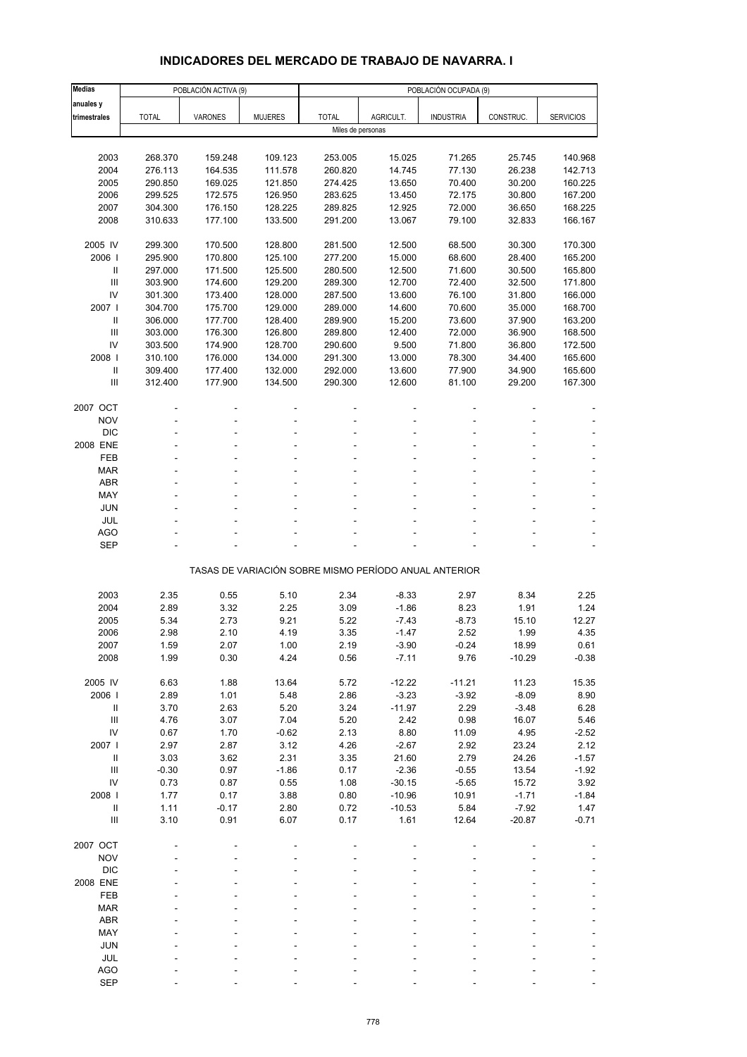## INDICADORES DEL MERCADO DE TRABAJO DE NAVARRA. I

| Medias anuales y trimestrales | POBLACIÓN ACTIVA (9) | | | POBLACIÓN OCUPADA (9) | | | | |
|---|---|---|---|---|---|---|---|---|
| | TOTAL | VARONES | MUJERES | TOTAL | AGRICULT. | INDUSTRIA | CONSTRUC. | SERVICIOS |
| | Miles de personas | | | | | | | |
| 2003 | 268.370 | 159.248 | 109.123 | 253.005 | 15.025 | 71.265 | 25.745 | 140.968 |
| 2004 | 276.113 | 164.535 | 111.578 | 260.820 | 14.745 | 77.130 | 26.238 | 142.713 |
| 2005 | 290.850 | 169.025 | 121.850 | 274.425 | 13.650 | 70.400 | 30.200 | 160.225 |
| 2006 | 299.525 | 172.575 | 126.950 | 283.625 | 13.450 | 72.175 | 30.800 | 167.200 |
| 2007 | 304.300 | 176.150 | 128.225 | 289.825 | 12.925 | 72.000 | 36.650 | 168.225 |
| 2008 | 310.633 | 177.100 | 133.500 | 291.200 | 13.067 | 79.100 | 32.833 | 166.167 |
| 2005 IV | 299.300 | 170.500 | 128.800 | 281.500 | 12.500 | 68.500 | 30.300 | 170.300 |
| 2006 I | 295.900 | 170.800 | 125.100 | 277.200 | 15.000 | 68.600 | 28.400 | 165.200 |
| II | 297.000 | 171.500 | 125.500 | 280.500 | 12.500 | 71.600 | 30.500 | 165.800 |
| III | 303.900 | 174.600 | 129.200 | 289.300 | 12.700 | 72.400 | 32.500 | 171.800 |
| IV | 301.300 | 173.400 | 128.000 | 287.500 | 13.600 | 76.100 | 31.800 | 166.000 |
| 2007 I | 304.700 | 175.700 | 129.000 | 289.000 | 14.600 | 70.600 | 35.000 | 168.700 |
| II | 306.000 | 177.700 | 128.400 | 289.900 | 15.200 | 73.600 | 37.900 | 163.200 |
| III | 303.000 | 176.300 | 126.800 | 289.800 | 12.400 | 72.000 | 36.900 | 168.500 |
| IV | 303.500 | 174.900 | 128.700 | 290.600 | 9.500 | 71.800 | 36.800 | 172.500 |
| 2008 I | 310.100 | 176.000 | 134.000 | 291.300 | 13.000 | 78.300 | 34.400 | 165.600 |
| II | 309.400 | 177.400 | 132.000 | 292.000 | 13.600 | 77.900 | 34.900 | 165.600 |
| III | 312.400 | 177.900 | 134.500 | 290.300 | 12.600 | 81.100 | 29.200 | 167.300 |
| 2007 OCT | - | - | - | - | - | - | - | - |
| NOV | - | - | - | - | - | - | - | - |
| DIC | - | - | - | - | - | - | - | - |
| 2008 ENE | - | - | - | - | - | - | - | - |
| FEB | - | - | - | - | - | - | - | - |
| MAR | - | - | - | - | - | - | - | - |
| ABR | - | - | - | - | - | - | - | - |
| MAY | - | - | - | - | - | - | - | - |
| JUN | - | - | - | - | - | - | - | - |
| JUL | - | - | - | - | - | - | - | - |
| AGO | - | - | - | - | - | - | - | - |
| SEP | - | - | - | - | - | - | - | - |
| | TASAS DE VARIACIÓN SOBRE MISMO PERÍODO ANUAL ANTERIOR | | | | | | | |
| 2003 | 2.35 | 0.55 | 5.10 | 2.34 | -8.33 | 2.97 | 8.34 | 2.25 |
| 2004 | 2.89 | 3.32 | 2.25 | 3.09 | -1.86 | 8.23 | 1.91 | 1.24 |
| 2005 | 5.34 | 2.73 | 9.21 | 5.22 | -7.43 | -8.73 | 15.10 | 12.27 |
| 2006 | 2.98 | 2.10 | 4.19 | 3.35 | -1.47 | 2.52 | 1.99 | 4.35 |
| 2007 | 1.59 | 2.07 | 1.00 | 2.19 | -3.90 | -0.24 | 18.99 | 0.61 |
| 2008 | 1.99 | 0.30 | 4.24 | 0.56 | -7.11 | 9.76 | -10.29 | -0.38 |
| 2005 IV | 6.63 | 1.88 | 13.64 | 5.72 | -12.22 | -11.21 | 11.23 | 15.35 |
| 2006 I | 2.89 | 1.01 | 5.48 | 2.86 | -3.23 | -3.92 | -8.09 | 8.90 |
| II | 3.70 | 2.63 | 5.20 | 3.24 | -11.97 | 2.29 | -3.48 | 6.28 |
| III | 4.76 | 3.07 | 7.04 | 5.20 | 2.42 | 0.98 | 16.07 | 5.46 |
| IV | 0.67 | 1.70 | -0.62 | 2.13 | 8.80 | 11.09 | 4.95 | -2.52 |
| 2007 I | 2.97 | 2.87 | 3.12 | 4.26 | -2.67 | 2.92 | 23.24 | 2.12 |
| II | 3.03 | 3.62 | 2.31 | 3.35 | 21.60 | 2.79 | 24.26 | -1.57 |
| III | -0.30 | 0.97 | -1.86 | 0.17 | -2.36 | -0.55 | 13.54 | -1.92 |
| IV | 0.73 | 0.87 | 0.55 | 1.08 | -30.15 | -5.65 | 15.72 | 3.92 |
| 2008 I | 1.77 | 0.17 | 3.88 | 0.80 | -10.96 | 10.91 | -1.71 | -1.84 |
| II | 1.11 | -0.17 | 2.80 | 0.72 | -10.53 | 5.84 | -7.92 | 1.47 |
| III | 3.10 | 0.91 | 6.07 | 0.17 | 1.61 | 12.64 | -20.87 | -0.71 |
| 2007 OCT | - | - | - | - | - | - | - | - |
| NOV | - | - | - | - | - | - | - | - |
| DIC | - | - | - | - | - | - | - | - |
| 2008 ENE | - | - | - | - | - | - | - | - |
| FEB | - | - | - | - | - | - | - | - |
| MAR | - | - | - | - | - | - | - | - |
| ABR | - | - | - | - | - | - | - | - |
| MAY | - | - | - | - | - | - | - | - |
| JUN | - | - | - | - | - | - | - | - |
| JUL | - | - | - | - | - | - | - | - |
| AGO | - | - | - | - | - | - | - | - |
| SEP | - | - | - | - | - | - | - | - |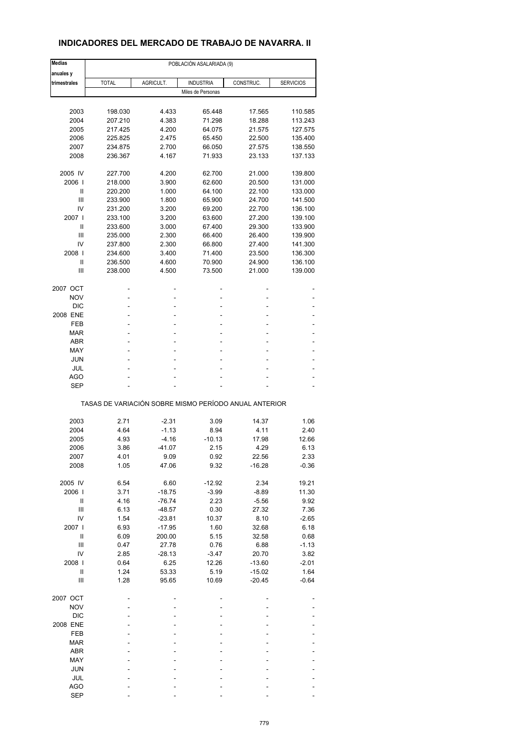# INDICADORES DEL MERCADO DE TRABAJO DE NAVARRA. II

| Medias anuales y trimestrales | POBLACIÓN ASALARIADA (9) | | | | |
|---|---|---|---|---|---|
| | TOTAL | AGRICULT. | INDUSTRIA | CONSTRUC. | SERVICIOS |
| | Miles de Personas | | | | |
| 2003 | 198.030 | 4.433 | 65.448 | 17.565 | 110.585 |
| 2004 | 207.210 | 4.383 | 71.298 | 18.288 | 113.243 |
| 2005 | 217.425 | 4.200 | 64.075 | 21.575 | 127.575 |
| 2006 | 225.825 | 2.475 | 65.450 | 22.500 | 135.400 |
| 2007 | 234.875 | 2.700 | 66.050 | 27.575 | 138.550 |
| 2008 | 236.367 | 4.167 | 71.933 | 23.133 | 137.133 |
| 2005 IV | 227.700 | 4.200 | 62.700 | 21.000 | 139.800 |
| 2006 I | 218.000 | 3.900 | 62.600 | 20.500 | 131.000 |
| II | 220.200 | 1.000 | 64.100 | 22.100 | 133.000 |
| III | 233.900 | 1.800 | 65.900 | 24.700 | 141.500 |
| IV | 231.200 | 3.200 | 69.200 | 22.700 | 136.100 |
| 2007 I | 233.100 | 3.200 | 63.600 | 27.200 | 139.100 |
| II | 233.600 | 3.000 | 67.400 | 29.300 | 133.900 |
| III | 235.000 | 2.300 | 66.400 | 26.400 | 139.900 |
| IV | 237.800 | 2.300 | 66.800 | 27.400 | 141.300 |
| 2008 I | 234.600 | 3.400 | 71.400 | 23.500 | 136.300 |
| II | 236.500 | 4.600 | 70.900 | 24.900 | 136.100 |
| III | 238.000 | 4.500 | 73.500 | 21.000 | 139.000 |
| 2007 OCT | - | - | - | - | - |
| NOV | - | - | - | - | - |
| DIC | - | - | - | - | - |
| 2008 ENE | - | - | - | - | - |
| FEB | - | - | - | - | - |
| MAR | - | - | - | - | - |
| ABR | - | - | - | - | - |
| MAY | - | - | - | - | - |
| JUN | - | - | - | - | - |
| JUL | - | - | - | - | - |
| AGO | - | - | - | - | - |
| SEP | - | - | - | - | - |
| | TASAS DE VARIACIÓN SOBRE MISMO PERÍODO ANUAL ANTERIOR | | | | |
| 2003 | 2.71 | -2.31 | 3.09 | 14.37 | 1.06 |
| 2004 | 4.64 | -1.13 | 8.94 | 4.11 | 2.40 |
| 2005 | 4.93 | -4.16 | -10.13 | 17.98 | 12.66 |
| 2006 | 3.86 | -41.07 | 2.15 | 4.29 | 6.13 |
| 2007 | 4.01 | 9.09 | 0.92 | 22.56 | 2.33 |
| 2008 | 1.05 | 47.06 | 9.32 | -16.28 | -0.36 |
| 2005 IV | 6.54 | 6.60 | -12.92 | 2.34 | 19.21 |
| 2006 I | 3.71 | -18.75 | -3.99 | -8.89 | 11.30 |
| II | 4.16 | -76.74 | 2.23 | -5.56 | 9.92 |
| III | 6.13 | -48.57 | 0.30 | 27.32 | 7.36 |
| IV | 1.54 | -23.81 | 10.37 | 8.10 | -2.65 |
| 2007 I | 6.93 | -17.95 | 1.60 | 32.68 | 6.18 |
| II | 6.09 | 200.00 | 5.15 | 32.58 | 0.68 |
| III | 0.47 | 27.78 | 0.76 | 6.88 | -1.13 |
| IV | 2.85 | -28.13 | -3.47 | 20.70 | 3.82 |
| 2008 I | 0.64 | 6.25 | 12.26 | -13.60 | -2.01 |
| II | 1.24 | 53.33 | 5.19 | -15.02 | 1.64 |
| III | 1.28 | 95.65 | 10.69 | -20.45 | -0.64 |
| 2007 OCT | - | - | - | - | - |
| NOV | - | - | - | - | - |
| DIC | - | - | - | - | - |
| 2008 ENE | - | - | - | - | - |
| FEB | - | - | - | - | - |
| MAR | - | - | - | - | - |
| ABR | - | - | - | - | - |
| MAY | - | - | - | - | - |
| JUN | - | - | - | - | - |
| JUL | - | - | - | - | - |
| AGO | - | - | - | - | - |
| SEP | - | - | - | - | - |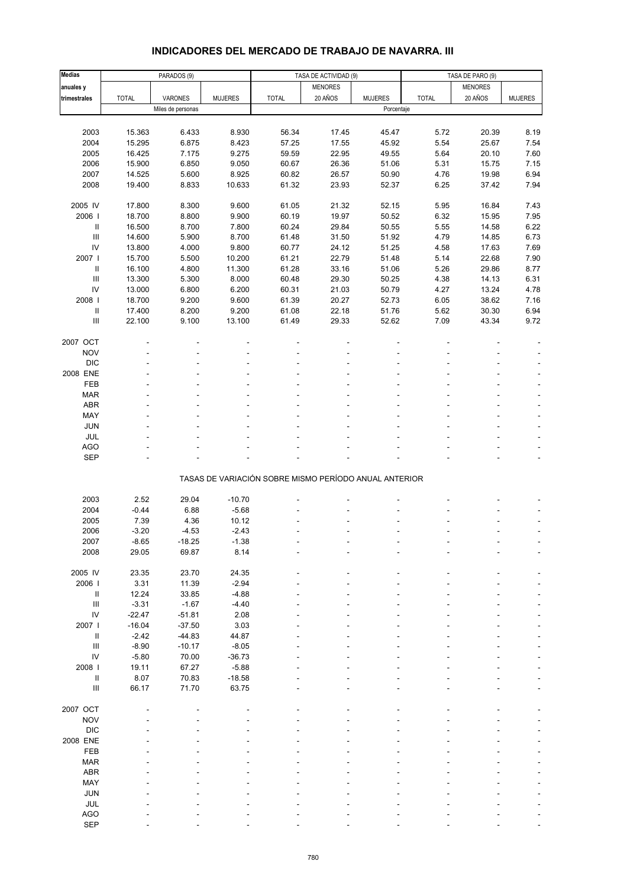# INDICADORES DEL MERCADO DE TRABAJO DE NAVARRA. III

| Medias anuales y trimestrales | PARADOS (9) | | | TASA DE ACTIVIDAD (9) | | | TASA DE PARO (9) | | |
|---|---|---|---|---|---|---|---|---|---|
| | TOTAL | VARONES | MUJERES | TOTAL | MENORES 20 AÑOS | MUJERES | TOTAL | MENORES 20 AÑOS | MUJERES |
| | Miles de personas | | | Porcentaje | | | | | |
| 2003 | 15.363 | 6.433 | 8.930 | 56.34 | 17.45 | 45.47 | 5.72 | 20.39 | 8.19 |
| 2004 | 15.295 | 6.875 | 8.423 | 57.25 | 17.55 | 45.92 | 5.54 | 25.67 | 7.54 |
| 2005 | 16.425 | 7.175 | 9.275 | 59.59 | 22.95 | 49.55 | 5.64 | 20.10 | 7.60 |
| 2006 | 15.900 | 6.850 | 9.050 | 60.67 | 26.36 | 51.06 | 5.31 | 15.75 | 7.15 |
| 2007 | 14.525 | 5.600 | 8.925 | 60.82 | 26.57 | 50.90 | 4.76 | 19.98 | 6.94 |
| 2008 | 19.400 | 8.833 | 10.633 | 61.32 | 23.93 | 52.37 | 6.25 | 37.42 | 7.94 |
| 2005 IV | 17.800 | 8.300 | 9.600 | 61.05 | 21.32 | 52.15 | 5.95 | 16.84 | 7.43 |
| 2006 I | 18.700 | 8.800 | 9.900 | 60.19 | 19.97 | 50.52 | 6.32 | 15.95 | 7.95 |
| II | 16.500 | 8.700 | 7.800 | 60.24 | 29.84 | 50.55 | 5.55 | 14.58 | 6.22 |
| III | 14.600 | 5.900 | 8.700 | 61.48 | 31.50 | 51.92 | 4.79 | 14.85 | 6.73 |
| IV | 13.800 | 4.000 | 9.800 | 60.77 | 24.12 | 51.25 | 4.58 | 17.63 | 7.69 |
| 2007 I | 15.700 | 5.500 | 10.200 | 61.21 | 22.79 | 51.48 | 5.14 | 22.68 | 7.90 |
| II | 16.100 | 4.800 | 11.300 | 61.28 | 33.16 | 51.06 | 5.26 | 29.86 | 8.77 |
| III | 13.300 | 5.300 | 8.000 | 60.48 | 29.30 | 50.25 | 4.38 | 14.13 | 6.31 |
| IV | 13.000 | 6.800 | 6.200 | 60.31 | 21.03 | 50.79 | 4.27 | 13.24 | 4.78 |
| 2008 I | 18.700 | 9.200 | 9.600 | 61.39 | 20.27 | 52.73 | 6.05 | 38.62 | 7.16 |
| II | 17.400 | 8.200 | 9.200 | 61.08 | 22.18 | 51.76 | 5.62 | 30.30 | 6.94 |
| III | 22.100 | 9.100 | 13.100 | 61.49 | 29.33 | 52.62 | 7.09 | 43.34 | 9.72 |
| 2007 OCT | - | - | - | - | - | - | - | - | - |
| NOV | - | - | - | - | - | - | - | - | - |
| DIC | - | - | - | - | - | - | - | - | - |
| 2008 ENE | - | - | - | - | - | - | - | - | - |
| FEB | - | - | - | - | - | - | - | - | - |
| MAR | - | - | - | - | - | - | - | - | - |
| ABR | - | - | - | - | - | - | - | - | - |
| MAY | - | - | - | - | - | - | - | - | - |
| JUN | - | - | - | - | - | - | - | - | - |
| JUL | - | - | - | - | - | - | - | - | - |
| AGO | - | - | - | - | - | - | - | - | - |
| SEP | - | - | - | - | - | - | - | - | - |
| | TASAS DE VARIACIÓN SOBRE MISMO PERÍODO ANUAL ANTERIOR | | | | | | | | |
| 2003 | 2.52 | 29.04 | -10.70 | - | - | - | - | - | - |
| 2004 | -0.44 | 6.88 | -5.68 | - | - | - | - | - | - |
| 2005 | 7.39 | 4.36 | 10.12 | - | - | - | - | - | - |
| 2006 | -3.20 | -4.53 | -2.43 | - | - | - | - | - | - |
| 2007 | -8.65 | -18.25 | -1.38 | - | - | - | - | - | - |
| 2008 | 29.05 | 69.87 | 8.14 | - | - | - | - | - | - |
| 2005 IV | 23.35 | 23.70 | 24.35 | - | - | - | - | - | - |
| 2006 I | 3.31 | 11.39 | -2.94 | - | - | - | - | - | - |
| II | 12.24 | 33.85 | -4.88 | - | - | - | - | - | - |
| III | -3.31 | -1.67 | -4.40 | - | - | - | - | - | - |
| IV | -22.47 | -51.81 | 2.08 | - | - | - | - | - | - |
| 2007 I | -16.04 | -37.50 | 3.03 | - | - | - | - | - | - |
| II | -2.42 | -44.83 | 44.87 | - | - | - | - | - | - |
| III | -8.90 | -10.17 | -8.05 | - | - | - | - | - | - |
| IV | -5.80 | 70.00 | -36.73 | - | - | - | - | - | - |
| 2008 I | 19.11 | 67.27 | -5.88 | - | - | - | - | - | - |
| II | 8.07 | 70.83 | -18.58 | - | - | - | - | - | - |
| III | 66.17 | 71.70 | 63.75 | - | - | - | - | - | - |
| 2007 OCT | - | - | - | - | - | - | - | - | - |
| NOV | - | - | - | - | - | - | - | - | - |
| DIC | - | - | - | - | - | - | - | - | - |
| 2008 ENE | - | - | - | - | - | - | - | - | - |
| FEB | - | - | - | - | - | - | - | - | - |
| MAR | - | - | - | - | - | - | - | - | - |
| ABR | - | - | - | - | - | - | - | - | - |
| MAY | - | - | - | - | - | - | - | - | - |
| JUN | - | - | - | - | - | - | - | - | - |
| JUL | - | - | - | - | - | - | - | - | - |
| AGO | - | - | - | - | - | - | - | - | - |
| SEP | - | - | - | - | - | - | - | - | - |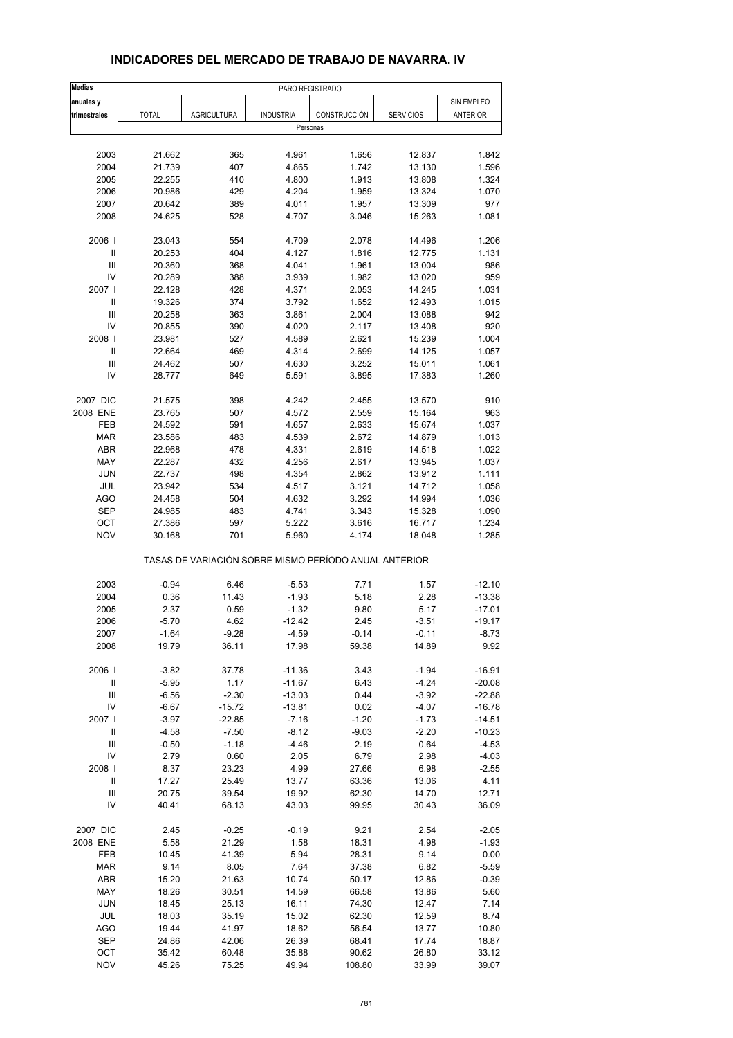# INDICADORES DEL MERCADO DE TRABAJO DE NAVARRA. IV

| Medias anuales y trimestrales | PARO REGISTRADO | | | | | |
|---|---|---|---|---|---|---|
| | TOTAL | AGRICULTURA | INDUSTRIA | CONSTRUCCIÓN | SERVICIOS | SIN EMPLEO ANTERIOR |
| | Personas | | | | | |
| 2003 | 21.662 | 365 | 4.961 | 1.656 | 12.837 | 1.842 |
| 2004 | 21.739 | 407 | 4.865 | 1.742 | 13.130 | 1.596 |
| 2005 | 22.255 | 410 | 4.800 | 1.913 | 13.808 | 1.324 |
| 2006 | 20.986 | 429 | 4.204 | 1.959 | 13.324 | 1.070 |
| 2007 | 20.642 | 389 | 4.011 | 1.957 | 13.309 | 977 |
| 2008 | 24.625 | 528 | 4.707 | 3.046 | 15.263 | 1.081 |
| 2006 I | 23.043 | 554 | 4.709 | 2.078 | 14.496 | 1.206 |
| II | 20.253 | 404 | 4.127 | 1.816 | 12.775 | 1.131 |
| III | 20.360 | 368 | 4.041 | 1.961 | 13.004 | 986 |
| IV | 20.289 | 388 | 3.939 | 1.982 | 13.020 | 959 |
| 2007 I | 22.128 | 428 | 4.371 | 2.053 | 14.245 | 1.031 |
| II | 19.326 | 374 | 3.792 | 1.652 | 12.493 | 1.015 |
| III | 20.258 | 363 | 3.861 | 2.004 | 13.088 | 942 |
| IV | 20.855 | 390 | 4.020 | 2.117 | 13.408 | 920 |
| 2008 I | 23.981 | 527 | 4.589 | 2.621 | 15.239 | 1.004 |
| II | 22.664 | 469 | 4.314 | 2.699 | 14.125 | 1.057 |
| III | 24.462 | 507 | 4.630 | 3.252 | 15.011 | 1.061 |
| IV | 28.777 | 649 | 5.591 | 3.895 | 17.383 | 1.260 |
| 2007 DIC | 21.575 | 398 | 4.242 | 2.455 | 13.570 | 910 |
| 2008 ENE | 23.765 | 507 | 4.572 | 2.559 | 15.164 | 963 |
| FEB | 24.592 | 591 | 4.657 | 2.633 | 15.674 | 1.037 |
| MAR | 23.586 | 483 | 4.539 | 2.672 | 14.879 | 1.013 |
| ABR | 22.968 | 478 | 4.331 | 2.619 | 14.518 | 1.022 |
| MAY | 22.287 | 432 | 4.256 | 2.617 | 13.945 | 1.037 |
| JUN | 22.737 | 498 | 4.354 | 2.862 | 13.912 | 1.111 |
| JUL | 23.942 | 534 | 4.517 | 3.121 | 14.712 | 1.058 |
| AGO | 24.458 | 504 | 4.632 | 3.292 | 14.994 | 1.036 |
| SEP | 24.985 | 483 | 4.741 | 3.343 | 15.328 | 1.090 |
| OCT | 27.386 | 597 | 5.222 | 3.616 | 16.717 | 1.234 |
| NOV | 30.168 | 701 | 5.960 | 4.174 | 18.048 | 1.285 |
| | TASAS DE VARIACIÓN SOBRE MISMO PERÍODO ANUAL ANTERIOR | | | | | |
| 2003 | -0.94 | 6.46 | -5.53 | 7.71 | 1.57 | -12.10 |
| 2004 | 0.36 | 11.43 | -1.93 | 5.18 | 2.28 | -13.38 |
| 2005 | 2.37 | 0.59 | -1.32 | 9.80 | 5.17 | -17.01 |
| 2006 | -5.70 | 4.62 | -12.42 | 2.45 | -3.51 | -19.17 |
| 2007 | -1.64 | -9.28 | -4.59 | -0.14 | -0.11 | -8.73 |
| 2008 | 19.79 | 36.11 | 17.98 | 59.38 | 14.89 | 9.92 |
| 2006 I | -3.82 | 37.78 | -11.36 | 3.43 | -1.94 | -16.91 |
| II | -5.95 | 1.17 | -11.67 | 6.43 | -4.24 | -20.08 |
| III | -6.56 | -2.30 | -13.03 | 0.44 | -3.92 | -22.88 |
| IV | -6.67 | -15.72 | -13.81 | 0.02 | -4.07 | -16.78 |
| 2007 I | -3.97 | -22.85 | -7.16 | -1.20 | -1.73 | -14.51 |
| II | -4.58 | -7.50 | -8.12 | -9.03 | -2.20 | -10.23 |
| III | -0.50 | -1.18 | -4.46 | 2.19 | 0.64 | -4.53 |
| IV | 2.79 | 0.60 | 2.05 | 6.79 | 2.98 | -4.03 |
| 2008 I | 8.37 | 23.23 | 4.99 | 27.66 | 6.98 | -2.55 |
| II | 17.27 | 25.49 | 13.77 | 63.36 | 13.06 | 4.11 |
| III | 20.75 | 39.54 | 19.92 | 62.30 | 14.70 | 12.71 |
| IV | 40.41 | 68.13 | 43.03 | 99.95 | 30.43 | 36.09 |
| 2007 DIC | 2.45 | -0.25 | -0.19 | 9.21 | 2.54 | -2.05 |
| 2008 ENE | 5.58 | 21.29 | 1.58 | 18.31 | 4.98 | -1.93 |
| FEB | 10.45 | 41.39 | 5.94 | 28.31 | 9.14 | 0.00 |
| MAR | 9.14 | 8.05 | 7.64 | 37.38 | 6.82 | -5.59 |
| ABR | 15.20 | 21.63 | 10.74 | 50.17 | 12.86 | -0.39 |
| MAY | 18.26 | 30.51 | 14.59 | 66.58 | 13.86 | 5.60 |
| JUN | 18.45 | 25.13 | 16.11 | 74.30 | 12.47 | 7.14 |
| JUL | 18.03 | 35.19 | 15.02 | 62.30 | 12.59 | 8.74 |
| AGO | 19.44 | 41.97 | 18.62 | 56.54 | 13.77 | 10.80 |
| SEP | 24.86 | 42.06 | 26.39 | 68.41 | 17.74 | 18.87 |
| OCT | 35.42 | 60.48 | 35.88 | 90.62 | 26.80 | 33.12 |
| NOV | 45.26 | 75.25 | 49.94 | 108.80 | 33.99 | 39.07 |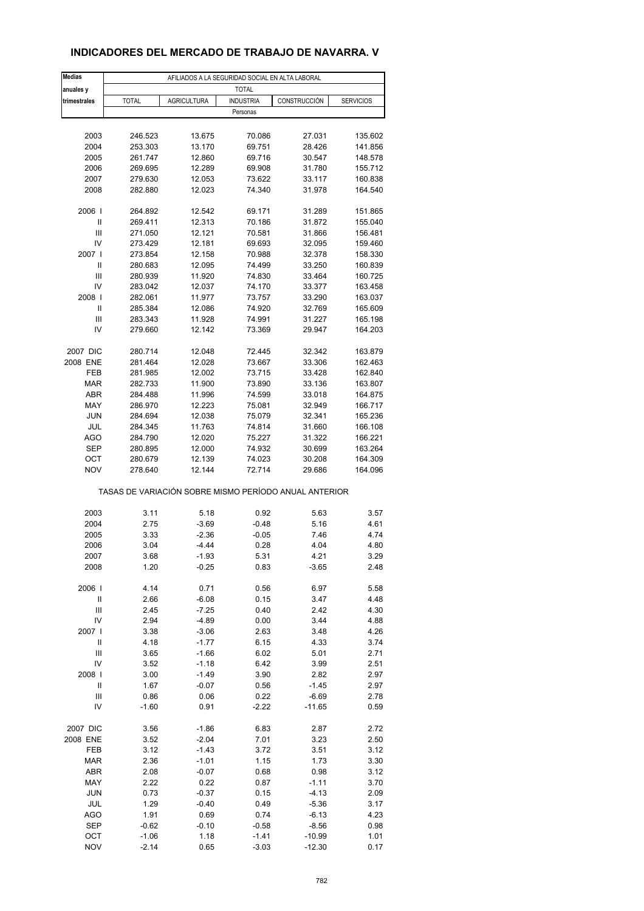## INDICADORES DEL MERCADO DE TRABAJO DE NAVARRA. V

| Medias anuales y trimestrales | AFILIADOS A LA SEGURIDAD SOCIAL EN ALTA LABORAL | | | | |
|---|---|---|---|---|---|
| | TOTAL | | | | |
| | TOTAL | AGRICULTURA | INDUSTRIA | CONSTRUCCIÓN | SERVICIOS |
| | Personas | | | | |
| 2003 | 246.523 | 13.675 | 70.086 | 27.031 | 135.602 |
| 2004 | 253.303 | 13.170 | 69.751 | 28.426 | 141.856 |
| 2005 | 261.747 | 12.860 | 69.716 | 30.547 | 148.578 |
| 2006 | 269.695 | 12.289 | 69.908 | 31.780 | 155.712 |
| 2007 | 279.630 | 12.053 | 73.622 | 33.117 | 160.838 |
| 2008 | 282.880 | 12.023 | 74.340 | 31.978 | 164.540 |
| 2006 I | 264.892 | 12.542 | 69.171 | 31.289 | 151.865 |
| II | 269.411 | 12.313 | 70.186 | 31.872 | 155.040 |
| III | 271.050 | 12.121 | 70.581 | 31.866 | 156.481 |
| IV | 273.429 | 12.181 | 69.693 | 32.095 | 159.460 |
| 2007 I | 273.854 | 12.158 | 70.988 | 32.378 | 158.330 |
| II | 280.683 | 12.095 | 74.499 | 33.250 | 160.839 |
| III | 280.939 | 11.920 | 74.830 | 33.464 | 160.725 |
| IV | 283.042 | 12.037 | 74.170 | 33.377 | 163.458 |
| 2008 I | 282.061 | 11.977 | 73.757 | 33.290 | 163.037 |
| II | 285.384 | 12.086 | 74.920 | 32.769 | 165.609 |
| III | 283.343 | 11.928 | 74.991 | 31.227 | 165.198 |
| IV | 279.660 | 12.142 | 73.369 | 29.947 | 164.203 |
| 2007 DIC | 280.714 | 12.048 | 72.445 | 32.342 | 163.879 |
| 2008 ENE | 281.464 | 12.028 | 73.667 | 33.306 | 162.463 |
| FEB | 281.985 | 12.002 | 73.715 | 33.428 | 162.840 |
| MAR | 282.733 | 11.900 | 73.890 | 33.136 | 163.807 |
| ABR | 284.488 | 11.996 | 74.599 | 33.018 | 164.875 |
| MAY | 286.970 | 12.223 | 75.081 | 32.949 | 166.717 |
| JUN | 284.694 | 12.038 | 75.079 | 32.341 | 165.236 |
| JUL | 284.345 | 11.763 | 74.814 | 31.660 | 166.108 |
| AGO | 284.790 | 12.020 | 75.227 | 31.322 | 166.221 |
| SEP | 280.895 | 12.000 | 74.932 | 30.699 | 163.264 |
| OCT | 280.679 | 12.139 | 74.023 | 30.208 | 164.309 |
| NOV | 278.640 | 12.144 | 72.714 | 29.686 | 164.096 |
| | TASAS DE VARIACIÓN SOBRE MISMO PERÍODO ANUAL ANTERIOR | | | | |
| 2003 | 3.11 | 5.18 | 0.92 | 5.63 | 3.57 |
| 2004 | 2.75 | -3.69 | -0.48 | 5.16 | 4.61 |
| 2005 | 3.33 | -2.36 | -0.05 | 7.46 | 4.74 |
| 2006 | 3.04 | -4.44 | 0.28 | 4.04 | 4.80 |
| 2007 | 3.68 | -1.93 | 5.31 | 4.21 | 3.29 |
| 2008 | 1.20 | -0.25 | 0.83 | -3.65 | 2.48 |
| 2006 I | 4.14 | 0.71 | 0.56 | 6.97 | 5.58 |
| II | 2.66 | -6.08 | 0.15 | 3.47 | 4.48 |
| III | 2.45 | -7.25 | 0.40 | 2.42 | 4.30 |
| IV | 2.94 | -4.89 | 0.00 | 3.44 | 4.88 |
| 2007 I | 3.38 | -3.06 | 2.63 | 3.48 | 4.26 |
| II | 4.18 | -1.77 | 6.15 | 4.33 | 3.74 |
| III | 3.65 | -1.66 | 6.02 | 5.01 | 2.71 |
| IV | 3.52 | -1.18 | 6.42 | 3.99 | 2.51 |
| 2008 I | 3.00 | -1.49 | 3.90 | 2.82 | 2.97 |
| II | 1.67 | -0.07 | 0.56 | -1.45 | 2.97 |
| III | 0.86 | 0.06 | 0.22 | -6.69 | 2.78 |
| IV | -1.60 | 0.91 | -2.22 | -11.65 | 0.59 |
| 2007 DIC | 3.56 | -1.86 | 6.83 | 2.87 | 2.72 |
| 2008 ENE | 3.52 | -2.04 | 7.01 | 3.23 | 2.50 |
| FEB | 3.12 | -1.43 | 3.72 | 3.51 | 3.12 |
| MAR | 2.36 | -1.01 | 1.15 | 1.73 | 3.30 |
| ABR | 2.08 | -0.07 | 0.68 | 0.98 | 3.12 |
| MAY | 2.22 | 0.22 | 0.87 | -1.11 | 3.70 |
| JUN | 0.73 | -0.37 | 0.15 | -4.13 | 2.09 |
| JUL | 1.29 | -0.40 | 0.49 | -5.36 | 3.17 |
| AGO | 1.91 | 0.69 | 0.74 | -6.13 | 4.23 |
| SEP | -0.62 | -0.10 | -0.58 | -8.56 | 0.98 |
| OCT | -1.06 | 1.18 | -1.41 | -10.99 | 1.01 |
| NOV | -2.14 | 0.65 | -3.03 | -12.30 | 0.17 |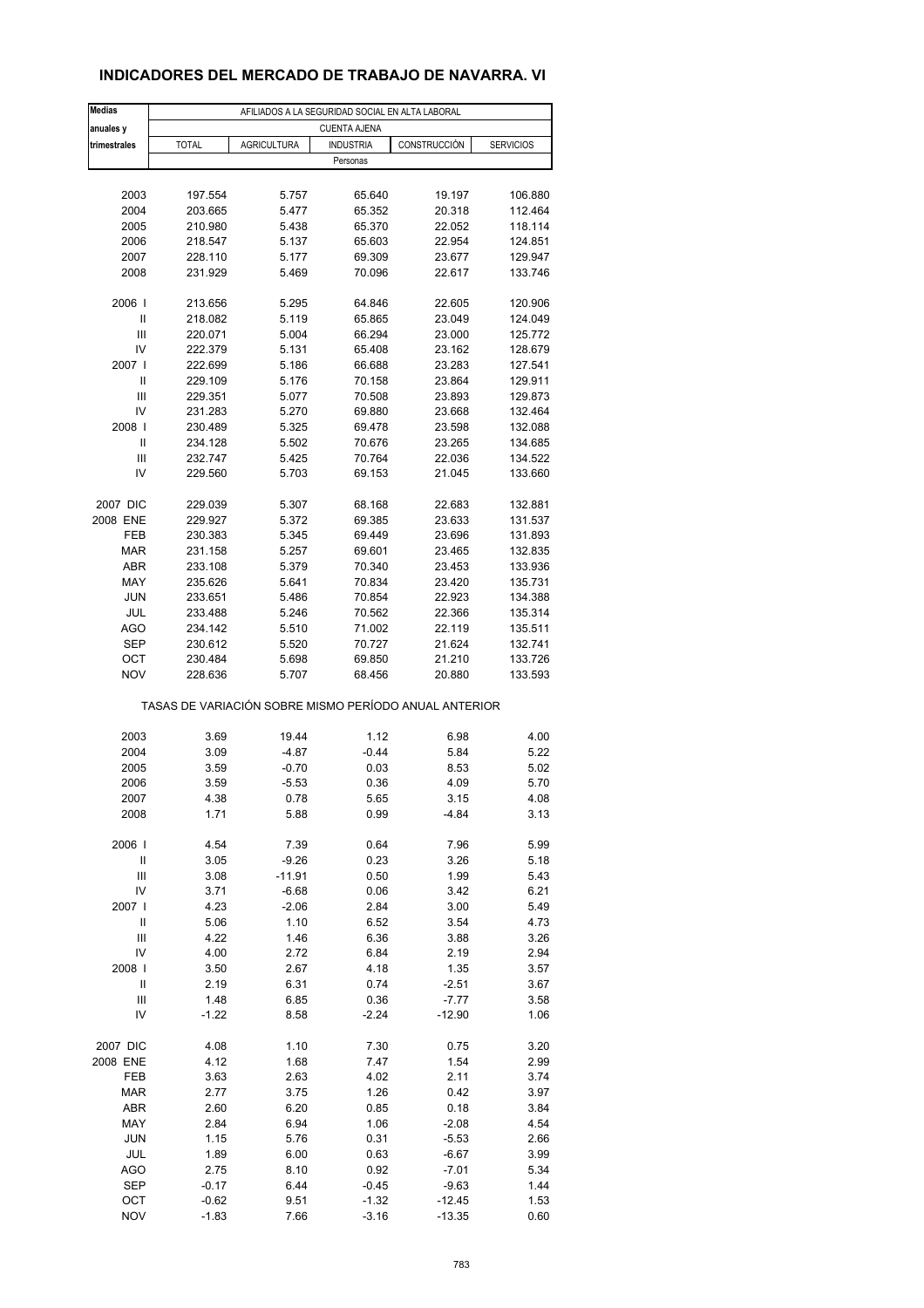# INDICADORES DEL MERCADO DE TRABAJO DE NAVARRA. VI

| Medias anuales y trimestrales | AFILIADOS A LA SEGURIDAD SOCIAL EN ALTA LABORAL | | | | |
|---|---|---|---|---|---|
| | CUENTA AJENA | | | | |
| | TOTAL | AGRICULTURA | INDUSTRIA | CONSTRUCCIÓN | SERVICIOS |
| | Personas | | | | |
| 2003 | 197.554 | 5.757 | 65.640 | 19.197 | 106.880 |
| 2004 | 203.665 | 5.477 | 65.352 | 20.318 | 112.464 |
| 2005 | 210.980 | 5.438 | 65.370 | 22.052 | 118.114 |
| 2006 | 218.547 | 5.137 | 65.603 | 22.954 | 124.851 |
| 2007 | 228.110 | 5.177 | 69.309 | 23.677 | 129.947 |
| 2008 | 231.929 | 5.469 | 70.096 | 22.617 | 133.746 |
| 2006 I | 213.656 | 5.295 | 64.846 | 22.605 | 120.906 |
| II | 218.082 | 5.119 | 65.865 | 23.049 | 124.049 |
| III | 220.071 | 5.004 | 66.294 | 23.000 | 125.772 |
| IV | 222.379 | 5.131 | 65.408 | 23.162 | 128.679 |
| 2007 I | 222.699 | 5.186 | 66.688 | 23.283 | 127.541 |
| II | 229.109 | 5.176 | 70.158 | 23.864 | 129.911 |
| III | 229.351 | 5.077 | 70.508 | 23.893 | 129.873 |
| IV | 231.283 | 5.270 | 69.880 | 23.668 | 132.464 |
| 2008 I | 230.489 | 5.325 | 69.478 | 23.598 | 132.088 |
| II | 234.128 | 5.502 | 70.676 | 23.265 | 134.685 |
| III | 232.747 | 5.425 | 70.764 | 22.036 | 134.522 |
| IV | 229.560 | 5.703 | 69.153 | 21.045 | 133.660 |
| 2007 DIC | 229.039 | 5.307 | 68.168 | 22.683 | 132.881 |
| 2008 ENE | 229.927 | 5.372 | 69.385 | 23.633 | 131.537 |
| FEB | 230.383 | 5.345 | 69.449 | 23.696 | 131.893 |
| MAR | 231.158 | 5.257 | 69.601 | 23.465 | 132.835 |
| ABR | 233.108 | 5.379 | 70.340 | 23.453 | 133.936 |
| MAY | 235.626 | 5.641 | 70.834 | 23.420 | 135.731 |
| JUN | 233.651 | 5.486 | 70.854 | 22.923 | 134.388 |
| JUL | 233.488 | 5.246 | 70.562 | 22.366 | 135.314 |
| AGO | 234.142 | 5.510 | 71.002 | 22.119 | 135.511 |
| SEP | 230.612 | 5.520 | 70.727 | 21.624 | 132.741 |
| OCT | 230.484 | 5.698 | 69.850 | 21.210 | 133.726 |
| NOV | 228.636 | 5.707 | 68.456 | 20.880 | 133.593 |
| | TASAS DE VARIACIÓN SOBRE MISMO PERÍODO ANUAL ANTERIOR | | | | |
| 2003 | 3.69 | 19.44 | 1.12 | 6.98 | 4.00 |
| 2004 | 3.09 | -4.87 | -0.44 | 5.84 | 5.22 |
| 2005 | 3.59 | -0.70 | 0.03 | 8.53 | 5.02 |
| 2006 | 3.59 | -5.53 | 0.36 | 4.09 | 5.70 |
| 2007 | 4.38 | 0.78 | 5.65 | 3.15 | 4.08 |
| 2008 | 1.71 | 5.88 | 0.99 | -4.84 | 3.13 |
| 2006 I | 4.54 | 7.39 | 0.64 | 7.96 | 5.99 |
| II | 3.05 | -9.26 | 0.23 | 3.26 | 5.18 |
| III | 3.08 | -11.91 | 0.50 | 1.99 | 5.43 |
| IV | 3.71 | -6.68 | 0.06 | 3.42 | 6.21 |
| 2007 I | 4.23 | -2.06 | 2.84 | 3.00 | 5.49 |
| II | 5.06 | 1.10 | 6.52 | 3.54 | 4.73 |
| III | 4.22 | 1.46 | 6.36 | 3.88 | 3.26 |
| IV | 4.00 | 2.72 | 6.84 | 2.19 | 2.94 |
| 2008 I | 3.50 | 2.67 | 4.18 | 1.35 | 3.57 |
| II | 2.19 | 6.31 | 0.74 | -2.51 | 3.67 |
| III | 1.48 | 6.85 | 0.36 | -7.77 | 3.58 |
| IV | -1.22 | 8.58 | -2.24 | -12.90 | 1.06 |
| 2007 DIC | 4.08 | 1.10 | 7.30 | 0.75 | 3.20 |
| 2008 ENE | 4.12 | 1.68 | 7.47 | 1.54 | 2.99 |
| FEB | 3.63 | 2.63 | 4.02 | 2.11 | 3.74 |
| MAR | 2.77 | 3.75 | 1.26 | 0.42 | 3.97 |
| ABR | 2.60 | 6.20 | 0.85 | 0.18 | 3.84 |
| MAY | 2.84 | 6.94 | 1.06 | -2.08 | 4.54 |
| JUN | 1.15 | 5.76 | 0.31 | -5.53 | 2.66 |
| JUL | 1.89 | 6.00 | 0.63 | -6.67 | 3.99 |
| AGO | 2.75 | 8.10 | 0.92 | -7.01 | 5.34 |
| SEP | -0.17 | 6.44 | -0.45 | -9.63 | 1.44 |
| OCT | -0.62 | 9.51 | -1.32 | -12.45 | 1.53 |
| NOV | -1.83 | 7.66 | -3.16 | -13.35 | 0.60 |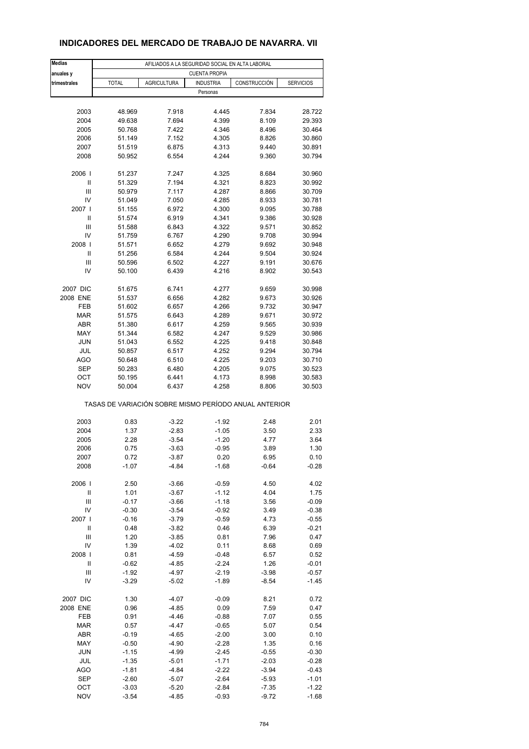# INDICADORES DEL MERCADO DE TRABAJO DE NAVARRA. VII

| Medias anuales y trimestrales | AFILIADOS A LA SEGURIDAD SOCIAL EN ALTA LABORAL | | | | |
|---|---|---|---|---|---|
| | CUENTA PROPIA | | | | |
| | TOTAL | AGRICULTURA | INDUSTRIA | CONSTRUCCIÓN | SERVICIOS |
| | Personas | | | | |
| 2003 | 48.969 | 7.918 | 4.445 | 7.834 | 28.722 |
| 2004 | 49.638 | 7.694 | 4.399 | 8.109 | 29.393 |
| 2005 | 50.768 | 7.422 | 4.346 | 8.496 | 30.464 |
| 2006 | 51.149 | 7.152 | 4.305 | 8.826 | 30.860 |
| 2007 | 51.519 | 6.875 | 4.313 | 9.440 | 30.891 |
| 2008 | 50.952 | 6.554 | 4.244 | 9.360 | 30.794 |
| 2006 I | 51.237 | 7.247 | 4.325 | 8.684 | 30.960 |
| II | 51.329 | 7.194 | 4.321 | 8.823 | 30.992 |
| III | 50.979 | 7.117 | 4.287 | 8.866 | 30.709 |
| IV | 51.049 | 7.050 | 4.285 | 8.933 | 30.781 |
| 2007 I | 51.155 | 6.972 | 4.300 | 9.095 | 30.788 |
| II | 51.574 | 6.919 | 4.341 | 9.386 | 30.928 |
| III | 51.588 | 6.843 | 4.322 | 9.571 | 30.852 |
| IV | 51.759 | 6.767 | 4.290 | 9.708 | 30.994 |
| 2008 I | 51.571 | 6.652 | 4.279 | 9.692 | 30.948 |
| II | 51.256 | 6.584 | 4.244 | 9.504 | 30.924 |
| III | 50.596 | 6.502 | 4.227 | 9.191 | 30.676 |
| IV | 50.100 | 6.439 | 4.216 | 8.902 | 30.543 |
| 2007 DIC | 51.675 | 6.741 | 4.277 | 9.659 | 30.998 |
| 2008 ENE | 51.537 | 6.656 | 4.282 | 9.673 | 30.926 |
| FEB | 51.602 | 6.657 | 4.266 | 9.732 | 30.947 |
| MAR | 51.575 | 6.643 | 4.289 | 9.671 | 30.972 |
| ABR | 51.380 | 6.617 | 4.259 | 9.565 | 30.939 |
| MAY | 51.344 | 6.582 | 4.247 | 9.529 | 30.986 |
| JUN | 51.043 | 6.552 | 4.225 | 9.418 | 30.848 |
| JUL | 50.857 | 6.517 | 4.252 | 9.294 | 30.794 |
| AGO | 50.648 | 6.510 | 4.225 | 9.203 | 30.710 |
| SEP | 50.283 | 6.480 | 4.205 | 9.075 | 30.523 |
| OCT | 50.195 | 6.441 | 4.173 | 8.998 | 30.583 |
| NOV | 50.004 | 6.437 | 4.258 | 8.806 | 30.503 |
| | TASAS DE VARIACIÓN SOBRE MISMO PERÍODO ANUAL ANTERIOR | | | | |
| 2003 | 0.83 | -3.22 | -1.92 | 2.48 | 2.01 |
| 2004 | 1.37 | -2.83 | -1.05 | 3.50 | 2.33 |
| 2005 | 2.28 | -3.54 | -1.20 | 4.77 | 3.64 |
| 2006 | 0.75 | -3.63 | -0.95 | 3.89 | 1.30 |
| 2007 | 0.72 | -3.87 | 0.20 | 6.95 | 0.10 |
| 2008 | -1.07 | -4.84 | -1.68 | -0.64 | -0.28 |
| 2006 I | 2.50 | -3.66 | -0.59 | 4.50 | 4.02 |
| II | 1.01 | -3.67 | -1.12 | 4.04 | 1.75 |
| III | -0.17 | -3.66 | -1.18 | 3.56 | -0.09 |
| IV | -0.30 | -3.54 | -0.92 | 3.49 | -0.38 |
| 2007 I | -0.16 | -3.79 | -0.59 | 4.73 | -0.55 |
| II | 0.48 | -3.82 | 0.46 | 6.39 | -0.21 |
| III | 1.20 | -3.85 | 0.81 | 7.96 | 0.47 |
| IV | 1.39 | -4.02 | 0.11 | 8.68 | 0.69 |
| 2008 I | 0.81 | -4.59 | -0.48 | 6.57 | 0.52 |
| II | -0.62 | -4.85 | -2.24 | 1.26 | -0.01 |
| III | -1.92 | -4.97 | -2.19 | -3.98 | -0.57 |
| IV | -3.29 | -5.02 | -1.89 | -8.54 | -1.45 |
| 2007 DIC | 1.30 | -4.07 | -0.09 | 8.21 | 0.72 |
| 2008 ENE | 0.96 | -4.85 | 0.09 | 7.59 | 0.47 |
| FEB | 0.91 | -4.46 | -0.88 | 7.07 | 0.55 |
| MAR | 0.57 | -4.47 | -0.65 | 5.07 | 0.54 |
| ABR | -0.19 | -4.65 | -2.00 | 3.00 | 0.10 |
| MAY | -0.50 | -4.90 | -2.28 | 1.35 | 0.16 |
| JUN | -1.15 | -4.99 | -2.45 | -0.55 | -0.30 |
| JUL | -1.35 | -5.01 | -1.71 | -2.03 | -0.28 |
| AGO | -1.81 | -4.84 | -2.22 | -3.94 | -0.43 |
| SEP | -2.60 | -5.07 | -2.64 | -5.93 | -1.01 |
| OCT | -3.03 | -5.20 | -2.84 | -7.35 | -1.22 |
| NOV | -3.54 | -4.85 | -0.93 | -9.72 | -1.68 |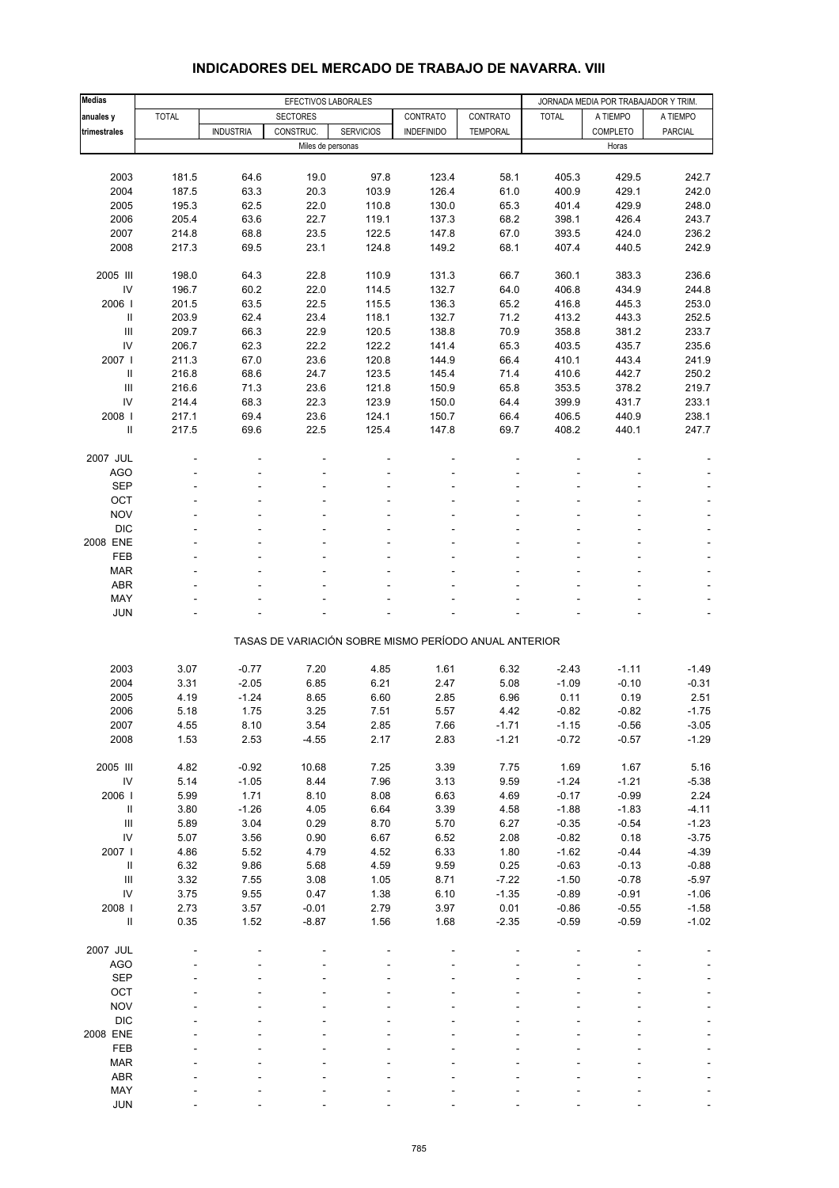## INDICADORES DEL MERCADO DE TRABAJO DE NAVARRA. VIII

| Medias anuales y trimestrales | EFECTIVOS LABORALES | | | | | | JORNADA MEDIA POR TRABAJADOR Y TRIM. | | |
|---|---|---|---|---|---|---|---|---|---|
| | TOTAL | SECTORES | | | CONTRATO | CONTRATO | TOTAL | A TIEMPO | A TIEMPO |
| | | INDUSTRIA | CONSTRUC. | SERVICIOS | INDEFINIDO | TEMPORAL | | COMPLETO | PARCIAL |
| | Miles de personas | | | | | | Horas | | |
| 2003 | 181.5 | 64.6 | 19.0 | 97.8 | 123.4 | 58.1 | 405.3 | 429.5 | 242.7 |
| 2004 | 187.5 | 63.3 | 20.3 | 103.9 | 126.4 | 61.0 | 400.9 | 429.1 | 242.0 |
| 2005 | 195.3 | 62.5 | 22.0 | 110.8 | 130.0 | 65.3 | 401.4 | 429.9 | 248.0 |
| 2006 | 205.4 | 63.6 | 22.7 | 119.1 | 137.3 | 68.2 | 398.1 | 426.4 | 243.7 |
| 2007 | 214.8 | 68.8 | 23.5 | 122.5 | 147.8 | 67.0 | 393.5 | 424.0 | 236.2 |
| 2008 | 217.3 | 69.5 | 23.1 | 124.8 | 149.2 | 68.1 | 407.4 | 440.5 | 242.9 |
| 2005 III | 198.0 | 64.3 | 22.8 | 110.9 | 131.3 | 66.7 | 360.1 | 383.3 | 236.6 |
| IV | 196.7 | 60.2 | 22.0 | 114.5 | 132.7 | 64.0 | 406.8 | 434.9 | 244.8 |
| 2006 I | 201.5 | 63.5 | 22.5 | 115.5 | 136.3 | 65.2 | 416.8 | 445.3 | 253.0 |
| II | 203.9 | 62.4 | 23.4 | 118.1 | 132.7 | 71.2 | 413.2 | 443.3 | 252.5 |
| III | 209.7 | 66.3 | 22.9 | 120.5 | 138.8 | 70.9 | 358.8 | 381.2 | 233.7 |
| IV | 206.7 | 62.3 | 22.2 | 122.2 | 141.4 | 65.3 | 403.5 | 435.7 | 235.6 |
| 2007 I | 211.3 | 67.0 | 23.6 | 120.8 | 144.9 | 66.4 | 410.1 | 443.4 | 241.9 |
| II | 216.8 | 68.6 | 24.7 | 123.5 | 145.4 | 71.4 | 410.6 | 442.7 | 250.2 |
| III | 216.6 | 71.3 | 23.6 | 121.8 | 150.9 | 65.8 | 353.5 | 378.2 | 219.7 |
| IV | 214.4 | 68.3 | 22.3 | 123.9 | 150.0 | 64.4 | 399.9 | 431.7 | 233.1 |
| 2008 I | 217.1 | 69.4 | 23.6 | 124.1 | 150.7 | 66.4 | 406.5 | 440.9 | 238.1 |
| II | 217.5 | 69.6 | 22.5 | 125.4 | 147.8 | 69.7 | 408.2 | 440.1 | 247.7 |
| 2007 JUL | - | - | - | - | - | - | - | - | - |
| AGO | - | - | - | - | - | - | - | - | - |
| SEP | - | - | - | - | - | - | - | - | - |
| OCT | - | - | - | - | - | - | - | - | - |
| NOV | - | - | - | - | - | - | - | - | - |
| DIC | - | - | - | - | - | - | - | - | - |
| 2008 ENE | - | - | - | - | - | - | - | - | - |
| FEB | - | - | - | - | - | - | - | - | - |
| MAR | - | - | - | - | - | - | - | - | - |
| ABR | - | - | - | - | - | - | - | - | - |
| MAY | - | - | - | - | - | - | - | - | - |
| JUN | - | - | - | - | - | - | - | - | - |

### TASAS DE VARIACIÓN SOBRE MISMO PERÍODO ANUAL ANTERIOR

| | TOTAL | INDUSTRIA | CONSTRUC. | SERVICIOS | CONTRATO INDEFINIDO | CONTRATO TEMPORAL | TOTAL | A TIEMPO COMPLETO | A TIEMPO PARCIAL |
|---|---|---|---|---|---|---|---|---|---|
| 2003 | 3.07 | -0.77 | 7.20 | 4.85 | 1.61 | 6.32 | -2.43 | -1.11 | -1.49 |
| 2004 | 3.31 | -2.05 | 6.85 | 6.21 | 2.47 | 5.08 | -1.09 | -0.10 | -0.31 |
| 2005 | 4.19 | -1.24 | 8.65 | 6.60 | 2.85 | 6.96 | 0.11 | 0.19 | 2.51 |
| 2006 | 5.18 | 1.75 | 3.25 | 7.51 | 5.57 | 4.42 | -0.82 | -0.82 | -1.75 |
| 2007 | 4.55 | 8.10 | 3.54 | 2.85 | 7.66 | -1.71 | -1.15 | -0.56 | -3.05 |
| 2008 | 1.53 | 2.53 | -4.55 | 2.17 | 2.83 | -1.21 | -0.72 | -0.57 | -1.29 |
| 2005 III | 4.82 | -0.92 | 10.68 | 7.25 | 3.39 | 7.75 | 1.69 | 1.67 | 5.16 |
| IV | 5.14 | -1.05 | 8.44 | 7.96 | 3.13 | 9.59 | -1.24 | -1.21 | -5.38 |
| 2006 I | 5.99 | 1.71 | 8.10 | 8.08 | 6.63 | 4.69 | -0.17 | -0.99 | 2.24 |
| II | 3.80 | -1.26 | 4.05 | 6.64 | 3.39 | 4.58 | -1.88 | -1.83 | -4.11 |
| III | 5.89 | 3.04 | 0.29 | 8.70 | 5.70 | 6.27 | -0.35 | -0.54 | -1.23 |
| IV | 5.07 | 3.56 | 0.90 | 6.67 | 6.52 | 2.08 | -0.82 | 0.18 | -3.75 |
| 2007 I | 4.86 | 5.52 | 4.79 | 4.52 | 6.33 | 1.80 | -1.62 | -0.44 | -4.39 |
| II | 6.32 | 9.86 | 5.68 | 4.59 | 9.59 | 0.25 | -0.63 | -0.13 | -0.88 |
| III | 3.32 | 7.55 | 3.08 | 1.05 | 8.71 | -7.22 | -1.50 | -0.78 | -5.97 |
| IV | 3.75 | 9.55 | 0.47 | 1.38 | 6.10 | -1.35 | -0.89 | -0.91 | -1.06 |
| 2008 I | 2.73 | 3.57 | -0.01 | 2.79 | 3.97 | 0.01 | -0.86 | -0.55 | -1.58 |
| II | 0.35 | 1.52 | -8.87 | 1.56 | 1.68 | -2.35 | -0.59 | -0.59 | -1.02 |
| 2007 JUL | - | - | - | - | - | - | - | - | - |
| AGO | - | - | - | - | - | - | - | - | - |
| SEP | - | - | - | - | - | - | - | - | - |
| OCT | - | - | - | - | - | - | - | - | - |
| NOV | - | - | - | - | - | - | - | - | - |
| DIC | - | - | - | - | - | - | - | - | - |
| 2008 ENE | - | - | - | - | - | - | - | - | - |
| FEB | - | - | - | - | - | - | - | - | - |
| MAR | - | - | - | - | - | - | - | - | - |
| ABR | - | - | - | - | - | - | - | - | - |
| MAY | - | - | - | - | - | - | - | - | - |
| JUN | - | - | - | - | - | - | - | - | - |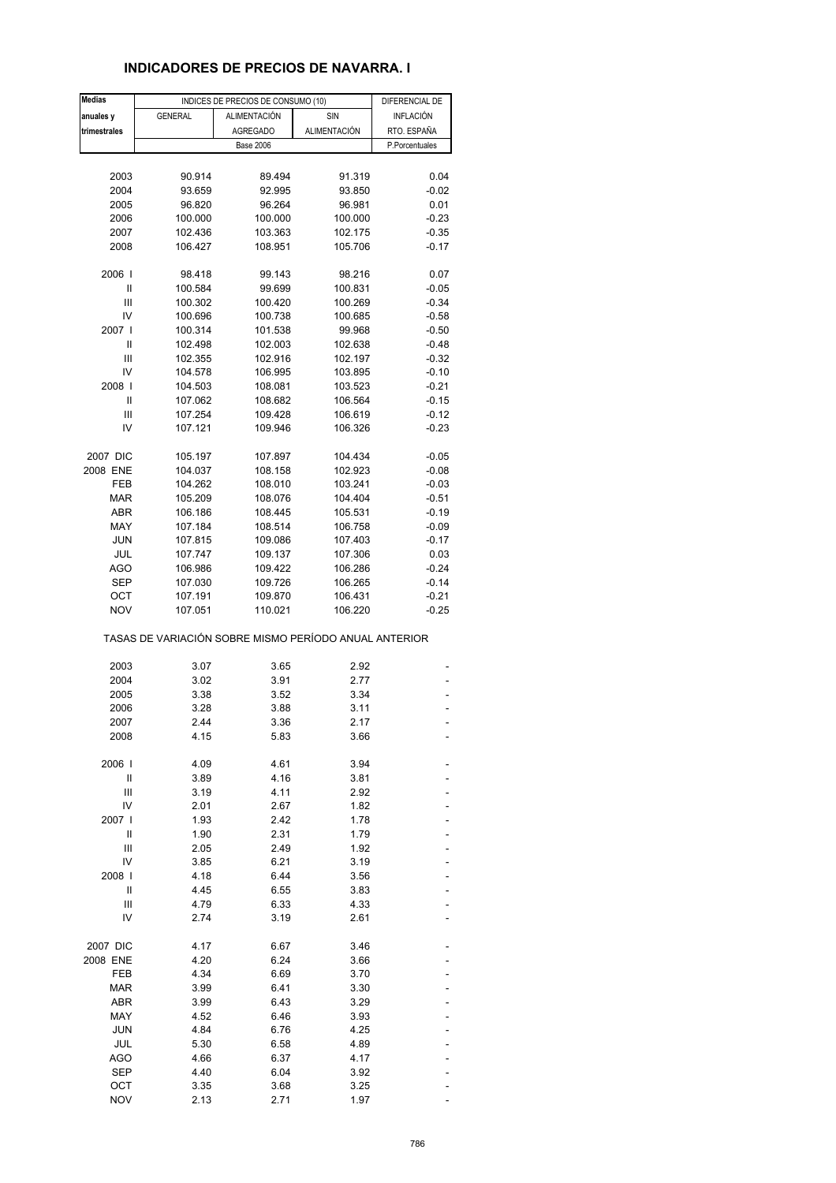## INDICADORES DE PRECIOS DE NAVARRA. I

| Medias anuales y trimestrales | INDICES DE PRECIOS DE CONSUMO (10) | | | DIFERENCIAL DE INFLACIÓN RTO. ESPAÑA |
|---|---|---|---|---|
| | GENERAL | ALIMENTACIÓN AGREGADO | SIN ALIMENTACIÓN | |
| | Base 2006 | | | P.Porcentuales |
| 2003 | 90.914 | 89.494 | 91.319 | 0.04 |
| 2004 | 93.659 | 92.995 | 93.850 | -0.02 |
| 2005 | 96.820 | 96.264 | 96.981 | 0.01 |
| 2006 | 100.000 | 100.000 | 100.000 | -0.23 |
| 2007 | 102.436 | 103.363 | 102.175 | -0.35 |
| 2008 | 106.427 | 108.951 | 105.706 | -0.17 |
| 2006 I | 98.418 | 99.143 | 98.216 | 0.07 |
| II | 100.584 | 99.699 | 100.831 | -0.05 |
| III | 100.302 | 100.420 | 100.269 | -0.34 |
| IV | 100.696 | 100.738 | 100.685 | -0.58 |
| 2007 I | 100.314 | 101.538 | 99.968 | -0.50 |
| II | 102.498 | 102.003 | 102.638 | -0.48 |
| III | 102.355 | 102.916 | 102.197 | -0.32 |
| IV | 104.578 | 106.995 | 103.895 | -0.10 |
| 2008 I | 104.503 | 108.081 | 103.523 | -0.21 |
| II | 107.062 | 108.682 | 106.564 | -0.15 |
| III | 107.254 | 109.428 | 106.619 | -0.12 |
| IV | 107.121 | 109.946 | 106.326 | -0.23 |
| 2007 DIC | 105.197 | 107.897 | 104.434 | -0.05 |
| 2008 ENE | 104.037 | 108.158 | 102.923 | -0.08 |
| FEB | 104.262 | 108.010 | 103.241 | -0.03 |
| MAR | 105.209 | 108.076 | 104.404 | -0.51 |
| ABR | 106.186 | 108.445 | 105.531 | -0.19 |
| MAY | 107.184 | 108.514 | 106.758 | -0.09 |
| JUN | 107.815 | 109.086 | 107.403 | -0.17 |
| JUL | 107.747 | 109.137 | 107.306 | 0.03 |
| AGO | 106.986 | 109.422 | 106.286 | -0.24 |
| SEP | 107.030 | 109.726 | 106.265 | -0.14 |
| OCT | 107.191 | 109.870 | 106.431 | -0.21 |
| NOV | 107.051 | 110.021 | 106.220 | -0.25 |
| **TASAS DE VARIACIÓN SOBRE MISMO PERÍODO ANUAL ANTERIOR** | | | | |
| 2003 | 3.07 | 3.65 | 2.92 | - |
| 2004 | 3.02 | 3.91 | 2.77 | - |
| 2005 | 3.38 | 3.52 | 3.34 | - |
| 2006 | 3.28 | 3.88 | 3.11 | - |
| 2007 | 2.44 | 3.36 | 2.17 | - |
| 2008 | 4.15 | 5.83 | 3.66 | - |
| 2006 I | 4.09 | 4.61 | 3.94 | - |
| II | 3.89 | 4.16 | 3.81 | - |
| III | 3.19 | 4.11 | 2.92 | - |
| IV | 2.01 | 2.67 | 1.82 | - |
| 2007 I | 1.93 | 2.42 | 1.78 | - |
| II | 1.90 | 2.31 | 1.79 | - |
| III | 2.05 | 2.49 | 1.92 | - |
| IV | 3.85 | 6.21 | 3.19 | - |
| 2008 I | 4.18 | 6.44 | 3.56 | - |
| II | 4.45 | 6.55 | 3.83 | - |
| III | 4.79 | 6.33 | 4.33 | - |
| IV | 2.74 | 3.19 | 2.61 | - |
| 2007 DIC | 4.17 | 6.67 | 3.46 | - |
| 2008 ENE | 4.20 | 6.24 | 3.66 | - |
| FEB | 4.34 | 6.69 | 3.70 | - |
| MAR | 3.99 | 6.41 | 3.30 | - |
| ABR | 3.99 | 6.43 | 3.29 | - |
| MAY | 4.52 | 6.46 | 3.93 | - |
| JUN | 4.84 | 6.76 | 4.25 | - |
| JUL | 5.30 | 6.58 | 4.89 | - |
| AGO | 4.66 | 6.37 | 4.17 | - |
| SEP | 4.40 | 6.04 | 3.92 | - |
| OCT | 3.35 | 3.68 | 3.25 | - |
| NOV | 2.13 | 2.71 | 1.97 | - |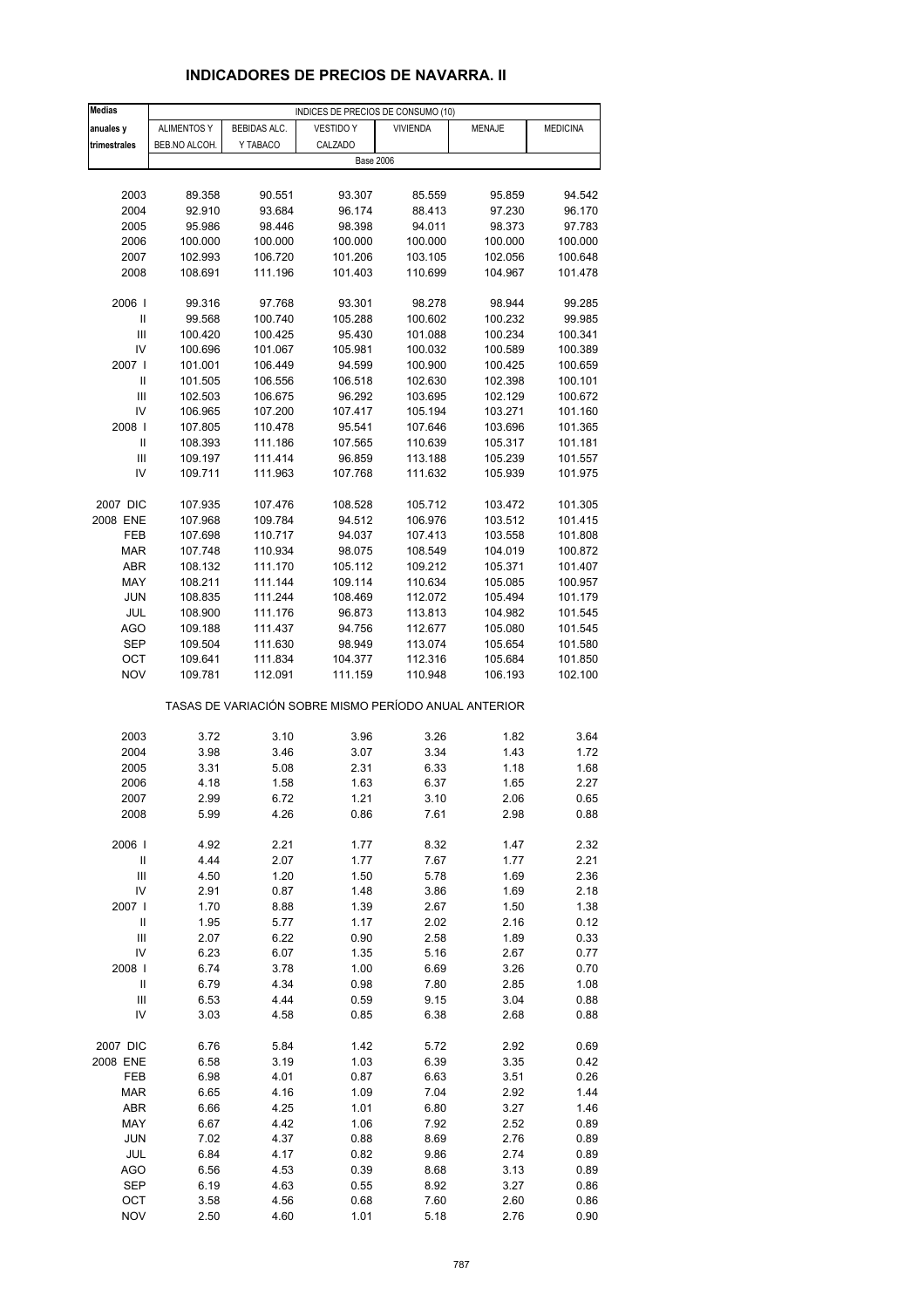## INDICADORES DE PRECIOS DE NAVARRA. II

| Medias anuales y trimestrales | INDICES DE PRECIOS DE CONSUMO (10) | | | | | |
|---|---|---|---|---|---|---|
| | ALIMENTOS Y BEB.NO ALCOH. | BEBIDAS ALC. Y TABACO | VESTIDO Y CALZADO | VIVIENDA | MENAJE | MEDICINA |
| | Base 2006 | | | | | |
| 2003 | 89.358 | 90.551 | 93.307 | 85.559 | 95.859 | 94.542 |
| 2004 | 92.910 | 93.684 | 96.174 | 88.413 | 97.230 | 96.170 |
| 2005 | 95.986 | 98.446 | 98.398 | 94.011 | 98.373 | 97.783 |
| 2006 | 100.000 | 100.000 | 100.000 | 100.000 | 100.000 | 100.000 |
| 2007 | 102.993 | 106.720 | 101.206 | 103.105 | 102.056 | 100.648 |
| 2008 | 108.691 | 111.196 | 101.403 | 110.699 | 104.967 | 101.478 |
| 2006 I | 99.316 | 97.768 | 93.301 | 98.278 | 98.944 | 99.285 |
| II | 99.568 | 100.740 | 105.288 | 100.602 | 100.232 | 99.985 |
| III | 100.420 | 100.425 | 95.430 | 101.088 | 100.234 | 100.341 |
| IV | 100.696 | 101.067 | 105.981 | 100.032 | 100.589 | 100.389 |
| 2007 I | 101.001 | 106.449 | 94.599 | 100.900 | 100.425 | 100.659 |
| II | 101.505 | 106.556 | 106.518 | 102.630 | 102.398 | 100.101 |
| III | 102.503 | 106.675 | 96.292 | 103.695 | 102.129 | 100.672 |
| IV | 106.965 | 107.200 | 107.417 | 105.194 | 103.271 | 101.160 |
| 2008 I | 107.805 | 110.478 | 95.541 | 107.646 | 103.696 | 101.365 |
| II | 108.393 | 111.186 | 107.565 | 110.639 | 105.317 | 101.181 |
| III | 109.197 | 111.414 | 96.859 | 113.188 | 105.239 | 101.557 |
| IV | 109.711 | 111.963 | 107.768 | 111.632 | 105.939 | 101.975 |
| 2007 DIC | 107.935 | 107.476 | 108.528 | 105.712 | 103.472 | 101.305 |
| 2008 ENE | 107.968 | 109.784 | 94.512 | 106.976 | 103.512 | 101.415 |
| FEB | 107.698 | 110.717 | 94.037 | 107.413 | 103.558 | 101.808 |
| MAR | 107.748 | 110.934 | 98.075 | 108.549 | 104.019 | 100.872 |
| ABR | 108.132 | 111.170 | 105.112 | 109.212 | 105.371 | 101.407 |
| MAY | 108.211 | 111.144 | 109.114 | 110.634 | 105.085 | 100.957 |
| JUN | 108.835 | 111.244 | 108.469 | 112.072 | 105.494 | 101.179 |
| JUL | 108.900 | 111.176 | 96.873 | 113.813 | 104.982 | 101.545 |
| AGO | 109.188 | 111.437 | 94.756 | 112.677 | 105.080 | 101.545 |
| SEP | 109.504 | 111.630 | 98.949 | 113.074 | 105.654 | 101.580 |
| OCT | 109.641 | 111.834 | 104.377 | 112.316 | 105.684 | 101.850 |
| NOV | 109.781 | 112.091 | 111.159 | 110.948 | 106.193 | 102.100 |
| | TASAS DE VARIACIÓN SOBRE MISMO PERÍODO ANUAL ANTERIOR | | | | | |
| 2003 | 3.72 | 3.10 | 3.96 | 3.26 | 1.82 | 3.64 |
| 2004 | 3.98 | 3.46 | 3.07 | 3.34 | 1.43 | 1.72 |
| 2005 | 3.31 | 5.08 | 2.31 | 6.33 | 1.18 | 1.68 |
| 2006 | 4.18 | 1.58 | 1.63 | 6.37 | 1.65 | 2.27 |
| 2007 | 2.99 | 6.72 | 1.21 | 3.10 | 2.06 | 0.65 |
| 2008 | 5.99 | 4.26 | 0.86 | 7.61 | 2.98 | 0.88 |
| 2006 I | 4.92 | 2.21 | 1.77 | 8.32 | 1.47 | 2.32 |
| II | 4.44 | 2.07 | 1.77 | 7.67 | 1.77 | 2.21 |
| III | 4.50 | 1.20 | 1.50 | 5.78 | 1.69 | 2.36 |
| IV | 2.91 | 0.87 | 1.48 | 3.86 | 1.69 | 2.18 |
| 2007 I | 1.70 | 8.88 | 1.39 | 2.67 | 1.50 | 1.38 |
| II | 1.95 | 5.77 | 1.17 | 2.02 | 2.16 | 0.12 |
| III | 2.07 | 6.22 | 0.90 | 2.58 | 1.89 | 0.33 |
| IV | 6.23 | 6.07 | 1.35 | 5.16 | 2.67 | 0.77 |
| 2008 I | 6.74 | 3.78 | 1.00 | 6.69 | 3.26 | 0.70 |
| II | 6.79 | 4.34 | 0.98 | 7.80 | 2.85 | 1.08 |
| III | 6.53 | 4.44 | 0.59 | 9.15 | 3.04 | 0.88 |
| IV | 3.03 | 4.58 | 0.85 | 6.38 | 2.68 | 0.88 |
| 2007 DIC | 6.76 | 5.84 | 1.42 | 5.72 | 2.92 | 0.69 |
| 2008 ENE | 6.58 | 3.19 | 1.03 | 6.39 | 3.35 | 0.42 |
| FEB | 6.98 | 4.01 | 0.87 | 6.63 | 3.51 | 0.26 |
| MAR | 6.65 | 4.16 | 1.09 | 7.04 | 2.92 | 1.44 |
| ABR | 6.66 | 4.25 | 1.01 | 6.80 | 3.27 | 1.46 |
| MAY | 6.67 | 4.42 | 1.06 | 7.92 | 2.52 | 0.89 |
| JUN | 7.02 | 4.37 | 0.88 | 8.69 | 2.76 | 0.89 |
| JUL | 6.84 | 4.17 | 0.82 | 9.86 | 2.74 | 0.89 |
| AGO | 6.56 | 4.53 | 0.39 | 8.68 | 3.13 | 0.89 |
| SEP | 6.19 | 4.63 | 0.55 | 8.92 | 3.27 | 0.86 |
| OCT | 3.58 | 4.56 | 0.68 | 7.60 | 2.60 | 0.86 |
| NOV | 2.50 | 4.60 | 1.01 | 5.18 | 2.76 | 0.90 |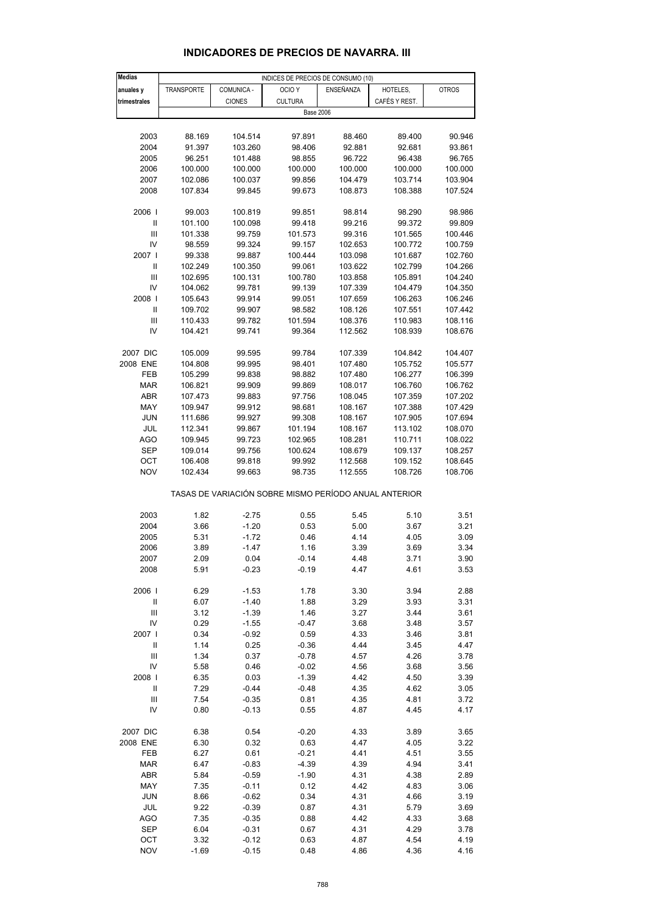## INDICADORES DE PRECIOS DE NAVARRA. III

| Medias anuales y trimestrales | INDICES DE PRECIOS DE CONSUMO (10) | | | | | |
|---|---|---|---|---|---|---|
| | TRANSPORTE | COMUNICA - CIONES | OCIO Y CULTURA | ENSEÑANZA | HOTELES, CAFÉS Y REST. | OTROS |
| | Base 2006 | | | | | |
| 2003 | 88.169 | 104.514 | 97.891 | 88.460 | 89.400 | 90.946 |
| 2004 | 91.397 | 103.260 | 98.406 | 92.881 | 92.681 | 93.861 |
| 2005 | 96.251 | 101.488 | 98.855 | 96.722 | 96.438 | 96.765 |
| 2006 | 100.000 | 100.000 | 100.000 | 100.000 | 100.000 | 100.000 |
| 2007 | 102.086 | 100.037 | 99.856 | 104.479 | 103.714 | 103.904 |
| 2008 | 107.834 | 99.845 | 99.673 | 108.873 | 108.388 | 107.524 |
| 2006 I | 99.003 | 100.819 | 99.851 | 98.814 | 98.290 | 98.986 |
| II | 101.100 | 100.098 | 99.418 | 99.216 | 99.372 | 99.809 |
| III | 101.338 | 99.759 | 101.573 | 99.316 | 101.565 | 100.446 |
| IV | 98.559 | 99.324 | 99.157 | 102.653 | 100.772 | 100.759 |
| 2007 I | 99.338 | 99.887 | 100.444 | 103.098 | 101.687 | 102.760 |
| II | 102.249 | 100.350 | 99.061 | 103.622 | 102.799 | 104.266 |
| III | 102.695 | 100.131 | 100.780 | 103.858 | 105.891 | 104.240 |
| IV | 104.062 | 99.781 | 99.139 | 107.339 | 104.479 | 104.350 |
| 2008 I | 105.643 | 99.914 | 99.051 | 107.659 | 106.263 | 106.246 |
| II | 109.702 | 99.907 | 98.582 | 108.126 | 107.551 | 107.442 |
| III | 110.433 | 99.782 | 101.594 | 108.376 | 110.983 | 108.116 |
| IV | 104.421 | 99.741 | 99.364 | 112.562 | 108.939 | 108.676 |
| 2007 DIC | 105.009 | 99.595 | 99.784 | 107.339 | 104.842 | 104.407 |
| 2008 ENE | 104.808 | 99.995 | 98.401 | 107.480 | 105.752 | 105.577 |
| FEB | 105.299 | 99.838 | 98.882 | 107.480 | 106.277 | 106.399 |
| MAR | 106.821 | 99.909 | 99.869 | 108.017 | 106.760 | 106.762 |
| ABR | 107.473 | 99.883 | 97.756 | 108.045 | 107.359 | 107.202 |
| MAY | 109.947 | 99.912 | 98.681 | 108.167 | 107.388 | 107.429 |
| JUN | 111.686 | 99.927 | 99.308 | 108.167 | 107.905 | 107.694 |
| JUL | 112.341 | 99.867 | 101.194 | 108.167 | 113.102 | 108.070 |
| AGO | 109.945 | 99.723 | 102.965 | 108.281 | 110.711 | 108.022 |
| SEP | 109.014 | 99.756 | 100.624 | 108.679 | 109.137 | 108.257 |
| OCT | 106.408 | 99.818 | 99.992 | 112.568 | 109.152 | 108.645 |
| NOV | 102.434 | 99.663 | 98.735 | 112.555 | 108.726 | 108.706 |
| | TASAS DE VARIACIÓN SOBRE MISMO PERÍODO ANUAL ANTERIOR | | | | | |
| 2003 | 1.82 | -2.75 | 0.55 | 5.45 | 5.10 | 3.51 |
| 2004 | 3.66 | -1.20 | 0.53 | 5.00 | 3.67 | 3.21 |
| 2005 | 5.31 | -1.72 | 0.46 | 4.14 | 4.05 | 3.09 |
| 2006 | 3.89 | -1.47 | 1.16 | 3.39 | 3.69 | 3.34 |
| 2007 | 2.09 | 0.04 | -0.14 | 4.48 | 3.71 | 3.90 |
| 2008 | 5.91 | -0.23 | -0.19 | 4.47 | 4.61 | 3.53 |
| 2006 I | 6.29 | -1.53 | 1.78 | 3.30 | 3.94 | 2.88 |
| II | 6.07 | -1.40 | 1.88 | 3.29 | 3.93 | 3.31 |
| III | 3.12 | -1.39 | 1.46 | 3.27 | 3.44 | 3.61 |
| IV | 0.29 | -1.55 | -0.47 | 3.68 | 3.48 | 3.57 |
| 2007 I | 0.34 | -0.92 | 0.59 | 4.33 | 3.46 | 3.81 |
| II | 1.14 | 0.25 | -0.36 | 4.44 | 3.45 | 4.47 |
| III | 1.34 | 0.37 | -0.78 | 4.57 | 4.26 | 3.78 |
| IV | 5.58 | 0.46 | -0.02 | 4.56 | 3.68 | 3.56 |
| 2008 I | 6.35 | 0.03 | -1.39 | 4.42 | 4.50 | 3.39 |
| II | 7.29 | -0.44 | -0.48 | 4.35 | 4.62 | 3.05 |
| III | 7.54 | -0.35 | 0.81 | 4.35 | 4.81 | 3.72 |
| IV | 0.80 | -0.13 | 0.55 | 4.87 | 4.45 | 4.17 |
| 2007 DIC | 6.38 | 0.54 | -0.20 | 4.33 | 3.89 | 3.65 |
| 2008 ENE | 6.30 | 0.32 | 0.63 | 4.47 | 4.05 | 3.22 |
| FEB | 6.27 | 0.61 | -0.21 | 4.41 | 4.51 | 3.55 |
| MAR | 6.47 | -0.83 | -4.39 | 4.39 | 4.94 | 3.41 |
| ABR | 5.84 | -0.59 | -1.90 | 4.31 | 4.38 | 2.89 |
| MAY | 7.35 | -0.11 | 0.12 | 4.42 | 4.83 | 3.06 |
| JUN | 8.66 | -0.62 | 0.34 | 4.31 | 4.66 | 3.19 |
| JUL | 9.22 | -0.39 | 0.87 | 4.31 | 5.79 | 3.69 |
| AGO | 7.35 | -0.35 | 0.88 | 4.42 | 4.33 | 3.68 |
| SEP | 6.04 | -0.31 | 0.67 | 4.31 | 4.29 | 3.78 |
| OCT | 3.32 | -0.12 | 0.63 | 4.87 | 4.54 | 4.19 |
| NOV | -1.69 | -0.15 | 0.48 | 4.86 | 4.36 | 4.16 |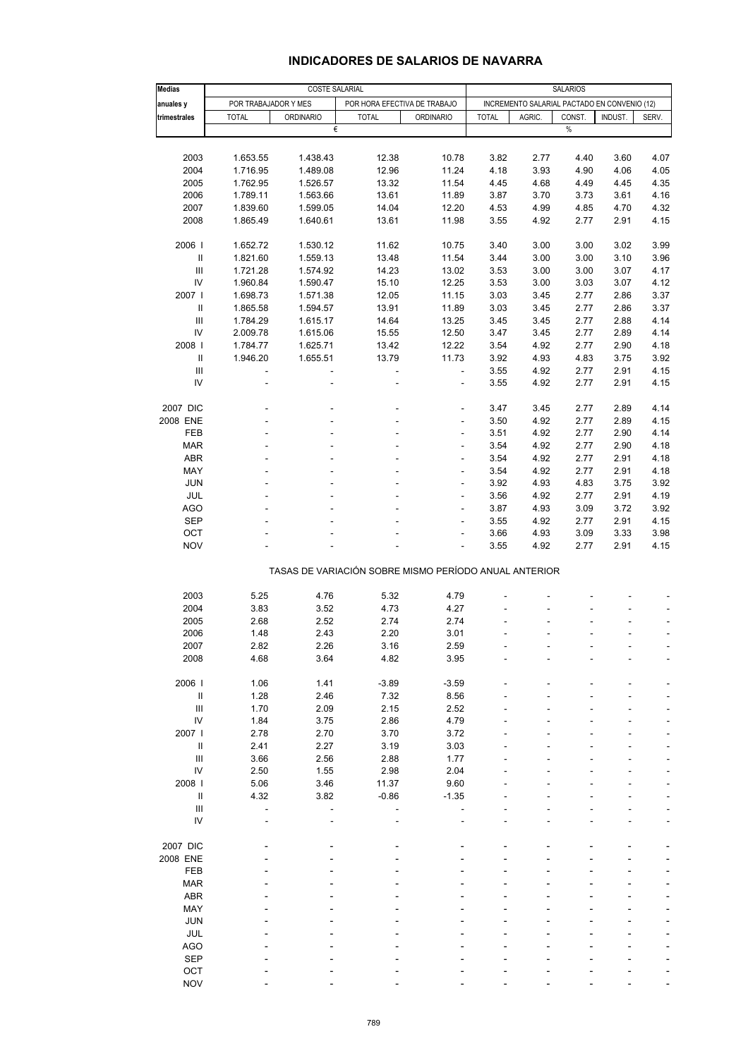# INDICADORES DE SALARIOS DE NAVARRA

| Medias anuales y trimestrales | COSTE SALARIAL | | | | SALARIOS | | | | |
|---|---|---|---|---|---|---|---|---|---|
| | POR TRABAJADOR Y MES | | POR HORA EFECTIVA DE TRABAJO | | INCREMENTO SALARIAL PACTADO EN CONVENIO (12) | | | | |
| | TOTAL | ORDINARIO | TOTAL | ORDINARIO | TOTAL | AGRIC. | CONST. | INDUST. | SERV. |
| | € | | | | % | | | | |
| 2003 | 1.653.55 | 1.438.43 | 12.38 | 10.78 | 3.82 | 2.77 | 4.40 | 3.60 | 4.07 |
| 2004 | 1.716.95 | 1.489.08 | 12.96 | 11.24 | 4.18 | 3.93 | 4.90 | 4.06 | 4.05 |
| 2005 | 1.762.95 | 1.526.57 | 13.32 | 11.54 | 4.45 | 4.68 | 4.49 | 4.45 | 4.35 |
| 2006 | 1.789.11 | 1.563.66 | 13.61 | 11.89 | 3.87 | 3.70 | 3.73 | 3.61 | 4.16 |
| 2007 | 1.839.60 | 1.599.05 | 14.04 | 12.20 | 4.53 | 4.99 | 4.85 | 4.70 | 4.32 |
| 2008 | 1.865.49 | 1.640.61 | 13.61 | 11.98 | 3.55 | 4.92 | 2.77 | 2.91 | 4.15 |
| 2006 I | 1.652.72 | 1.530.12 | 11.62 | 10.75 | 3.40 | 3.00 | 3.00 | 3.02 | 3.99 |
| II | 1.821.60 | 1.559.13 | 13.48 | 11.54 | 3.44 | 3.00 | 3.00 | 3.10 | 3.96 |
| III | 1.721.28 | 1.574.92 | 14.23 | 13.02 | 3.53 | 3.00 | 3.00 | 3.07 | 4.17 |
| IV | 1.960.84 | 1.590.47 | 15.10 | 12.25 | 3.53 | 3.00 | 3.03 | 3.07 | 4.12 |
| 2007 I | 1.698.73 | 1.571.38 | 12.05 | 11.15 | 3.03 | 3.45 | 2.77 | 2.86 | 3.37 |
| II | 1.865.58 | 1.594.57 | 13.91 | 11.89 | 3.03 | 3.45 | 2.77 | 2.86 | 3.37 |
| III | 1.784.29 | 1.615.17 | 14.64 | 13.25 | 3.45 | 3.45 | 2.77 | 2.88 | 4.14 |
| IV | 2.009.78 | 1.615.06 | 15.55 | 12.50 | 3.47 | 3.45 | 2.77 | 2.89 | 4.14 |
| 2008 I | 1.784.77 | 1.625.71 | 13.42 | 12.22 | 3.54 | 4.92 | 2.77 | 2.90 | 4.18 |
| II | 1.946.20 | 1.655.51 | 13.79 | 11.73 | 3.92 | 4.93 | 4.83 | 3.75 | 3.92 |
| III | - | - | - | - | 3.55 | 4.92 | 2.77 | 2.91 | 4.15 |
| IV | - | - | - | - | 3.55 | 4.92 | 2.77 | 2.91 | 4.15 |
| 2007 DIC | - | - | - | - | 3.47 | 3.45 | 2.77 | 2.89 | 4.14 |
| 2008 ENE | - | - | - | - | 3.50 | 4.92 | 2.77 | 2.89 | 4.15 |
| FEB | - | - | - | - | 3.51 | 4.92 | 2.77 | 2.90 | 4.14 |
| MAR | - | - | - | - | 3.54 | 4.92 | 2.77 | 2.90 | 4.18 |
| ABR | - | - | - | - | 3.54 | 4.92 | 2.77 | 2.91 | 4.18 |
| MAY | - | - | - | - | 3.54 | 4.92 | 2.77 | 2.91 | 4.18 |
| JUN | - | - | - | - | 3.92 | 4.93 | 4.83 | 3.75 | 3.92 |
| JUL | - | - | - | - | 3.56 | 4.92 | 2.77 | 2.91 | 4.19 |
| AGO | - | - | - | - | 3.87 | 4.93 | 3.09 | 3.72 | 3.92 |
| SEP | - | - | - | - | 3.55 | 4.92 | 2.77 | 2.91 | 4.15 |
| OCT | - | - | - | - | 3.66 | 4.93 | 3.09 | 3.33 | 3.98 |
| NOV | - | - | - | - | 3.55 | 4.92 | 2.77 | 2.91 | 4.15 |
| **TASAS DE VARIACIÓN SOBRE MISMO PERÍODO ANUAL ANTERIOR** | | | | | | | | | |
| 2003 | 5.25 | 4.76 | 5.32 | 4.79 | - | - | - | - | - |
| 2004 | 3.83 | 3.52 | 4.73 | 4.27 | - | - | - | - | - |
| 2005 | 2.68 | 2.52 | 2.74 | 2.74 | - | - | - | - | - |
| 2006 | 1.48 | 2.43 | 2.20 | 3.01 | - | - | - | - | - |
| 2007 | 2.82 | 2.26 | 3.16 | 2.59 | - | - | - | - | - |
| 2008 | 4.68 | 3.64 | 4.82 | 3.95 | - | - | - | - | - |
| 2006 I | 1.06 | 1.41 | -3.89 | -3.59 | - | - | - | - | - |
| II | 1.28 | 2.46 | 7.32 | 8.56 | - | - | - | - | - |
| III | 1.70 | 2.09 | 2.15 | 2.52 | - | - | - | - | - |
| IV | 1.84 | 3.75 | 2.86 | 4.79 | - | - | - | - | - |
| 2007 I | 2.78 | 2.70 | 3.70 | 3.72 | - | - | - | - | - |
| II | 2.41 | 2.27 | 3.19 | 3.03 | - | - | - | - | - |
| III | 3.66 | 2.56 | 2.88 | 1.77 | - | - | - | - | - |
| IV | 2.50 | 1.55 | 2.98 | 2.04 | - | - | - | - | - |
| 2008 I | 5.06 | 3.46 | 11.37 | 9.60 | - | - | - | - | - |
| II | 4.32 | 3.82 | -0.86 | -1.35 | - | - | - | - | - |
| III | - | - | - | - | - | - | - | - | - |
| IV | - | - | - | - | - | - | - | - | - |
| 2007 DIC | - | - | - | - | - | - | - | - | - |
| 2008 ENE | - | - | - | - | - | - | - | - | - |
| FEB | - | - | - | - | - | - | - | - | - |
| MAR | - | - | - | - | - | - | - | - | - |
| ABR | - | - | - | - | - | - | - | - | - |
| MAY | - | - | - | - | - | - | - | - | - |
| JUN | - | - | - | - | - | - | - | - | - |
| JUL | - | - | - | - | - | - | - | - | - |
| AGO | - | - | - | - | - | - | - | - | - |
| SEP | - | - | - | - | - | - | - | - | - |
| OCT | - | - | - | - | - | - | - | - | - |
| NOV | - | - | - | - | - | - | - | - | - |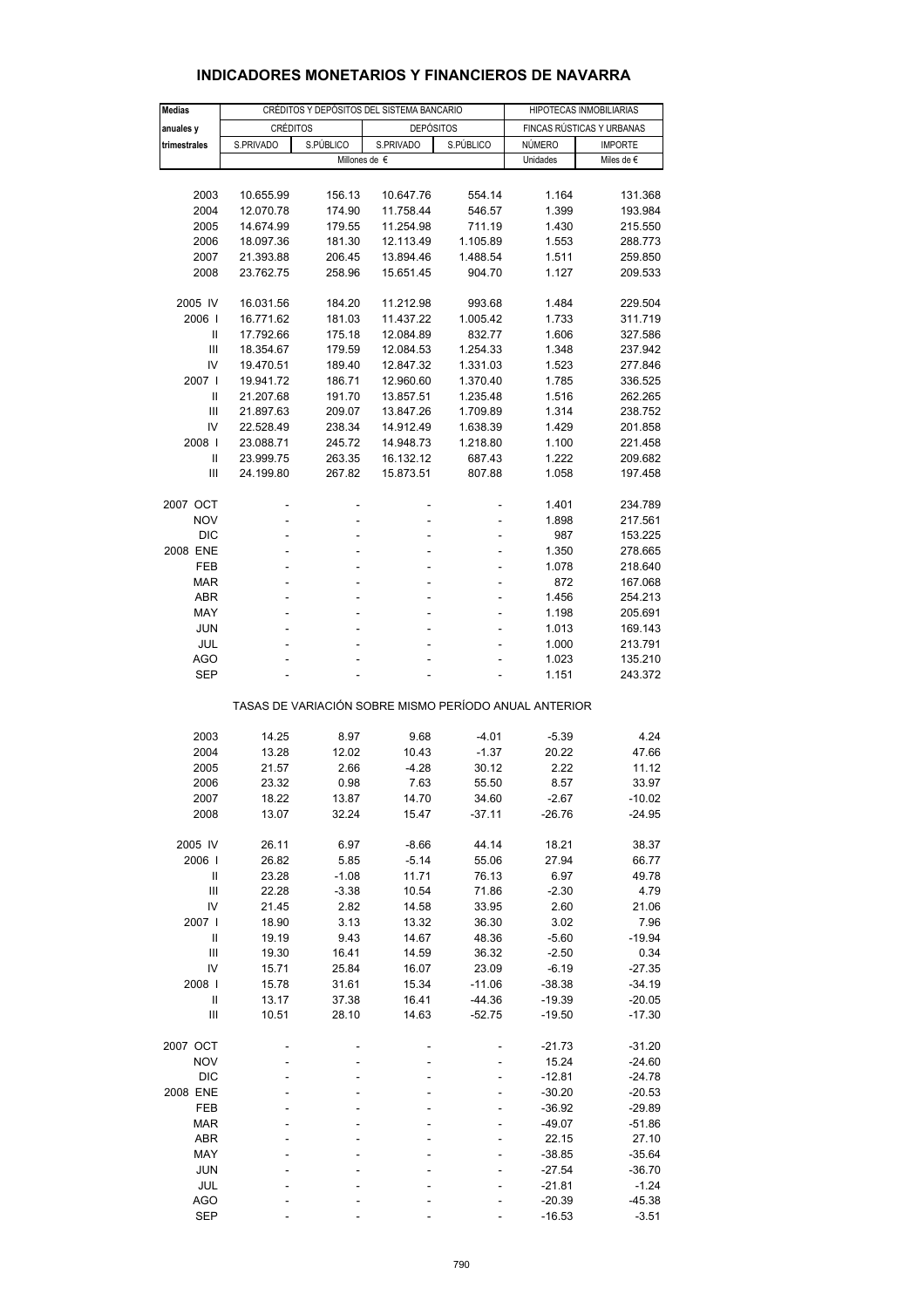## INDICADORES MONETARIOS Y FINANCIEROS DE NAVARRA

| Medias anuales y trimestrales | CRÉDITOS Y DEPÓSITOS DEL SISTEMA BANCARIO | | | | HIPOTECAS INMOBILIARIAS | |
|---|---|---|---|---|---|---|
| | CRÉDITOS | | DEPÓSITOS | | FINCAS RÚSTICAS Y URBANAS | |
| | S.PRIVADO | S.PÚBLICO | S.PRIVADO | S.PÚBLICO | NÚMERO | IMPORTE |
| | Millones de € | | | | Unidades | Miles de € |
| 2003 | 10.655.99 | 156.13 | 10.647.76 | 554.14 | 1.164 | 131.368 |
| 2004 | 12.070.78 | 174.90 | 11.758.44 | 546.57 | 1.399 | 193.984 |
| 2005 | 14.674.99 | 179.55 | 11.254.98 | 711.19 | 1.430 | 215.550 |
| 2006 | 18.097.36 | 181.30 | 12.113.49 | 1.105.89 | 1.553 | 288.773 |
| 2007 | 21.393.88 | 206.45 | 13.894.46 | 1.488.54 | 1.511 | 259.850 |
| 2008 | 23.762.75 | 258.96 | 15.651.45 | 904.70 | 1.127 | 209.533 |
| 2005 IV | 16.031.56 | 184.20 | 11.212.98 | 993.68 | 1.484 | 229.504 |
| 2006 I | 16.771.62 | 181.03 | 11.437.22 | 1.005.42 | 1.733 | 311.719 |
| II | 17.792.66 | 175.18 | 12.084.89 | 832.77 | 1.606 | 327.586 |
| III | 18.354.67 | 179.59 | 12.084.53 | 1.254.33 | 1.348 | 237.942 |
| IV | 19.470.51 | 189.40 | 12.847.32 | 1.331.03 | 1.523 | 277.846 |
| 2007 I | 19.941.72 | 186.71 | 12.960.60 | 1.370.40 | 1.785 | 336.525 |
| II | 21.207.68 | 191.70 | 13.857.51 | 1.235.48 | 1.516 | 262.265 |
| III | 21.897.63 | 209.07 | 13.847.26 | 1.709.89 | 1.314 | 238.752 |
| IV | 22.528.49 | 238.34 | 14.912.49 | 1.638.39 | 1.429 | 201.858 |
| 2008 I | 23.088.71 | 245.72 | 14.948.73 | 1.218.80 | 1.100 | 221.458 |
| II | 23.999.75 | 263.35 | 16.132.12 | 687.43 | 1.222 | 209.682 |
| III | 24.199.80 | 267.82 | 15.873.51 | 807.88 | 1.058 | 197.458 |
| 2007 OCT | - | - | - | - | 1.401 | 234.789 |
| NOV | - | - | - | - | 1.898 | 217.561 |
| DIC | - | - | - | - | 987 | 153.225 |
| 2008 ENE | - | - | - | - | 1.350 | 278.665 |
| FEB | - | - | - | - | 1.078 | 218.640 |
| MAR | - | - | - | - | 872 | 167.068 |
| ABR | - | - | - | - | 1.456 | 254.213 |
| MAY | - | - | - | - | 1.198 | 205.691 |
| JUN | - | - | - | - | 1.013 | 169.143 |
| JUL | - | - | - | - | 1.000 | 213.791 |
| AGO | - | - | - | - | 1.023 | 135.210 |
| SEP | - | - | - | - | 1.151 | 243.372 |
| | TASAS DE VARIACIÓN SOBRE MISMO PERÍODO ANUAL ANTERIOR | | | | | |
| 2003 | 14.25 | 8.97 | 9.68 | -4.01 | -5.39 | 4.24 |
| 2004 | 13.28 | 12.02 | 10.43 | -1.37 | 20.22 | 47.66 |
| 2005 | 21.57 | 2.66 | -4.28 | 30.12 | 2.22 | 11.12 |
| 2006 | 23.32 | 0.98 | 7.63 | 55.50 | 8.57 | 33.97 |
| 2007 | 18.22 | 13.87 | 14.70 | 34.60 | -2.67 | -10.02 |
| 2008 | 13.07 | 32.24 | 15.47 | -37.11 | -26.76 | -24.95 |
| 2005 IV | 26.11 | 6.97 | -8.66 | 44.14 | 18.21 | 38.37 |
| 2006 I | 26.82 | 5.85 | -5.14 | 55.06 | 27.94 | 66.77 |
| II | 23.28 | -1.08 | 11.71 | 76.13 | 6.97 | 49.78 |
| III | 22.28 | -3.38 | 10.54 | 71.86 | -2.30 | 4.79 |
| IV | 21.45 | 2.82 | 14.58 | 33.95 | 2.60 | 21.06 |
| 2007 I | 18.90 | 3.13 | 13.32 | 36.30 | 3.02 | 7.96 |
| II | 19.19 | 9.43 | 14.67 | 48.36 | -5.60 | -19.94 |
| III | 19.30 | 16.41 | 14.59 | 36.32 | -2.50 | 0.34 |
| IV | 15.71 | 25.84 | 16.07 | 23.09 | -6.19 | -27.35 |
| 2008 I | 15.78 | 31.61 | 15.34 | -11.06 | -38.38 | -34.19 |
| II | 13.17 | 37.38 | 16.41 | -44.36 | -19.39 | -20.05 |
| III | 10.51 | 28.10 | 14.63 | -52.75 | -19.50 | -17.30 |
| 2007 OCT | - | - | - | - | -21.73 | -31.20 |
| NOV | - | - | - | - | 15.24 | -24.60 |
| DIC | - | - | - | - | -12.81 | -24.78 |
| 2008 ENE | - | - | - | - | -30.20 | -20.53 |
| FEB | - | - | - | - | -36.92 | -29.89 |
| MAR | - | - | - | - | -49.07 | -51.86 |
| ABR | - | - | - | - | 22.15 | 27.10 |
| MAY | - | - | - | - | -38.85 | -35.64 |
| JUN | - | - | - | - | -27.54 | -36.70 |
| JUL | - | - | - | - | -21.81 | -1.24 |
| AGO | - | - | - | - | -20.39 | -45.38 |
| SEP | - | - | - | - | -16.53 | -3.51 |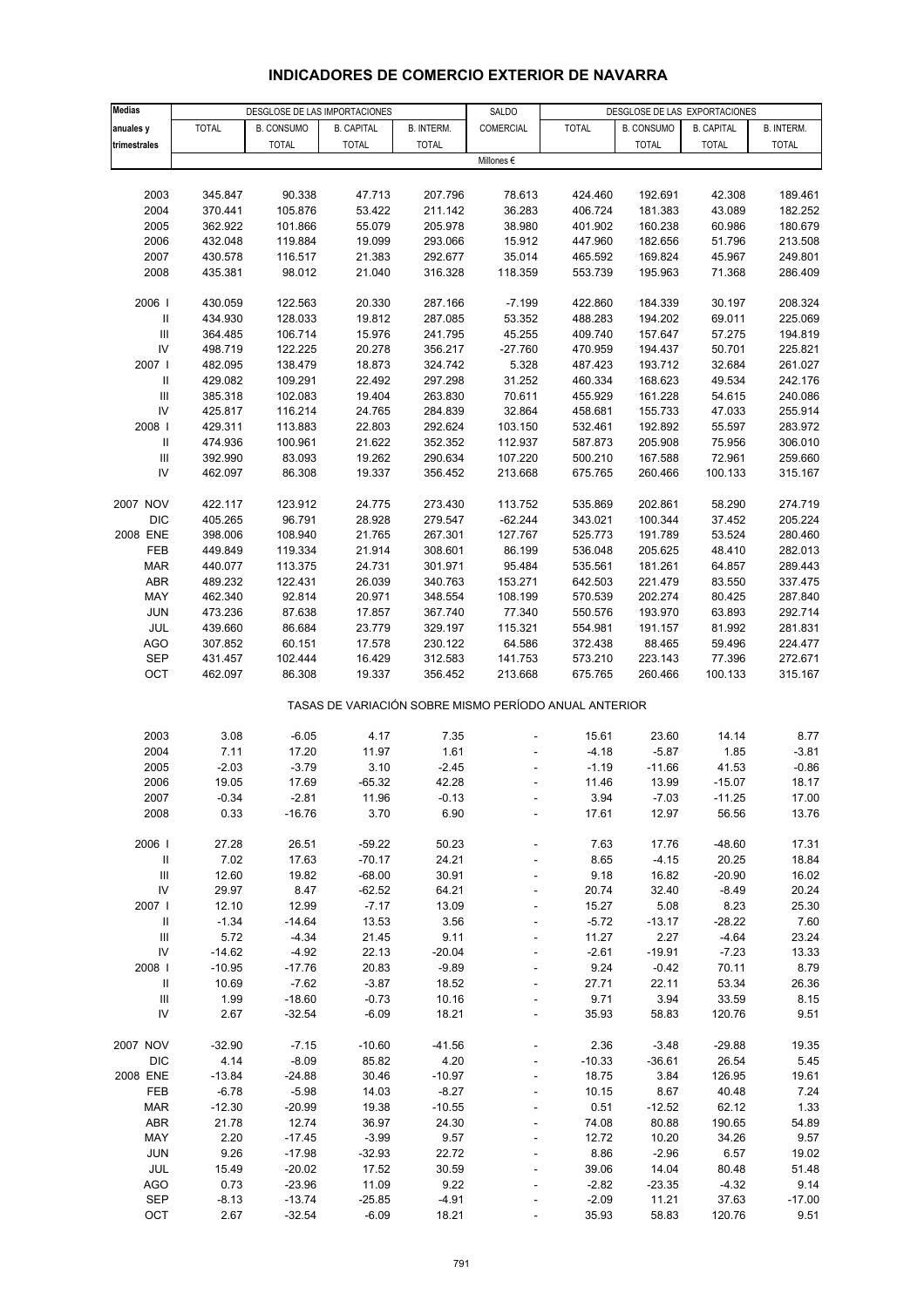# INDICADORES DE COMERCIO EXTERIOR DE NAVARRA

| Medias anuales y trimestrales | DESGLOSE DE LAS IMPORTACIONES | | | | SALDO | DESGLOSE DE LAS EXPORTACIONES | | | |
|---|---|---|---|---|---|---|---|---|---|
| | TOTAL | B. CONSUMO TOTAL | B. CAPITAL TOTAL | B. INTERM. TOTAL | COMERCIAL | TOTAL | B. CONSUMO TOTAL | B. CAPITAL TOTAL | B. INTERM. TOTAL |
| | | | | | Millones € | | | | |
| 2003 | 345.847 | 90.338 | 47.713 | 207.796 | 78.613 | 424.460 | 192.691 | 42.308 | 189.461 |
| 2004 | 370.441 | 105.876 | 53.422 | 211.142 | 36.283 | 406.724 | 181.383 | 43.089 | 182.252 |
| 2005 | 362.922 | 101.866 | 55.079 | 205.978 | 38.980 | 401.902 | 160.238 | 60.986 | 180.679 |
| 2006 | 432.048 | 119.884 | 19.099 | 293.066 | 15.912 | 447.960 | 182.656 | 51.796 | 213.508 |
| 2007 | 430.578 | 116.517 | 21.383 | 292.677 | 35.014 | 465.592 | 169.824 | 45.967 | 249.801 |
| 2008 | 435.381 | 98.012 | 21.040 | 316.328 | 118.359 | 553.739 | 195.963 | 71.368 | 286.409 |
| 2006 I | 430.059 | 122.563 | 20.330 | 287.166 | -7.199 | 422.860 | 184.339 | 30.197 | 208.324 |
| II | 434.930 | 128.033 | 19.812 | 287.085 | 53.352 | 488.283 | 194.202 | 69.011 | 225.069 |
| III | 364.485 | 106.714 | 15.976 | 241.795 | 45.255 | 409.740 | 157.647 | 57.275 | 194.819 |
| IV | 498.719 | 122.225 | 20.278 | 356.217 | -27.760 | 470.959 | 194.437 | 50.701 | 225.821 |
| 2007 I | 482.095 | 138.479 | 18.873 | 324.742 | 5.328 | 487.423 | 193.712 | 32.684 | 261.027 |
| II | 429.082 | 109.291 | 22.492 | 297.298 | 31.252 | 460.334 | 168.623 | 49.534 | 242.176 |
| III | 385.318 | 102.083 | 19.404 | 263.830 | 70.611 | 455.929 | 161.228 | 54.615 | 240.086 |
| IV | 425.817 | 116.214 | 24.765 | 284.839 | 32.864 | 458.681 | 155.733 | 47.033 | 255.914 |
| 2008 I | 429.311 | 113.883 | 22.803 | 292.624 | 103.150 | 532.461 | 192.892 | 55.597 | 283.972 |
| II | 474.936 | 100.961 | 21.622 | 352.352 | 112.937 | 587.873 | 205.908 | 75.956 | 306.010 |
| III | 392.990 | 83.093 | 19.262 | 290.634 | 107.220 | 500.210 | 167.588 | 72.961 | 259.660 |
| IV | 462.097 | 86.308 | 19.337 | 356.452 | 213.668 | 675.765 | 260.466 | 100.133 | 315.167 |
| 2007 NOV | 422.117 | 123.912 | 24.775 | 273.430 | 113.752 | 535.869 | 202.861 | 58.290 | 274.719 |
| DIC | 405.265 | 96.791 | 28.928 | 279.547 | -62.244 | 343.021 | 100.344 | 37.452 | 205.224 |
| 2008 ENE | 398.006 | 108.940 | 21.765 | 267.301 | 127.767 | 525.773 | 191.789 | 53.524 | 280.460 |
| FEB | 449.849 | 119.334 | 21.914 | 308.601 | 86.199 | 536.048 | 205.625 | 48.410 | 282.013 |
| MAR | 440.077 | 113.375 | 24.731 | 301.971 | 95.484 | 535.561 | 181.261 | 64.857 | 289.443 |
| ABR | 489.232 | 122.431 | 26.039 | 340.763 | 153.271 | 642.503 | 221.479 | 83.550 | 337.475 |
| MAY | 462.340 | 92.814 | 20.971 | 348.554 | 108.199 | 570.539 | 202.274 | 80.425 | 287.840 |
| JUN | 473.236 | 87.638 | 17.857 | 367.740 | 77.340 | 550.576 | 193.970 | 63.893 | 292.714 |
| JUL | 439.660 | 86.684 | 23.779 | 329.197 | 115.321 | 554.981 | 191.157 | 81.992 | 281.831 |
| AGO | 307.852 | 60.151 | 17.578 | 230.122 | 64.586 | 372.438 | 88.465 | 59.496 | 224.477 |
| SEP | 431.457 | 102.444 | 16.429 | 312.583 | 141.753 | 573.210 | 223.143 | 77.396 | 272.671 |
| OCT | 462.097 | 86.308 | 19.337 | 356.452 | 213.668 | 675.765 | 260.466 | 100.133 | 315.167 |
| TASAS DE VARIACIÓN SOBRE MISMO PERÍODO ANUAL ANTERIOR | | | | | | | | | |
| 2003 | 3.08 | -6.05 | 4.17 | 7.35 | - | 15.61 | 23.60 | 14.14 | 8.77 |
| 2004 | 7.11 | 17.20 | 11.97 | 1.61 | - | -4.18 | -5.87 | 1.85 | -3.81 |
| 2005 | -2.03 | -3.79 | 3.10 | -2.45 | - | -1.19 | -11.66 | 41.53 | -0.86 |
| 2006 | 19.05 | 17.69 | -65.32 | 42.28 | - | 11.46 | 13.99 | -15.07 | 18.17 |
| 2007 | -0.34 | -2.81 | 11.96 | -0.13 | - | 3.94 | -7.03 | -11.25 | 17.00 |
| 2008 | 0.33 | -16.76 | 3.70 | 6.90 | - | 17.61 | 12.97 | 56.56 | 13.76 |
| 2006 I | 27.28 | 26.51 | -59.22 | 50.23 | - | 7.63 | 17.76 | -48.60 | 17.31 |
| II | 7.02 | 17.63 | -70.17 | 24.21 | - | 8.65 | -4.15 | 20.25 | 18.84 |
| III | 12.60 | 19.82 | -68.00 | 30.91 | - | 9.18 | 16.82 | -20.90 | 16.02 |
| IV | 29.97 | 8.47 | -62.52 | 64.21 | - | 20.74 | 32.40 | -8.49 | 20.24 |
| 2007 I | 12.10 | 12.99 | -7.17 | 13.09 | - | 15.27 | 5.08 | 8.23 | 25.30 |
| II | -1.34 | -14.64 | 13.53 | 3.56 | - | -5.72 | -13.17 | -28.22 | 7.60 |
| III | 5.72 | -4.34 | 21.45 | 9.11 | - | 11.27 | 2.27 | -4.64 | 23.24 |
| IV | -14.62 | -4.92 | 22.13 | -20.04 | - | -2.61 | -19.91 | -7.23 | 13.33 |
| 2008 I | -10.95 | -17.76 | 20.83 | -9.89 | - | 9.24 | -0.42 | 70.11 | 8.79 |
| II | 10.69 | -7.62 | -3.87 | 18.52 | - | 27.71 | 22.11 | 53.34 | 26.36 |
| III | 1.99 | -18.60 | -0.73 | 10.16 | - | 9.71 | 3.94 | 33.59 | 8.15 |
| IV | 2.67 | -32.54 | -6.09 | 18.21 | - | 35.93 | 58.83 | 120.76 | 9.51 |
| 2007 NOV | -32.90 | -7.15 | -10.60 | -41.56 | - | 2.36 | -3.48 | -29.88 | 19.35 |
| DIC | 4.14 | -8.09 | 85.82 | 4.20 | - | -10.33 | -36.61 | 26.54 | 5.45 |
| 2008 ENE | -13.84 | -24.88 | 30.46 | -10.97 | - | 18.75 | 3.84 | 126.95 | 19.61 |
| FEB | -6.78 | -5.98 | 14.03 | -8.27 | - | 10.15 | 8.67 | 40.48 | 7.24 |
| MAR | -12.30 | -20.99 | 19.38 | -10.55 | - | 0.51 | -12.52 | 62.12 | 1.33 |
| ABR | 21.78 | 12.74 | 36.97 | 24.30 | - | 74.08 | 80.88 | 190.65 | 54.89 |
| MAY | 2.20 | -17.45 | -3.99 | 9.57 | - | 12.72 | 10.20 | 34.26 | 9.57 |
| JUN | 9.26 | -17.98 | -32.93 | 22.72 | - | 8.86 | -2.96 | 6.57 | 19.02 |
| JUL | 15.49 | -20.02 | 17.52 | 30.59 | - | 39.06 | 14.04 | 80.48 | 51.48 |
| AGO | 0.73 | -23.96 | 11.09 | 9.22 | - | -2.82 | -23.35 | -4.32 | 9.14 |
| SEP | -8.13 | -13.74 | -25.85 | -4.91 | - | -2.09 | 11.21 | 37.63 | -17.00 |
| OCT | 2.67 | -32.54 | -6.09 | 18.21 | - | 35.93 | 58.83 | 120.76 | 9.51 |